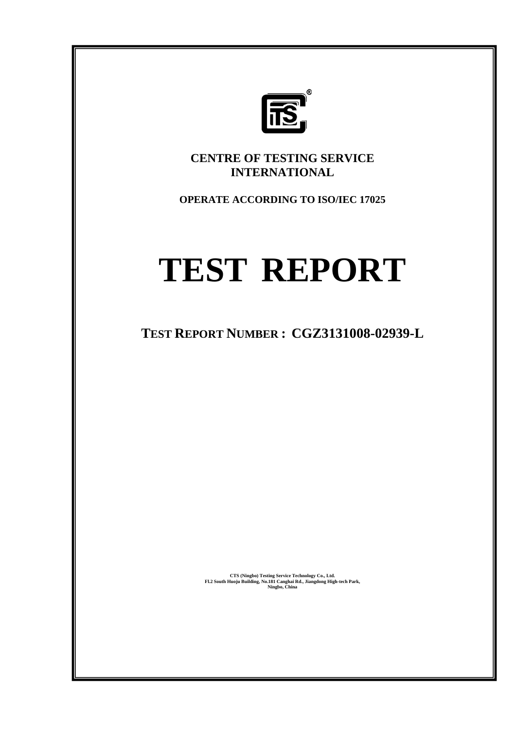**CENTRE OF TESTING SERVICE INTERNATIONAL**

**OPERATE ACCORDING TO ISO/IEC 17025**

# TEST REPORT

## TEST REPORT NUMBER : CGZ3131008-02939-L

**CTS (Ningbo) Testing Service Technology Co., Ltd.**
**Fl.2 South Huoju Building, No.181 Canghai Rd., Jiangdong High-tech Park, Ningbo, China**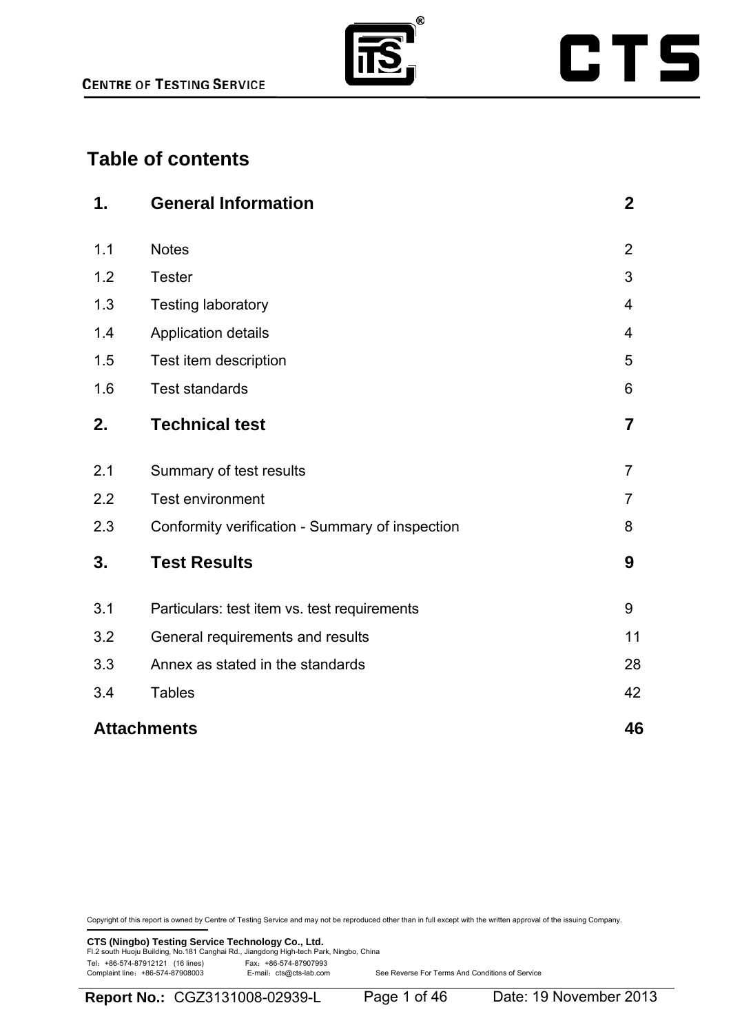# Table of contents

| | | |
|---|---|---|
| **1.** | **General Information** | **2** |
| 1.1 | Notes | 2 |
| 1.2 | Tester | 3 |
| 1.3 | Testing laboratory | 4 |
| 1.4 | Application details | 4 |
| 1.5 | Test item description | 5 |
| 1.6 | Test standards | 6 |
| **2.** | **Technical test** | **7** |
| 2.1 | Summary of test results | 7 |
| 2.2 | Test environment | 7 |
| 2.3 | Conformity verification - Summary of inspection | 8 |
| **3.** | **Test Results** | **9** |
| 3.1 | Particulars: test item vs. test requirements | 9 |
| 3.2 | General requirements and results | 11 |
| 3.3 | Annex as stated in the standards | 28 |
| 3.4 | Tables | 42 |
| **Attachments** | | **46** |

Copyright of this report is owned by Centre of Testing Service and may not be reproduced other than in full except with the written approval of the issuing Company.

**CTS (Ningbo) Testing Service Technology Co., Ltd.**
Fl.2 south Huoju Building, No.181 Canghai Rd., Jiangdong High-tech Park, Ningbo, China
Tel：+86-574-87912121 (16 lines) Fax：+86-574-87907993
Complaint line：+86-574-87908003 E-mail：cts@cts-lab.com See Reverse For Terms And Conditions of Service

**Report No.:** CGZ3131008-02939-L Date: 19 November 2013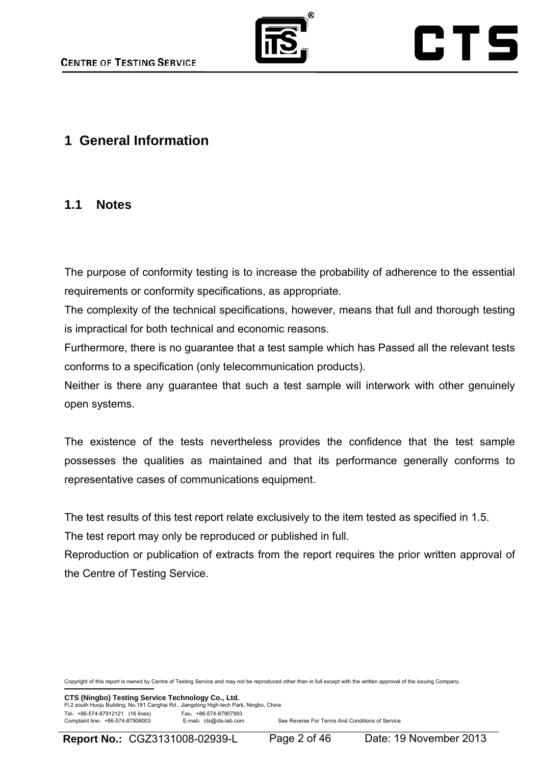# 1 General Information

## 1.1 Notes

The purpose of conformity testing is to increase the probability of adherence to the essential requirements or conformity specifications, as appropriate.
The complexity of the technical specifications, however, means that full and thorough testing is impractical for both technical and economic reasons.
Furthermore, there is no guarantee that a test sample which has Passed all the relevant tests conforms to a specification (only telecommunication products).
Neither is there any guarantee that such a test sample will interwork with other genuinely open systems.

The existence of the tests nevertheless provides the confidence that the test sample possesses the qualities as maintained and that its performance generally conforms to representative cases of communications equipment.

The test results of this test report relate exclusively to the item tested as specified in 1.5.
The test report may only be reproduced or published in full.
Reproduction or publication of extracts from the report requires the prior written approval of the Centre of Testing Service.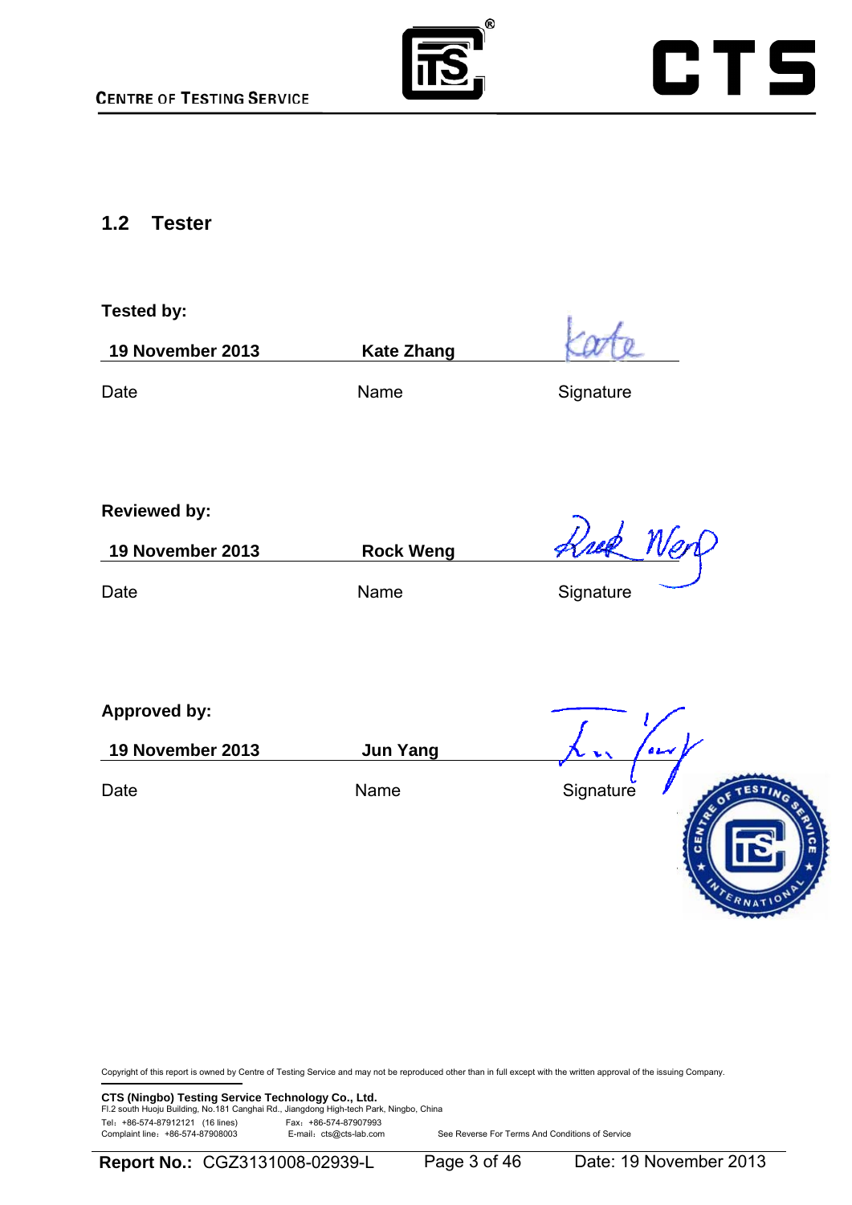## 1.2 Tester

**Tested by:**

| **19 November 2013** | **Kate Zhang** | |
|---|---|---|
| Date | Name | Signature |

**Reviewed by:**

| **19 November 2013** | **Rock Weng** | |
|---|---|---|
| Date | Name | Signature |

**Approved by:**

| **19 November 2013** | **Jun Yang** | |
|---|---|---|
| Date | Name | Signature |

Copyright of this report is owned by Centre of Testing Service and may not be reproduced other than in full except with the written approval of the issuing Company.

**CTS (Ningbo) Testing Service Technology Co., Ltd.**
Fl.2 south Huoju Building, No.181 Canghai Rd., Jiangdong High-tech Park, Ningbo, China
Tel：+86-574-87912121 (16 lines) Fax：+86-574-87907993
Complaint line：+86-574-87908003 E-mail：cts@cts-lab.com See Reverse For Terms And Conditions of Service

**Report No.:** CGZ3131008-02939-L Date: 19 November 2013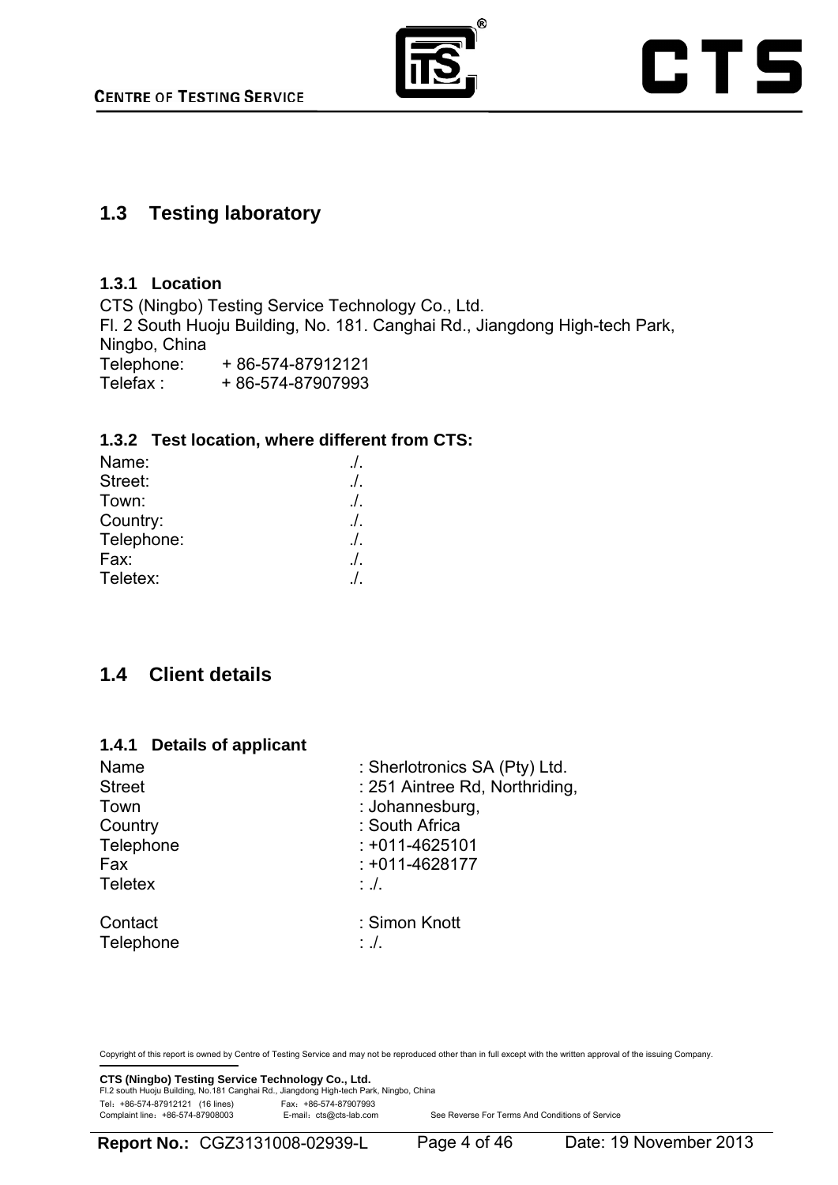## 1.3 Testing laboratory

### 1.3.1 Location

CTS (Ningbo) Testing Service Technology Co., Ltd.
Fl. 2 South Huoju Building, No. 181. Canghai Rd., Jiangdong High-tech Park, Ningbo, China
Telephone: + 86-574-87912121
Telefax : + 86-574-87907993

### 1.3.2 Test location, where different from CTS:

| | |
|---|---|
| Name: | ./. |
| Street: | ./. |
| Town: | ./. |
| Country: | ./. |
| Telephone: | ./. |
| Fax: | ./. |
| Teletex: | ./. |

## 1.4 Client details

### 1.4.1 Details of applicant

| | |
|---|---|
| Name | : Sherlotronics SA (Pty) Ltd. |
| Street | : 251 Aintree Rd, Northriding, |
| Town | : Johannesburg, |
| Country | : South Africa |
| Telephone | : +011-4625101 |
| Fax | : +011-4628177 |
| Teletex | : ./. |
| Contact | : Simon Knott |
| Telephone | : ./. |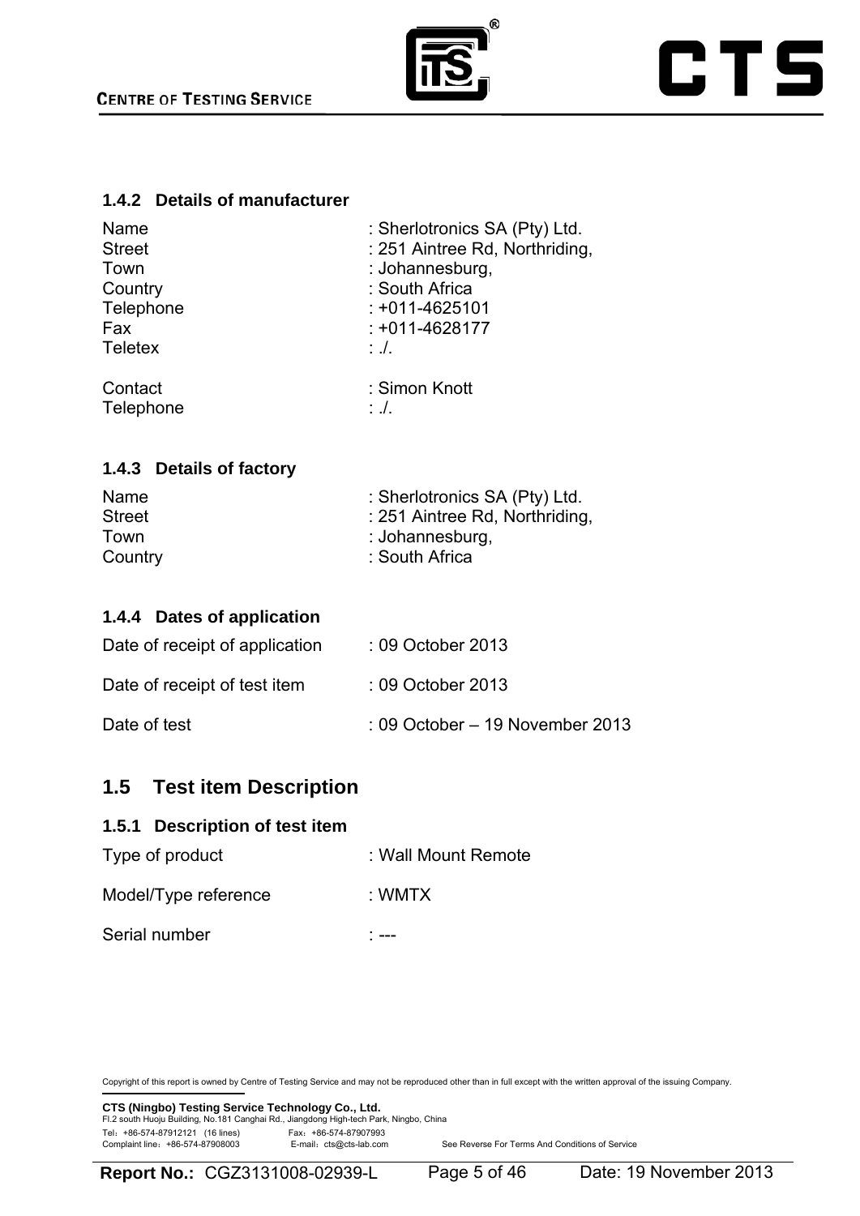### 1.4.2 Details of manufacturer

| | |
|---|---|
| Name | : Sherlotronics SA (Pty) Ltd. |
| Street | : 251 Aintree Rd, Northriding, |
| Town | : Johannesburg, |
| Country | : South Africa |
| Telephone | : +011-4625101 |
| Fax | : +011-4628177 |
| Teletex | : ./. |
| Contact | : Simon Knott |
| Telephone | : ./. |

### 1.4.3 Details of factory

| | |
|---|---|
| Name | : Sherlotronics SA (Pty) Ltd. |
| Street | : 251 Aintree Rd, Northriding, |
| Town | : Johannesburg, |
| Country | : South Africa |

### 1.4.4 Dates of application

| | |
|---|---|
| Date of receipt of application | : 09 October 2013 |
| Date of receipt of test item | : 09 October 2013 |
| Date of test | : 09 October – 19 November 2013 |

## 1.5 Test item Description

### 1.5.1 Description of test item

| | |
|---|---|
| Type of product | : Wall Mount Remote |
| Model/Type reference | : WMTX |
| Serial number | : --- |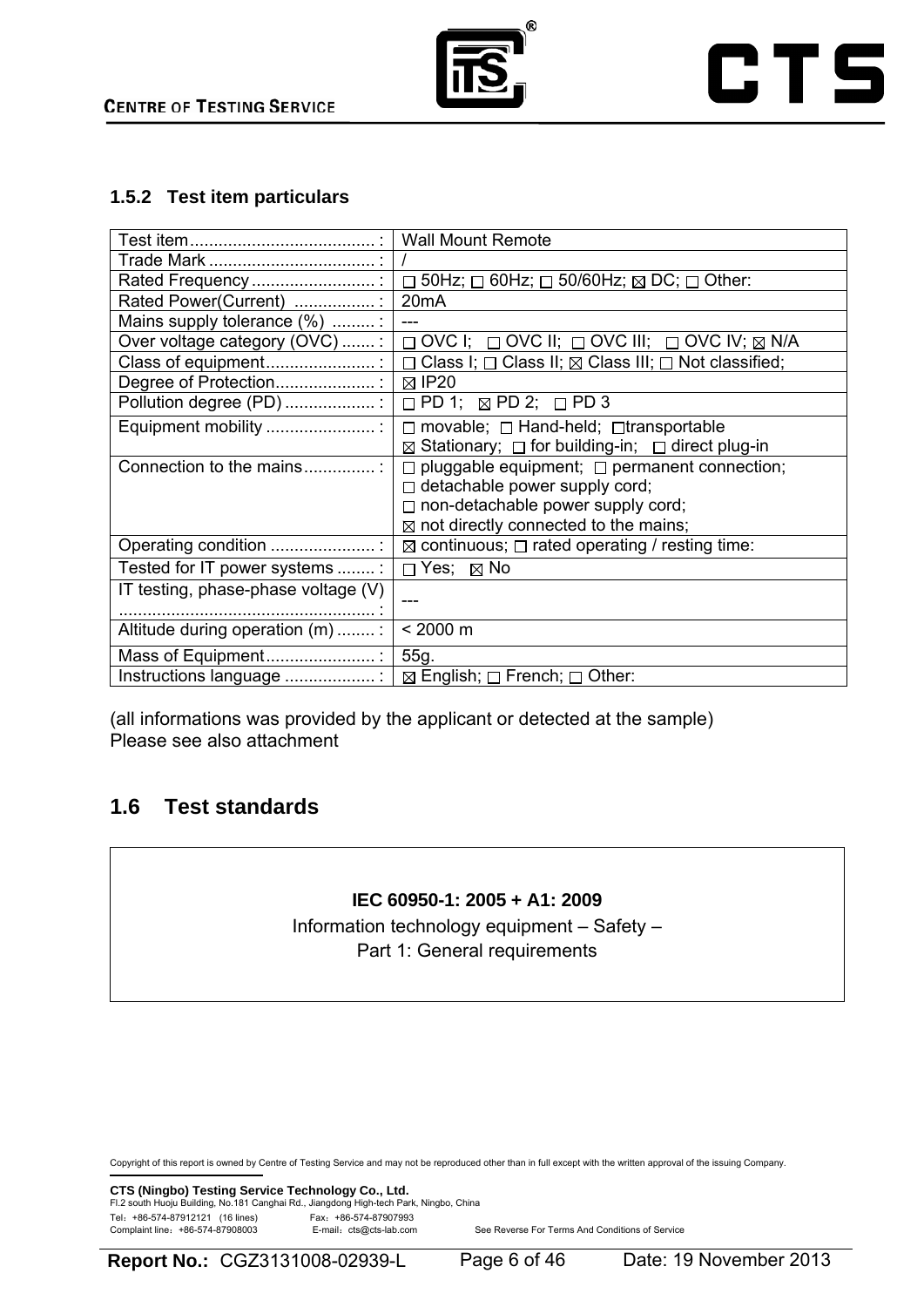### 1.5.2 Test item particulars

| Test item ....................................... : | Wall Mount Remote |
|---|---|
| Trade Mark ................................... : | / |
| Rated Frequency .......................... : | ☐ 50Hz; ☐ 60Hz; ☐ 50/60Hz; ☒ DC; ☐ Other: |
| Rated Power(Current) ................. : | 20mA |
| Mains supply tolerance (%) ......... : | --- |
| Over voltage category (OVC) ....... : | ☐ OVC I; ☐ OVC II; ☐ OVC III; ☐ OVC IV; ☒ N/A |
| Class of equipment....................... : | ☐ Class I; ☐ Class II; ☒ Class III; ☐ Not classified; |
| Degree of Protection..................... : | ☒ IP20 |
| Pollution degree (PD) ................... : | ☐ PD 1; ☒ PD 2; ☐ PD 3 |
| Equipment mobility ....................... : | ☐ movable; ☐ Hand-held; ☐transportable<br>☒ Stationary; ☐ for building-in; ☐ direct plug-in |
| Connection to the mains............... : | ☐ pluggable equipment; ☐ permanent connection;<br>☐ detachable power supply cord;<br>☐ non-detachable power supply cord;<br>☒ not directly connected to the mains; |
| Operating condition ...................... : | ☒ continuous; ☐ rated operating / resting time: |
| Tested for IT power systems ........ : | ☐ Yes; ☒ No |
| IT testing, phase-phase voltage (V) ...................................................... : | --- |
| Altitude during operation (m) ........ : | < 2000 m |
| Mass of Equipment....................... : | 55g. |
| Instructions language ................... : | ☒ English; ☐ French; ☐ Other: |

(all informations was provided by the applicant or detected at the sample)
Please see also attachment

## 1.6 Test standards

**IEC 60950-1: 2005 + A1: 2009**

Information technology equipment – Safety –
Part 1: General requirements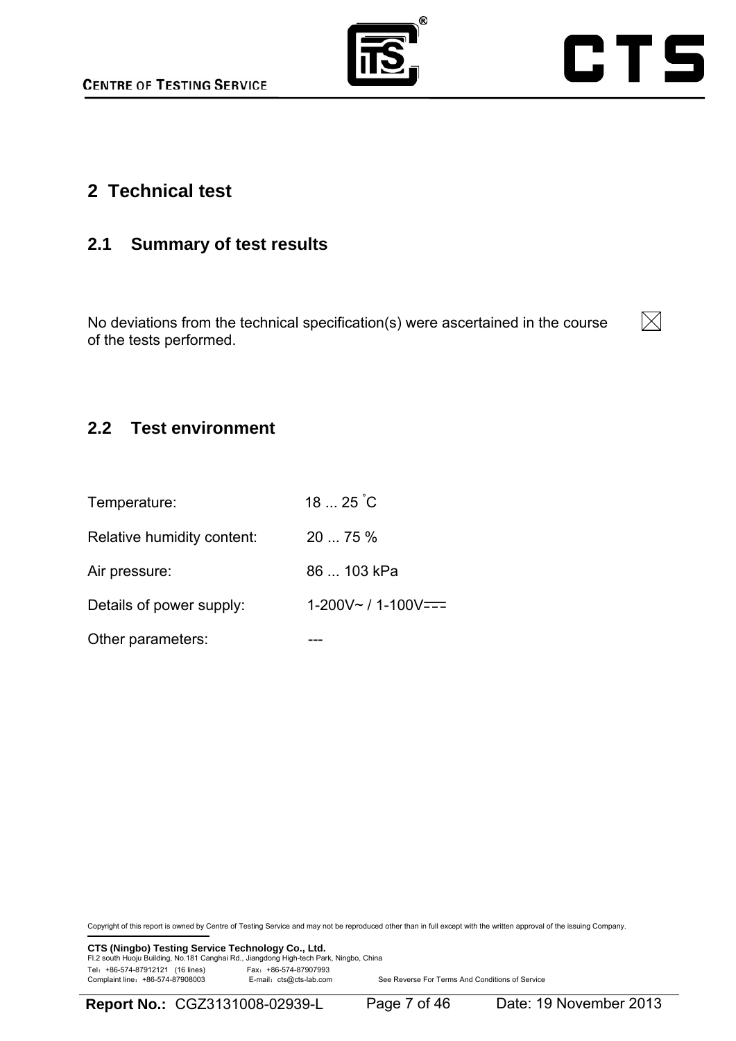# 2 Technical test

## 2.1 Summary of test results

No deviations from the technical specification(s) were ascertained in the course of the tests performed. ☒

## 2.2 Test environment

| | |
|---|---|
| Temperature: | 18 ... 25 °C |
| Relative humidity content: | 20 ... 75 % |
| Air pressure: | 86 ... 103 kPa |
| Details of power supply: | 1-200V~ / 1-100V⎓ |
| Other parameters: | --- |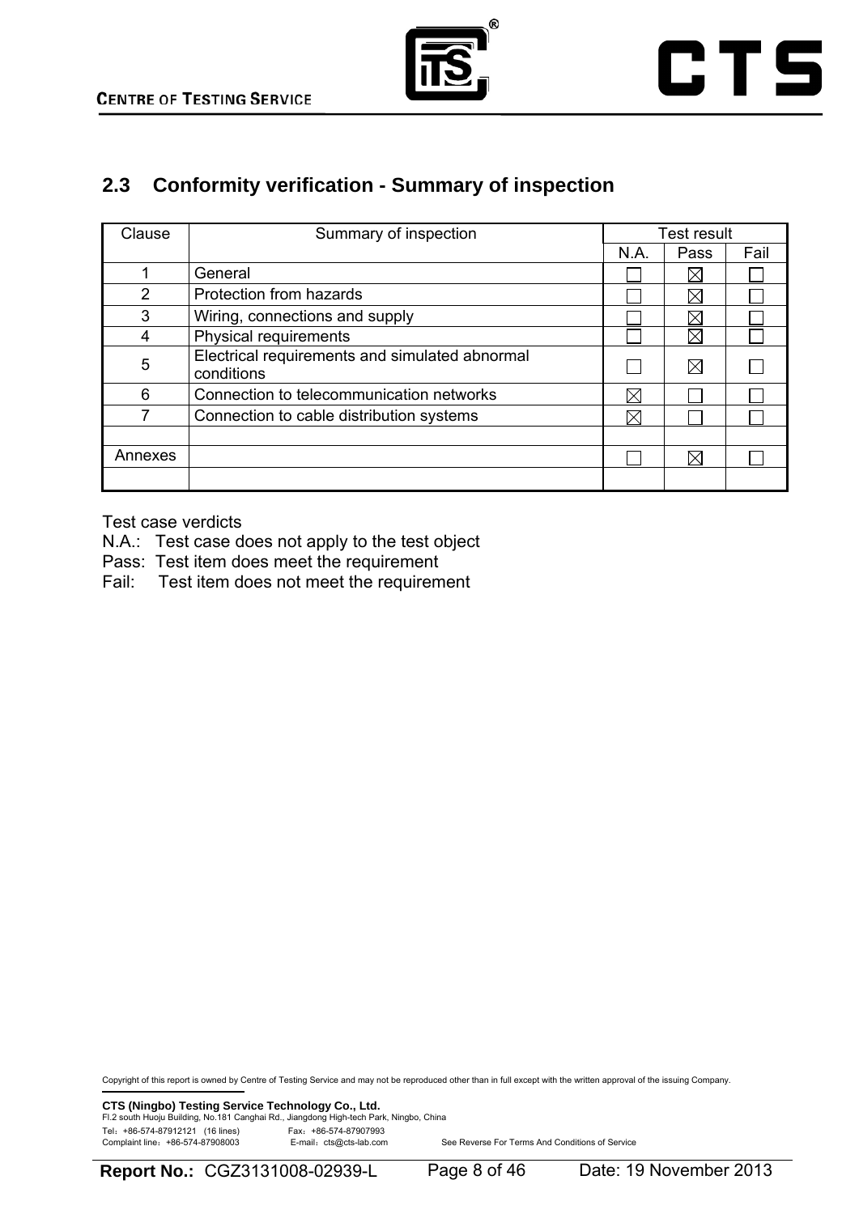## 2.3 Conformity verification - Summary of inspection

| Clause | Summary of inspection | Test result | | |
|---|---|---|---|---|
| | | N.A. | Pass | Fail |
| 1 | General | ☐ | ☒ | ☐ |
| 2 | Protection from hazards | ☐ | ☒ | ☐ |
| 3 | Wiring, connections and supply | ☐ | ☒ | ☐ |
| 4 | Physical requirements | ☐ | ☒ | ☐ |
| 5 | Electrical requirements and simulated abnormal conditions | ☐ | ☒ | ☐ |
| 6 | Connection to telecommunication networks | ☒ | ☐ | ☐ |
| 7 | Connection to cable distribution systems | ☒ | ☐ | ☐ |
| | | | | |
| Annexes | | ☐ | ☒ | ☐ |
| | | | | |

Test case verdicts

N.A.: Test case does not apply to the test object

Pass: Test item does meet the requirement

Fail: Test item does not meet the requirement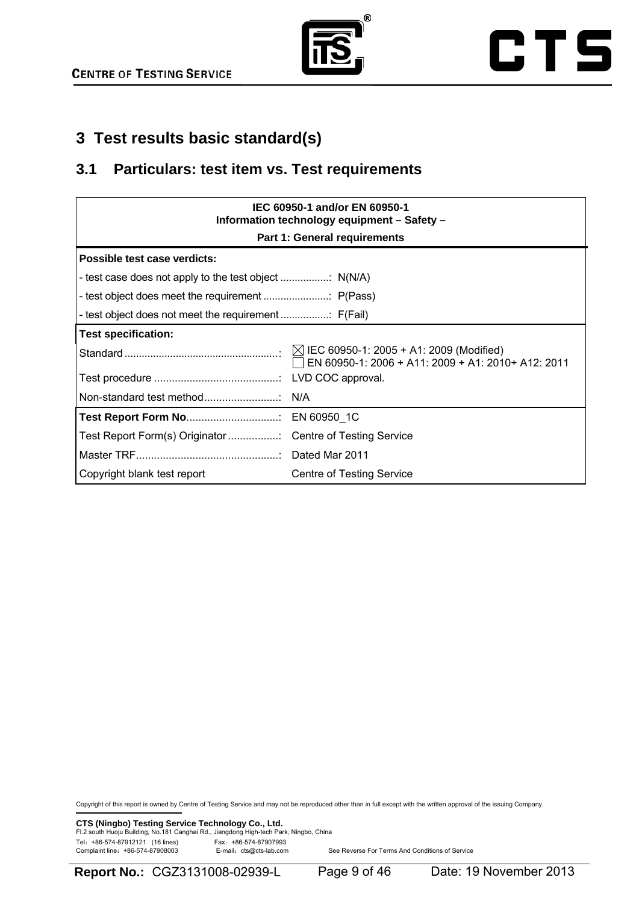## 3 Test results basic standard(s)

### 3.1 Particulars: test item vs. Test requirements

| IEC 60950-1 and/or EN 60950-1<br>Information technology equipment – Safety –<br>Part 1: General requirements | |
|---|---|
| **Possible test case verdicts:** | |
| - test case does not apply to the test object .................: | N(N/A) |
| - test object does meet the requirement .......................: | P(Pass) |
| - test object does not meet the requirement .................: | F(Fail) |
| **Test specification:** | |
| Standard .....................................................: | ☒ IEC 60950-1: 2005 + A1: 2009 (Modified)<br>☐ EN 60950-1: 2006 + A11: 2009 + A1: 2010+ A12: 2011 |
| Test procedure ...........................................: | LVD COC approval. |
| Non-standard test method.........................: | N/A |
| **Test Report Form No**...............................: | EN 60950_1C |
| Test Report Form(s) Originator .................: | Centre of Testing Service |
| Master TRF................................................: | Dated Mar 2011 |
| Copyright blank test report | Centre of Testing Service |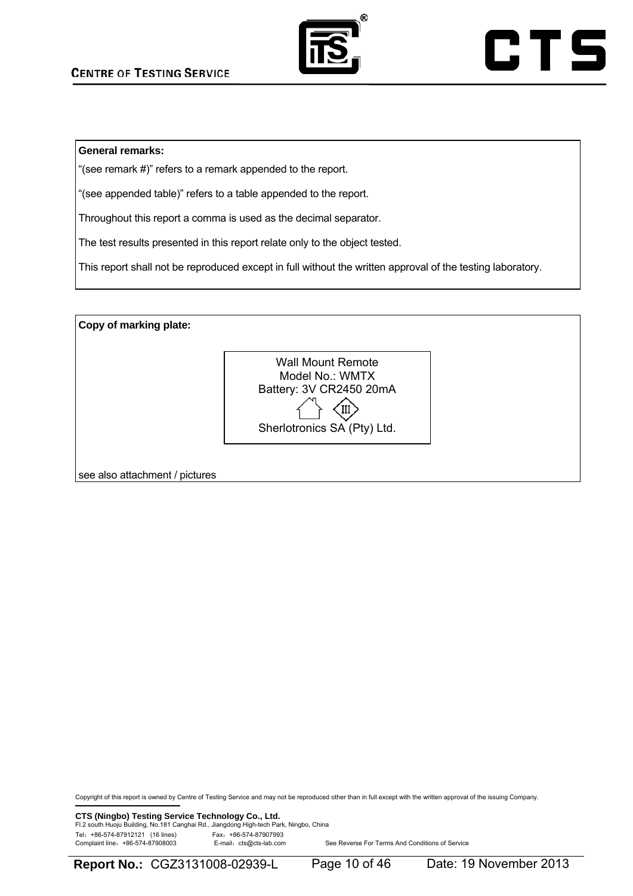**General remarks:**

"(see remark #)" refers to a remark appended to the report.

"(see appended table)" refers to a table appended to the report.

Throughout this report a comma is used as the decimal separator.

The test results presented in this report relate only to the object tested.

This report shall not be reproduced except in full without the written approval of the testing laboratory.

**Copy of marking plate:**

Wall Mount Remote
Model No.: WMTX
Battery: 3V CR2450 20mA

III

Sherlotronics SA (Pty) Ltd.

see also attachment / pictures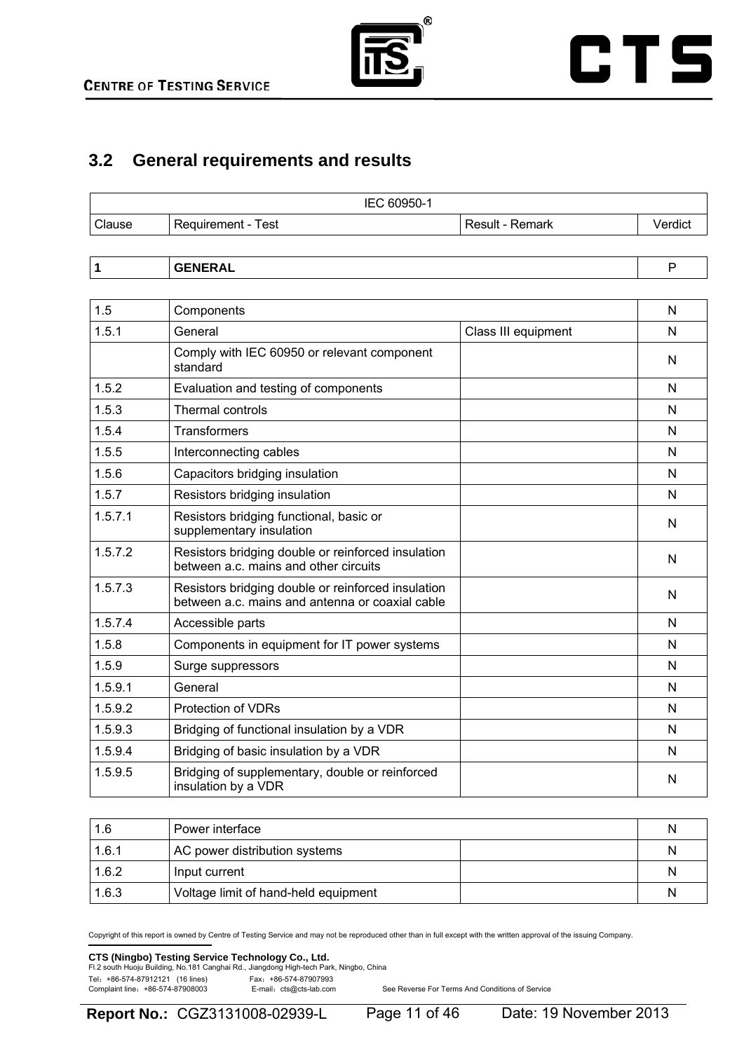## 3.2 General requirements and results

| IEC 60950-1 | | | |
|---|---|---|---|
| Clause | Requirement - Test | Result - Remark | Verdict |
| **1** | **GENERAL** | | P |
| 1.5 | Components | | N |
| 1.5.1 | General | Class III equipment | N |
| | Comply with IEC 60950 or relevant component standard | | N |
| 1.5.2 | Evaluation and testing of components | | N |
| 1.5.3 | Thermal controls | | N |
| 1.5.4 | Transformers | | N |
| 1.5.5 | Interconnecting cables | | N |
| 1.5.6 | Capacitors bridging insulation | | N |
| 1.5.7 | Resistors bridging insulation | | N |
| 1.5.7.1 | Resistors bridging functional, basic or supplementary insulation | | N |
| 1.5.7.2 | Resistors bridging double or reinforced insulation between a.c. mains and other circuits | | N |
| 1.5.7.3 | Resistors bridging double or reinforced insulation between a.c. mains and antenna or coaxial cable | | N |
| 1.5.7.4 | Accessible parts | | N |
| 1.5.8 | Components in equipment for IT power systems | | N |
| 1.5.9 | Surge suppressors | | N |
| 1.5.9.1 | General | | N |
| 1.5.9.2 | Protection of VDRs | | N |
| 1.5.9.3 | Bridging of functional insulation by a VDR | | N |
| 1.5.9.4 | Bridging of basic insulation by a VDR | | N |
| 1.5.9.5 | Bridging of supplementary, double or reinforced insulation by a VDR | | N |
| 1.6 | Power interface | | N |
| 1.6.1 | AC power distribution systems | | N |
| 1.6.2 | Input current | | N |
| 1.6.3 | Voltage limit of hand-held equipment | | N |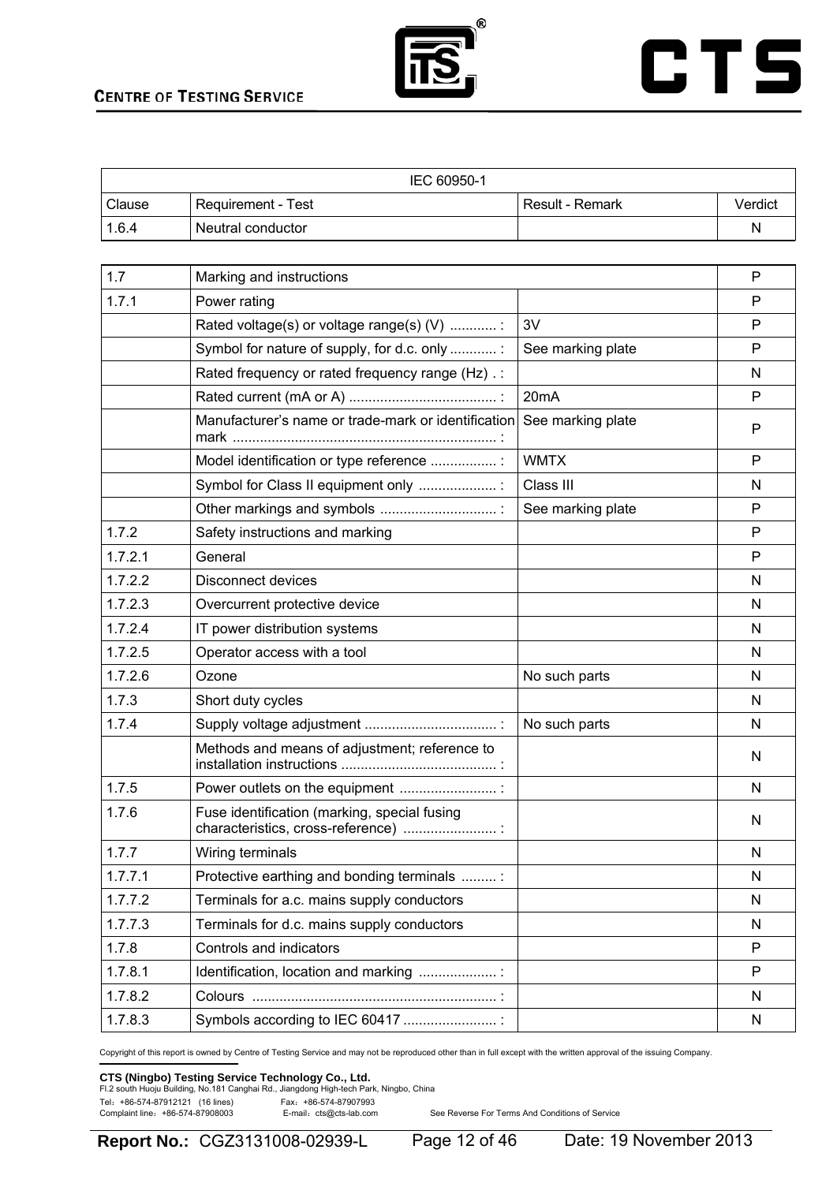| IEC 60950-1 | | | |
|---|---|---|---|
| Clause | Requirement - Test | Result - Remark | Verdict |
| 1.6.4 | Neutral conductor | | N |

| | | | |
|---|---|---|---|
| 1.7 | Marking and instructions | | P |
| 1.7.1 | Power rating | | P |
| | Rated voltage(s) or voltage range(s) (V) ............ : | 3V | P |
| | Symbol for nature of supply, for d.c. only ............ : | See marking plate | P |
| | Rated frequency or rated frequency range (Hz) . : | | N |
| | Rated current (mA or A) ...................................... : | 20mA | P |
| | Manufacturer's name or trade-mark or identification mark .................................................................... : | See marking plate | P |
| | Model identification or type reference ................. : | WMTX | P |
| | Symbol for Class II equipment only .................... : | Class III | N |
| | Other markings and symbols .............................. : | See marking plate | P |
| 1.7.2 | Safety instructions and marking | | P |
| 1.7.2.1 | General | | P |
| 1.7.2.2 | Disconnect devices | | N |
| 1.7.2.3 | Overcurrent protective device | | N |
| 1.7.2.4 | IT power distribution systems | | N |
| 1.7.2.5 | Operator access with a tool | | N |
| 1.7.2.6 | Ozone | No such parts | N |
| 1.7.3 | Short duty cycles | | N |
| 1.7.4 | Supply voltage adjustment .................................. : | No such parts | N |
| | Methods and means of adjustment; reference to installation instructions ........................................ : | | N |
| 1.7.5 | Power outlets on the equipment ......................... : | | N |
| 1.7.6 | Fuse identification (marking, special fusing characteristics, cross-reference) ........................ : | | N |
| 1.7.7 | Wiring terminals | | N |
| 1.7.7.1 | Protective earthing and bonding terminals ......... : | | N |
| 1.7.7.2 | Terminals for a.c. mains supply conductors | | N |
| 1.7.7.3 | Terminals for d.c. mains supply conductors | | N |
| 1.7.8 | Controls and indicators | | P |
| 1.7.8.1 | Identification, location and marking .................... : | | P |
| 1.7.8.2 | Colours ............................................................... : | | N |
| 1.7.8.3 | Symbols according to IEC 60417 ........................ : | | N |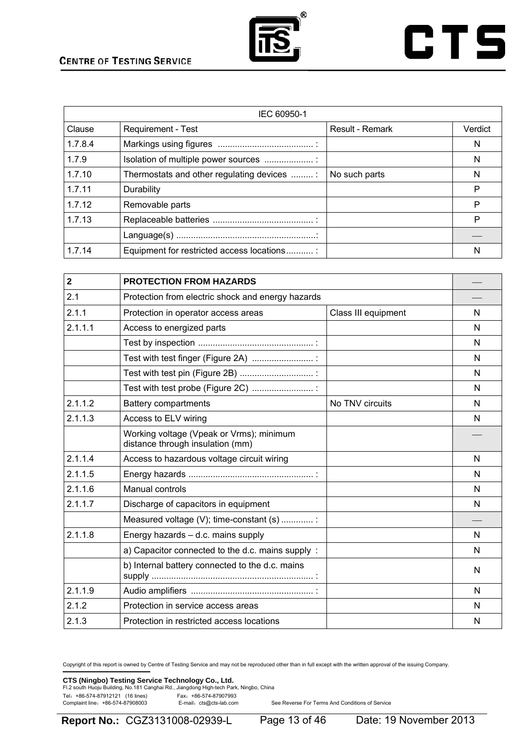| IEC 60950-1 | | | |
|---|---|---|---|
| Clause | Requirement - Test | Result - Remark | Verdict |
| 1.7.8.4 | Markings using figures ....................................... : | | N |
| 1.7.9 | Isolation of multiple power sources .................... : | | N |
| 1.7.10 | Thermostats and other regulating devices ......... : | No such parts | N |
| 1.7.11 | Durability | | P |
| 1.7.12 | Removable parts | | P |
| 1.7.13 | Replaceable batteries ......................................... : | | P |
| | Language(s) .........................................................: | | — |
| 1.7.14 | Equipment for restricted access locations........... : | | N |

| 2 | **PROTECTION FROM HAZARDS** | | — |
|---|---|---|---|
| 2.1 | Protection from electric shock and energy hazards | | — |
| 2.1.1 | Protection in operator access areas | Class III equipment | N |
| 2.1.1.1 | Access to energized parts | | N |
| | Test by inspection ............................................... : | | N |
| | Test with test finger (Figure 2A) ......................... : | | N |
| | Test with test pin (Figure 2B) .............................. : | | N |
| | Test with test probe (Figure 2C) ......................... : | | N |
| 2.1.1.2 | Battery compartments | No TNV circuits | N |
| 2.1.1.3 | Access to ELV wiring | | N |
| | Working voltage (Vpeak or Vrms); minimum distance through insulation (mm) | | — |
| 2.1.1.4 | Access to hazardous voltage circuit wiring | | N |
| 2.1.1.5 | Energy hazards ................................................... : | | N |
| 2.1.1.6 | Manual controls | | N |
| 2.1.1.7 | Discharge of capacitors in equipment | | N |
| | Measured voltage (V); time-constant (s) ............. : | | — |
| 2.1.1.8 | Energy hazards – d.c. mains supply | | N |
| | a) Capacitor connected to the d.c. mains supply : | | N |
| | b) Internal battery connected to the d.c. mains supply .................................................................. : | | N |
| 2.1.1.9 | Audio amplifiers .................................................. : | | N |
| 2.1.2 | Protection in service access areas | | N |
| 2.1.3 | Protection in restricted access locations | | N |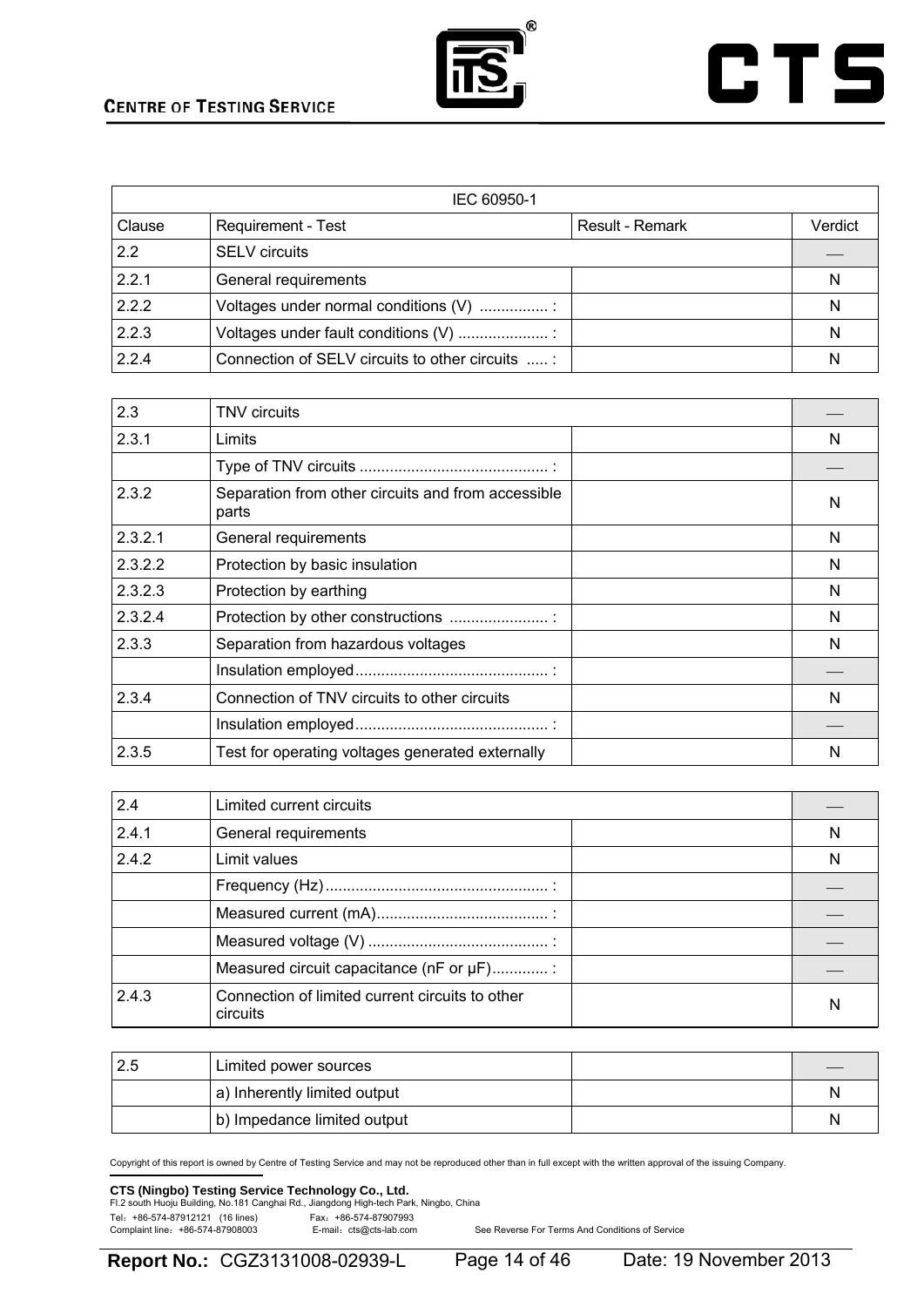| IEC 60950-1 | | | |
|---|---|---|---|
| Clause | Requirement - Test | Result - Remark | Verdict |
| 2.2 | SELV circuits | | — |
| 2.2.1 | General requirements | | N |
| 2.2.2 | Voltages under normal conditions (V) ................ : | | N |
| 2.2.3 | Voltages under fault conditions (V) ..................... : | | N |
| 2.2.4 | Connection of SELV circuits to other circuits ..... : | | N |
| 2.3 | TNV circuits | | — |
| 2.3.1 | Limits | | N |
| | Type of TNV circuits ............................................ : | | — |
| 2.3.2 | Separation from other circuits and from accessible parts | | N |
| 2.3.2.1 | General requirements | | N |
| 2.3.2.2 | Protection by basic insulation | | N |
| 2.3.2.3 | Protection by earthing | | N |
| 2.3.2.4 | Protection by other constructions ....................... : | | N |
| 2.3.3 | Separation from hazardous voltages | | N |
| | Insulation employed............................................. : | | — |
| 2.3.4 | Connection of TNV circuits to other circuits | | N |
| | Insulation employed............................................. : | | — |
| 2.3.5 | Test for operating voltages generated externally | | N |
| 2.4 | Limited current circuits | | — |
| 2.4.1 | General requirements | | N |
| 2.4.2 | Limit values | | N |
| | Frequency (Hz).................................................... : | | — |
| | Measured current (mA)........................................ : | | — |
| | Measured voltage (V) .......................................... : | | — |
| | Measured circuit capacitance (nF or μF)............. : | | — |
| 2.4.3 | Connection of limited current circuits to other circuits | | N |
| 2.5 | Limited power sources | | — |
| | a) Inherently limited output | | N |
| | b) Impedance limited output | | N |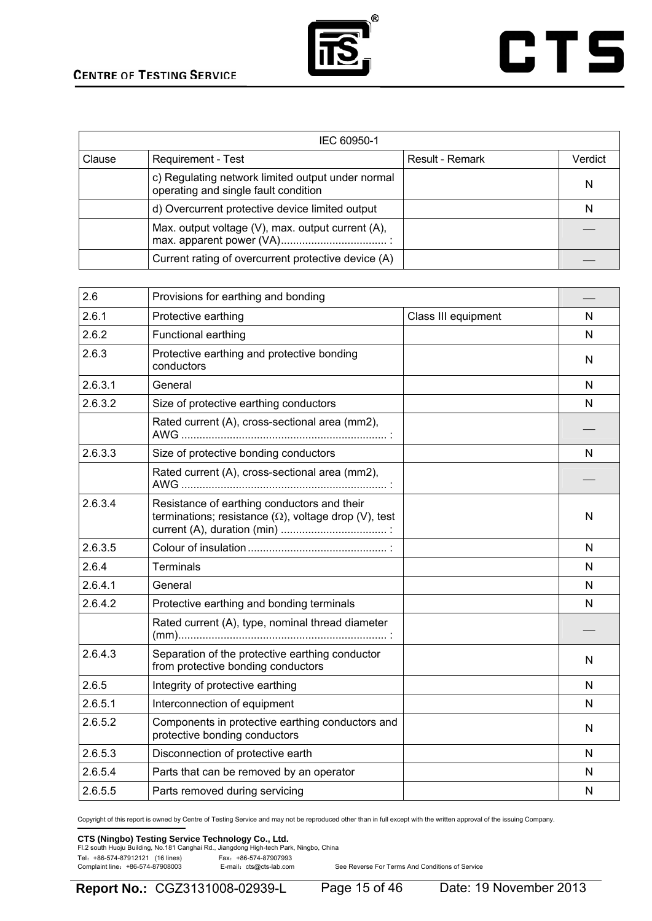| IEC 60950-1 | | | |
|---|---|---|---|
| Clause | Requirement - Test | Result - Remark | Verdict |
| | c) Regulating network limited output under normal operating and single fault condition | | N |
| | d) Overcurrent protective device limited output | | N |
| | Max. output voltage (V), max. output current (A), max. apparent power (VA)................................... : | | — |
| | Current rating of overcurrent protective device (A) | | — |

| | | | |
|---|---|---|---|
| 2.6 | Provisions for earthing and bonding | | — |
| 2.6.1 | Protective earthing | Class III equipment | N |
| 2.6.2 | Functional earthing | | N |
| 2.6.3 | Protective earthing and protective bonding conductors | | N |
| 2.6.3.1 | General | | N |
| 2.6.3.2 | Size of protective earthing conductors | | N |
| | Rated current (A), cross-sectional area (mm2), AWG .................................................................... : | | — |
| 2.6.3.3 | Size of protective bonding conductors | | N |
| | Rated current (A), cross-sectional area (mm2), AWG .................................................................... : | | — |
| 2.6.3.4 | Resistance of earthing conductors and their terminations; resistance (Ω), voltage drop (V), test current (A), duration (min) ................................... : | | N |
| 2.6.3.5 | Colour of insulation .............................................. : | | N |
| 2.6.4 | Terminals | | N |
| 2.6.4.1 | General | | N |
| 2.6.4.2 | Protective earthing and bonding terminals | | N |
| | Rated current (A), type, nominal thread diameter (mm)..................................................................... : | | — |
| 2.6.4.3 | Separation of the protective earthing conductor from protective bonding conductors | | N |
| 2.6.5 | Integrity of protective earthing | | N |
| 2.6.5.1 | Interconnection of equipment | | N |
| 2.6.5.2 | Components in protective earthing conductors and protective bonding conductors | | N |
| 2.6.5.3 | Disconnection of protective earth | | N |
| 2.6.5.4 | Parts that can be removed by an operator | | N |
| 2.6.5.5 | Parts removed during servicing | | N |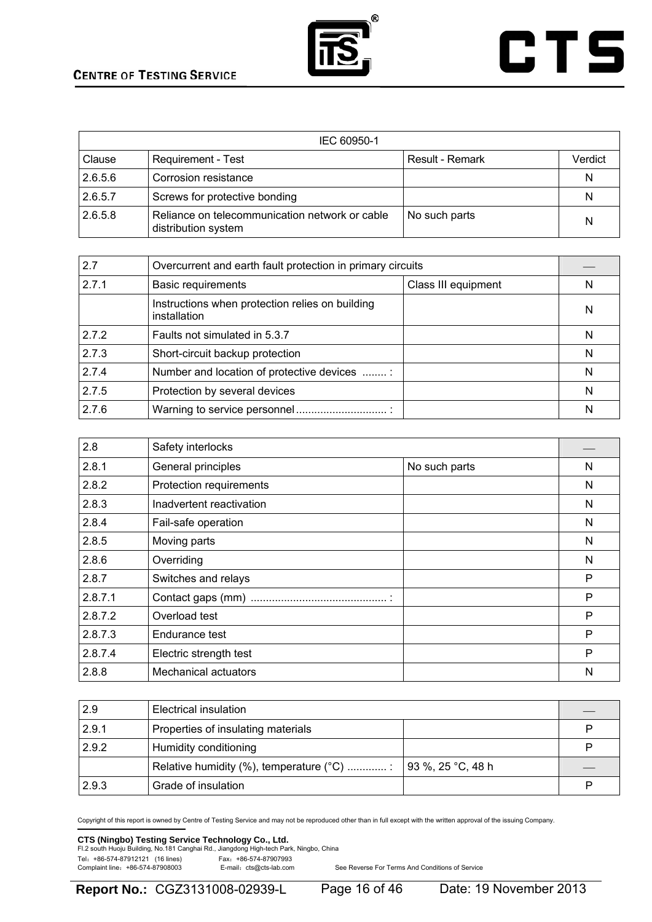| IEC 60950-1 | | | |
|---|---|---|---|
| Clause | Requirement - Test | Result - Remark | Verdict |
| 2.6.5.6 | Corrosion resistance | | N |
| 2.6.5.7 | Screws for protective bonding | | N |
| 2.6.5.8 | Reliance on telecommunication network or cable distribution system | No such parts | N |

| 2.7 | Overcurrent and earth fault protection in primary circuits | | — |
|---|---|---|---|
| 2.7.1 | Basic requirements | Class III equipment | N |
| | Instructions when protection relies on building installation | | N |
| 2.7.2 | Faults not simulated in 5.3.7 | | N |
| 2.7.3 | Short-circuit backup protection | | N |
| 2.7.4 | Number and location of protective devices ........ : | | N |
| 2.7.5 | Protection by several devices | | N |
| 2.7.6 | Warning to service personnel .............................. : | | N |

| 2.8 | Safety interlocks | | — |
|---|---|---|---|
| 2.8.1 | General principles | No such parts | N |
| 2.8.2 | Protection requirements | | N |
| 2.8.3 | Inadvertent reactivation | | N |
| 2.8.4 | Fail-safe operation | | N |
| 2.8.5 | Moving parts | | N |
| 2.8.6 | Overriding | | N |
| 2.8.7 | Switches and relays | | P |
| 2.8.7.1 | Contact gaps (mm) ............................................. : | | P |
| 2.8.7.2 | Overload test | | P |
| 2.8.7.3 | Endurance test | | P |
| 2.8.7.4 | Electric strength test | | P |
| 2.8.8 | Mechanical actuators | | N |

| 2.9 | Electrical insulation | | — |
|---|---|---|---|
| 2.9.1 | Properties of insulating materials | | P |
| 2.9.2 | Humidity conditioning | | P |
| | Relative humidity (%), temperature (°C) ............. : | 93 %, 25 °C, 48 h | — |
| 2.9.3 | Grade of insulation | | P |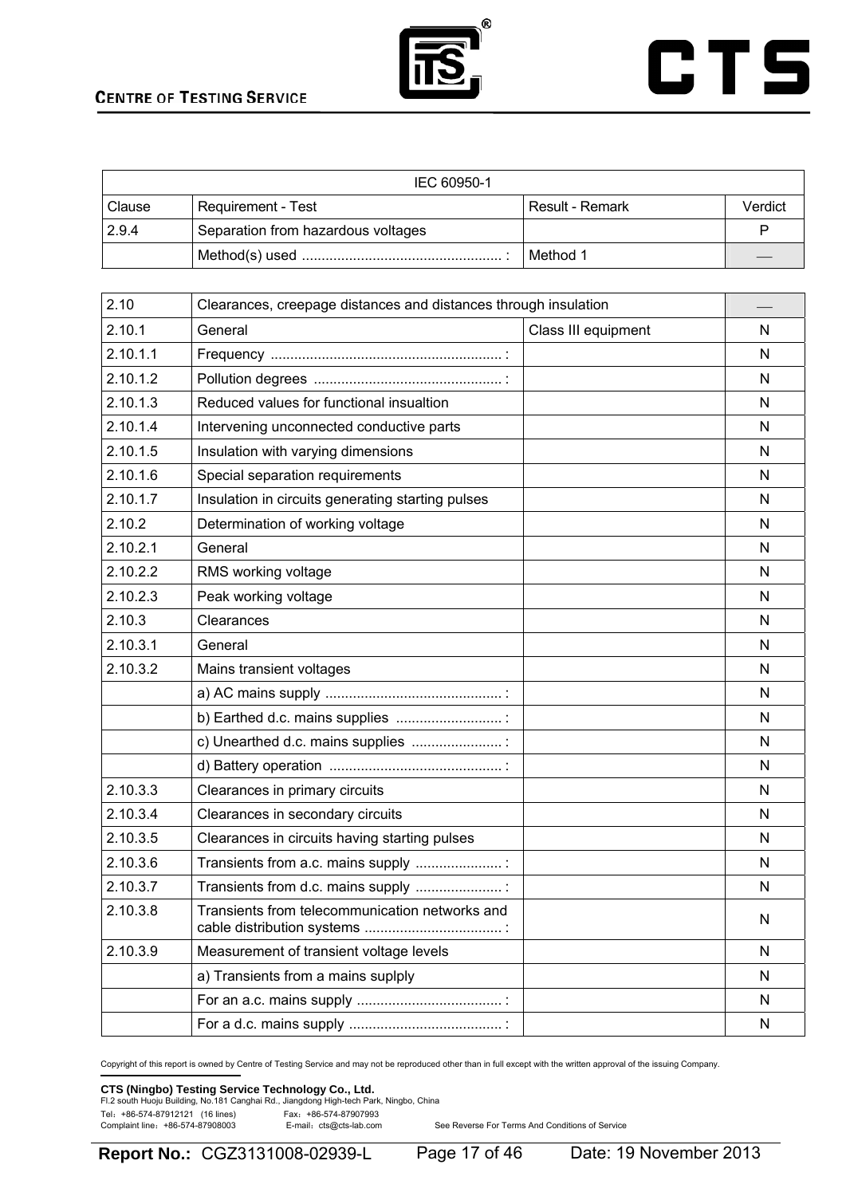| IEC 60950-1 | | | |
|---|---|---|---|
| Clause | Requirement - Test | Result - Remark | Verdict |
| 2.9.4 | Separation from hazardous voltages | | P |
| | Method(s) used .................................................. : | Method 1 | — |

| 2.10 | Clearances, creepage distances and distances through insulation | | — |
|---|---|---|---|
| 2.10.1 | General | Class III equipment | N |
| 2.10.1.1 | Frequency .......................................................... : | | N |
| 2.10.1.2 | Pollution degrees ................................................ : | | N |
| 2.10.1.3 | Reduced values for functional insualtion | | N |
| 2.10.1.4 | Intervening unconnected conductive parts | | N |
| 2.10.1.5 | Insulation with varying dimensions | | N |
| 2.10.1.6 | Special separation requirements | | N |
| 2.10.1.7 | Insulation in circuits generating starting pulses | | N |
| 2.10.2 | Determination of working voltage | | N |
| 2.10.2.1 | General | | N |
| 2.10.2.2 | RMS working voltage | | N |
| 2.10.2.3 | Peak working voltage | | N |
| 2.10.3 | Clearances | | N |
| 2.10.3.1 | General | | N |
| 2.10.3.2 | Mains transient voltages | | N |
| | a) AC mains supply ............................................. : | | N |
| | b) Earthed d.c. mains supplies ........................... : | | N |
| | c) Unearthed d.c. mains supplies ....................... : | | N |
| | d) Battery operation ............................................ : | | N |
| 2.10.3.3 | Clearances in primary circuits | | N |
| 2.10.3.4 | Clearances in secondary circuits | | N |
| 2.10.3.5 | Clearances in circuits having starting pulses | | N |
| 2.10.3.6 | Transients from a.c. mains supply ...................... : | | N |
| 2.10.3.7 | Transients from d.c. mains supply ...................... : | | N |
| 2.10.3.8 | Transients from telecommunication networks and cable distribution systems .................................. : | | N |
| 2.10.3.9 | Measurement of transient voltage levels | | N |
| | a) Transients from a mains suplply | | N |
| | For an a.c. mains supply ..................................... : | | N |
| | For a d.c. mains supply ....................................... : | | N |

Copyright of this report is owned by Centre of Testing Service and may not be reproduced other than in full except with the written approval of the issuing Company.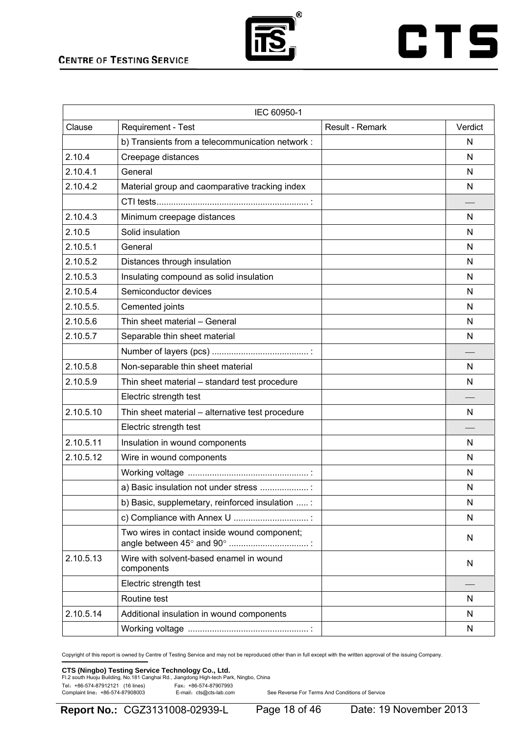| IEC 60950-1 | | | |
|---|---|---|---|
| Clause | Requirement - Test | Result - Remark | Verdict |
| | b) Transients from a telecommunication network : | | N |
| 2.10.4 | Creepage distances | | N |
| 2.10.4.1 | General | | N |
| 2.10.4.2 | Material group and caomparative tracking index | | N |
| | CTI tests............................................................... : | | — |
| 2.10.4.3 | Minimum creepage distances | | N |
| 2.10.5 | Solid insulation | | N |
| 2.10.5.1 | General | | N |
| 2.10.5.2 | Distances through insulation | | N |
| 2.10.5.3 | Insulating compound as solid insulation | | N |
| 2.10.5.4 | Semiconductor devices | | N |
| 2.10.5.5. | Cemented joints | | N |
| 2.10.5.6 | Thin sheet material – General | | N |
| 2.10.5.7 | Separable thin sheet material | | N |
| | Number of layers (pcs) ........................................ : | | — |
| 2.10.5.8 | Non-separable thin sheet material | | N |
| 2.10.5.9 | Thin sheet material – standard test procedure | | N |
| | Electric strength test | | — |
| 2.10.5.10 | Thin sheet material – alternative test procedure | | N |
| | Electric strength test | | — |
| 2.10.5.11 | Insulation in wound components | | N |
| 2.10.5.12 | Wire in wound components | | N |
| | Working voltage ................................................. : | | N |
| | a) Basic insulation not under stress .................... : | | N |
| | b) Basic, supplemetary, reinforced insulation ..... : | | N |
| | c) Compliance with Annex U ............................... : | | N |
| | Two wires in contact inside wound component; angle between 45° and 90° ................................. : | | N |
| 2.10.5.13 | Wire with solvent-based enamel in wound components | | N |
| | Electric strength test | | — |
| | Routine test | | N |
| 2.10.5.14 | Additional insulation in wound components | | N |
| | Working voltage .................................................. : | | N |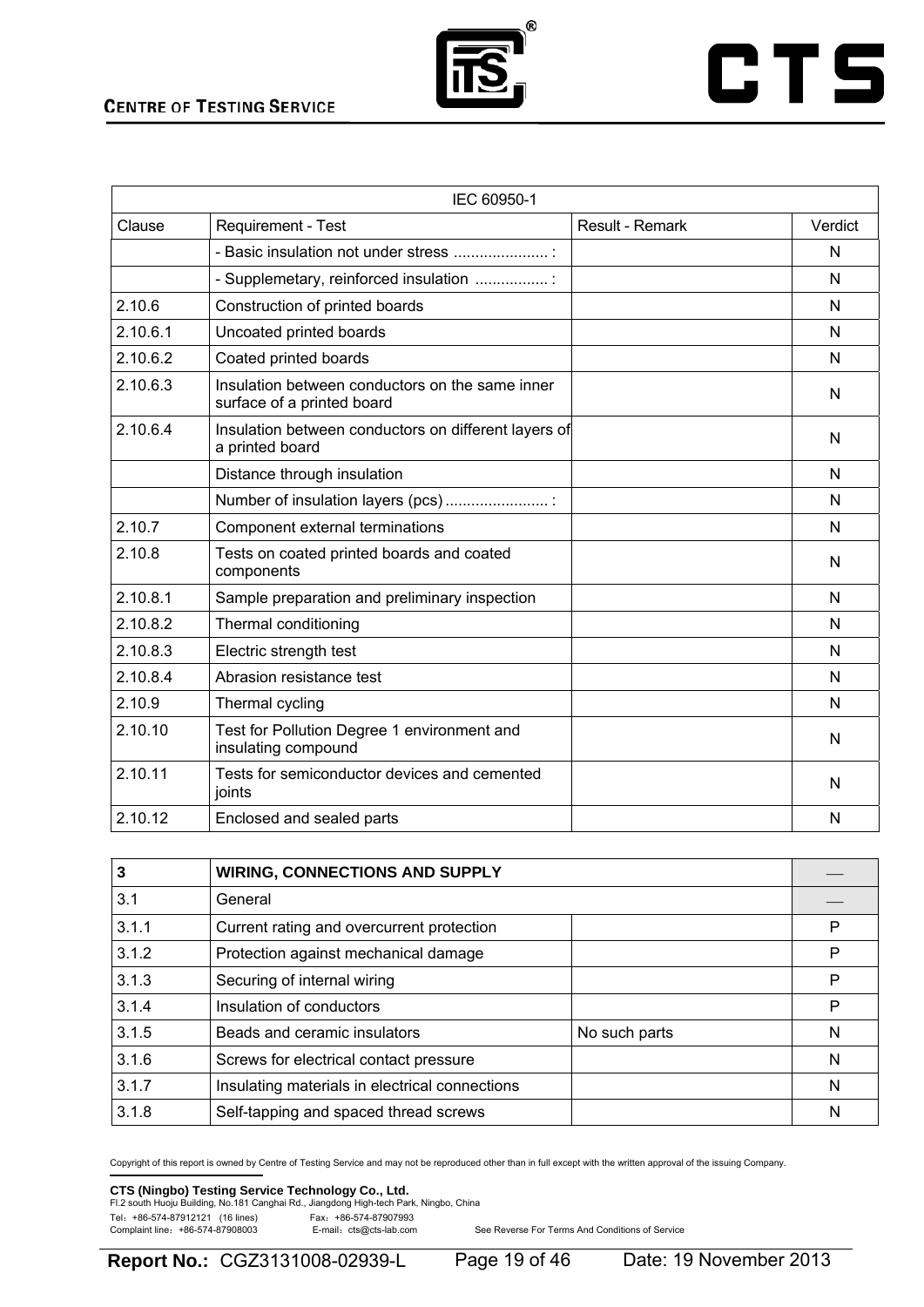| IEC 60950-1 | | | |
|---|---|---|---|
| Clause | Requirement - Test | Result - Remark | Verdict |
| | - Basic insulation not under stress ...................... : | | N |
| | - Supplemetary, reinforced insulation ................. : | | N |
| 2.10.6 | Construction of printed boards | | N |
| 2.10.6.1 | Uncoated printed boards | | N |
| 2.10.6.2 | Coated printed boards | | N |
| 2.10.6.3 | Insulation between conductors on the same inner surface of a printed board | | N |
| 2.10.6.4 | Insulation between conductors on different layers of a printed board | | N |
| | Distance through insulation | | N |
| | Number of insulation layers (pcs) ........................ : | | N |
| 2.10.7 | Component external terminations | | N |
| 2.10.8 | Tests on coated printed boards and coated components | | N |
| 2.10.8.1 | Sample preparation and preliminary inspection | | N |
| 2.10.8.2 | Thermal conditioning | | N |
| 2.10.8.3 | Electric strength test | | N |
| 2.10.8.4 | Abrasion resistance test | | N |
| 2.10.9 | Thermal cycling | | N |
| 2.10.10 | Test for Pollution Degree 1 environment and insulating compound | | N |
| 2.10.11 | Tests for semiconductor devices and cemented joints | | N |
| 2.10.12 | Enclosed and sealed parts | | N |

| **3** | **WIRING, CONNECTIONS AND SUPPLY** | | — |
|---|---|---|---|
| 3.1 | General | | — |
| 3.1.1 | Current rating and overcurrent protection | | P |
| 3.1.2 | Protection against mechanical damage | | P |
| 3.1.3 | Securing of internal wiring | | P |
| 3.1.4 | Insulation of conductors | | P |
| 3.1.5 | Beads and ceramic insulators | No such parts | N |
| 3.1.6 | Screws for electrical contact pressure | | N |
| 3.1.7 | Insulating materials in electrical connections | | N |
| 3.1.8 | Self-tapping and spaced thread screws | | N |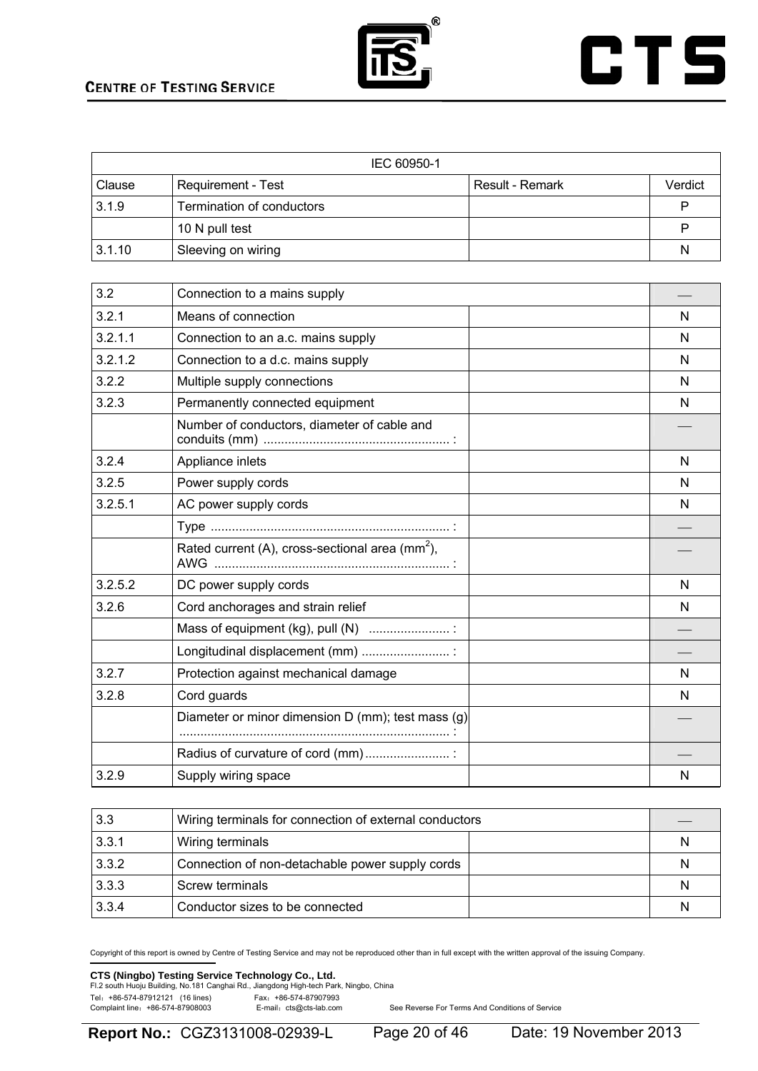| IEC 60950-1 | | | |
|---|---|---|---|
| Clause | Requirement - Test | Result - Remark | Verdict |
| 3.1.9 | Termination of conductors | | P |
| | 10 N pull test | | P |
| 3.1.10 | Sleeving on wiring | | N |

| 3.2 | Connection to a mains supply | | — |
|---|---|---|---|
| 3.2.1 | Means of connection | | N |
| 3.2.1.1 | Connection to an a.c. mains supply | | N |
| 3.2.1.2 | Connection to a d.c. mains supply | | N |
| 3.2.2 | Multiple supply connections | | N |
| 3.2.3 | Permanently connected equipment | | N |
| | Number of conductors, diameter of cable and conduits (mm) ..................................................... : | | — |
| 3.2.4 | Appliance inlets | | N |
| 3.2.5 | Power supply cords | | N |
| 3.2.5.1 | AC power supply cords | | N |
| | Type ................................................................... : | | — |
| | Rated current (A), cross-sectional area (mm$^2$), AWG .................................................................. : | | — |
| 3.2.5.2 | DC power supply cords | | N |
| 3.2.6 | Cord anchorages and strain relief | | N |
| | Mass of equipment (kg), pull (N) ....................... : | | — |
| | Longitudinal displacement (mm) ......................... : | | — |
| 3.2.7 | Protection against mechanical damage | | N |
| 3.2.8 | Cord guards | | N |
| | Diameter or minor dimension D (mm); test mass (g) ............................................................................ : | | — |
| | Radius of curvature of cord (mm)........................ : | | — |
| 3.2.9 | Supply wiring space | | N |

| 3.3 | Wiring terminals for connection of external conductors | | — |
|---|---|---|---|
| 3.3.1 | Wiring terminals | | N |
| 3.3.2 | Connection of non-detachable power supply cords | | N |
| 3.3.3 | Screw terminals | | N |
| 3.3.4 | Conductor sizes to be connected | | N |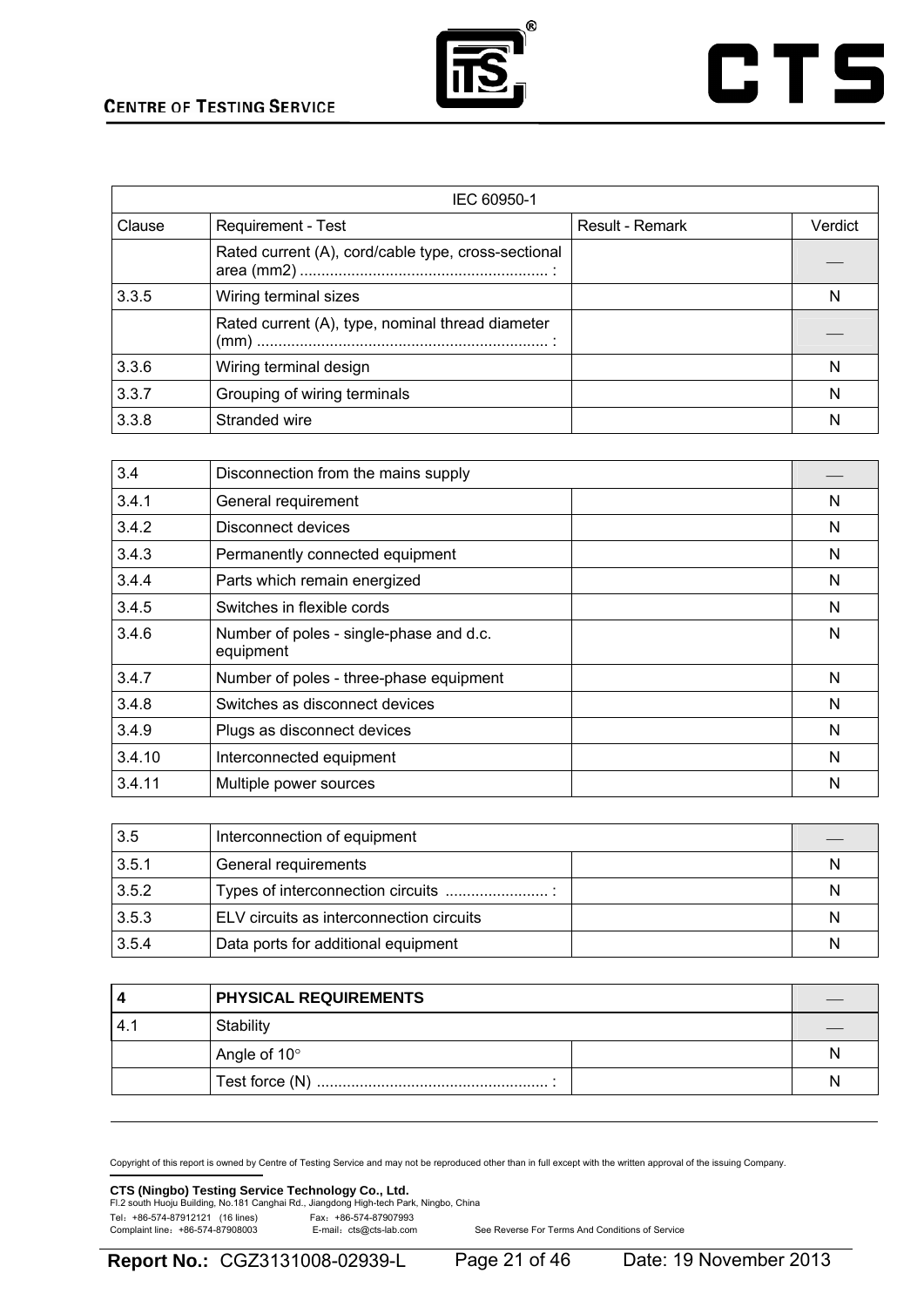| IEC 60950-1 | | | |
|---|---|---|---|
| Clause | Requirement - Test | Result - Remark | Verdict |
| | Rated current (A), cord/cable type, cross-sectional area (mm2) ......................................................... : | | — |
| 3.3.5 | Wiring terminal sizes | | N |
| | Rated current (A), type, nominal thread diameter (mm) .................................................................. : | | — |
| 3.3.6 | Wiring terminal design | | N |
| 3.3.7 | Grouping of wiring terminals | | N |
| 3.3.8 | Stranded wire | | N |

| 3.4 | Disconnection from the mains supply | | — |
|---|---|---|---|
| 3.4.1 | General requirement | | N |
| 3.4.2 | Disconnect devices | | N |
| 3.4.3 | Permanently connected equipment | | N |
| 3.4.4 | Parts which remain energized | | N |
| 3.4.5 | Switches in flexible cords | | N |
| 3.4.6 | Number of poles - single-phase and d.c. equipment | | N |
| 3.4.7 | Number of poles - three-phase equipment | | N |
| 3.4.8 | Switches as disconnect devices | | N |
| 3.4.9 | Plugs as disconnect devices | | N |
| 3.4.10 | Interconnected equipment | | N |
| 3.4.11 | Multiple power sources | | N |

| 3.5 | Interconnection of equipment | | — |
|---|---|---|---|
| 3.5.1 | General requirements | | N |
| 3.5.2 | Types of interconnection circuits ........................ : | | N |
| 3.5.3 | ELV circuits as interconnection circuits | | N |
| 3.5.4 | Data ports for additional equipment | | N |

| **4** | **PHYSICAL REQUIREMENTS** | | — |
|---|---|---|---|
| 4.1 | Stability | | — |
| | Angle of 10° | | N |
| | Test force (N) ...................................................... : | | N |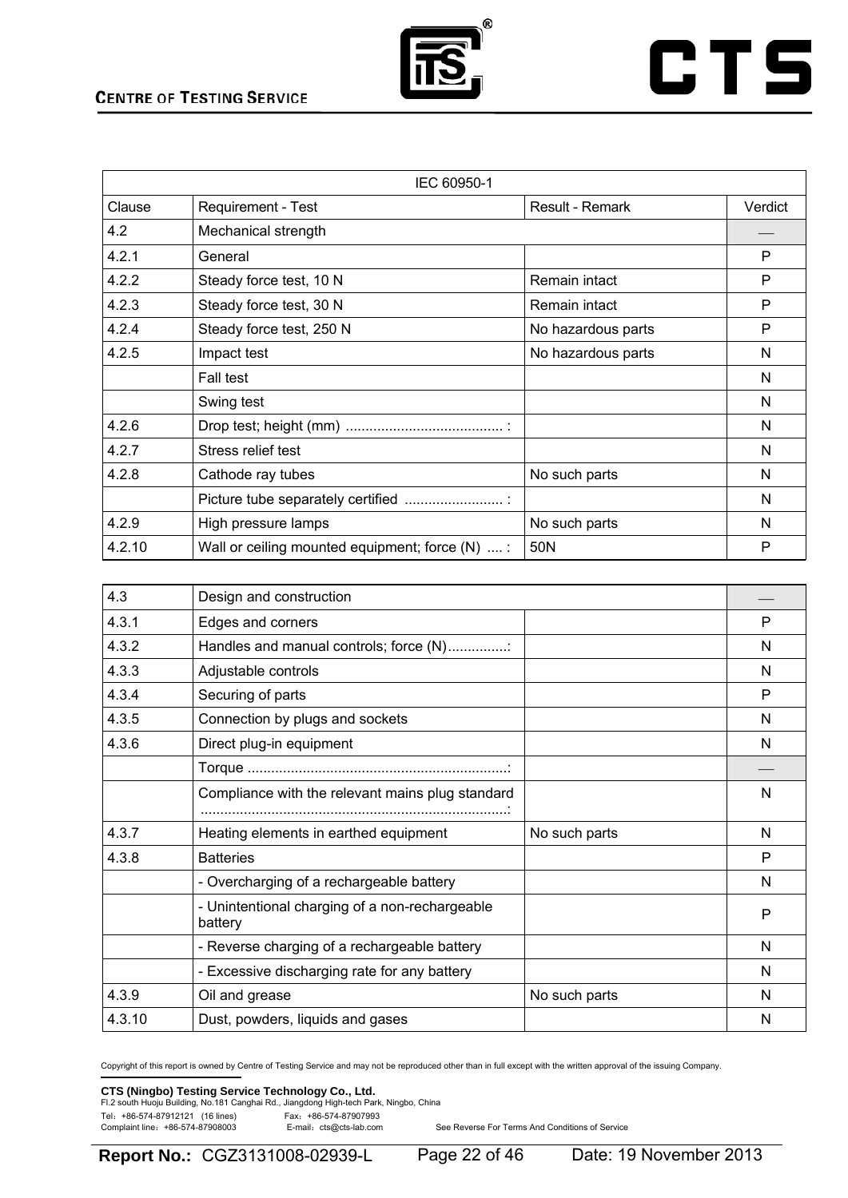| IEC 60950-1 | | | |
|---|---|---|---|
| Clause | Requirement - Test | Result - Remark | Verdict |
| 4.2 | Mechanical strength | | — |
| 4.2.1 | General | | P |
| 4.2.2 | Steady force test, 10 N | Remain intact | P |
| 4.2.3 | Steady force test, 30 N | Remain intact | P |
| 4.2.4 | Steady force test, 250 N | No hazardous parts | P |
| 4.2.5 | Impact test | No hazardous parts | N |
| | Fall test | | N |
| | Swing test | | N |
| 4.2.6 | Drop test; height (mm) ........................................ : | | N |
| 4.2.7 | Stress relief test | | N |
| 4.2.8 | Cathode ray tubes | No such parts | N |
| | Picture tube separately certified ......................... : | | N |
| 4.2.9 | High pressure lamps | No such parts | N |
| 4.2.10 | Wall or ceiling mounted equipment; force (N) .... : | 50N | P |

| 4.3 | Design and construction | | — |
|---|---|---|---|
| 4.3.1 | Edges and corners | | P |
| 4.3.2 | Handles and manual controls; force (N)...............: | | N |
| 4.3.3 | Adjustable controls | | N |
| 4.3.4 | Securing of parts | | P |
| 4.3.5 | Connection by plugs and sockets | | N |
| 4.3.6 | Direct plug-in equipment | | N |
| | Torque ..................................................................: | | — |
| | Compliance with the relevant mains plug standard ..............................................................................: | | N |
| 4.3.7 | Heating elements in earthed equipment | No such parts | N |
| 4.3.8 | Batteries | | P |
| | - Overcharging of a rechargeable battery | | N |
| | - Unintentional charging of a non-rechargeable battery | | P |
| | - Reverse charging of a rechargeable battery | | N |
| | - Excessive discharging rate for any battery | | N |
| 4.3.9 | Oil and grease | No such parts | N |
| 4.3.10 | Dust, powders, liquids and gases | | N |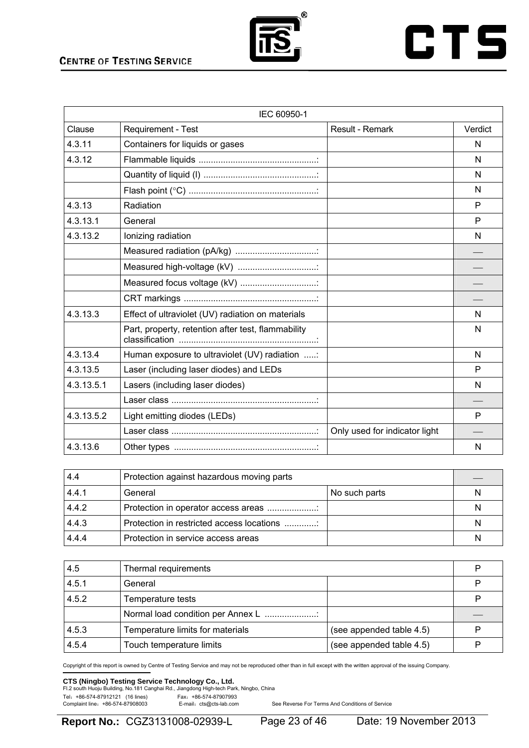| IEC 60950-1 | | | |
|---|---|---|---|
| Clause | Requirement - Test | Result - Remark | Verdict |
| 4.3.11 | Containers for liquids or gases | | N |
| 4.3.12 | Flammable liquids ................................................: | | N |
| | Quantity of liquid (l) ..............................................: | | N |
| | Flash point (°C) ....................................................: | | N |
| 4.3.13 | Radiation | | P |
| 4.3.13.1 | General | | P |
| 4.3.13.2 | Ionizing radiation | | N |
| | Measured radiation (pA/kg) .................................: | | — |
| | Measured high-voltage (kV) ................................: | | — |
| | Measured focus voltage (kV) ...............................: | | — |
| | CRT markings ......................................................: | | — |
| 4.3.13.3 | Effect of ultraviolet (UV) radiation on materials | | N |
| | Part, property, retention after test, flammability classification ........................................................: | | N |
| 4.3.13.4 | Human exposure to ultraviolet (UV) radiation .....: | | N |
| 4.3.13.5 | Laser (including laser diodes) and LEDs | | P |
| 4.3.13.5.1 | Lasers (including laser diodes) | | N |
| | Laser class ...........................................................: | | — |
| 4.3.13.5.2 | Light emitting diodes (LEDs) | | P |
| | Laser class ...........................................................: | Only used for indicator light | — |
| 4.3.13.6 | Other types ..........................................................: | | N |

| 4.4 | Protection against hazardous moving parts | | — |
|---|---|---|---|
| 4.4.1 | General | No such parts | N |
| 4.4.2 | Protection in operator access areas ....................: | | N |
| 4.4.3 | Protection in restricted access locations .............: | | N |
| 4.4.4 | Protection in service access areas | | N |

| 4.5 | Thermal requirements | | P |
|---|---|---|---|
| 4.5.1 | General | | P |
| 4.5.2 | Temperature tests | | P |
| | Normal load condition per Annex L .....................: | | — |
| 4.5.3 | Temperature limits for materials | (see appended table 4.5) | P |
| 4.5.4 | Touch temperature limits | (see appended table 4.5) | P |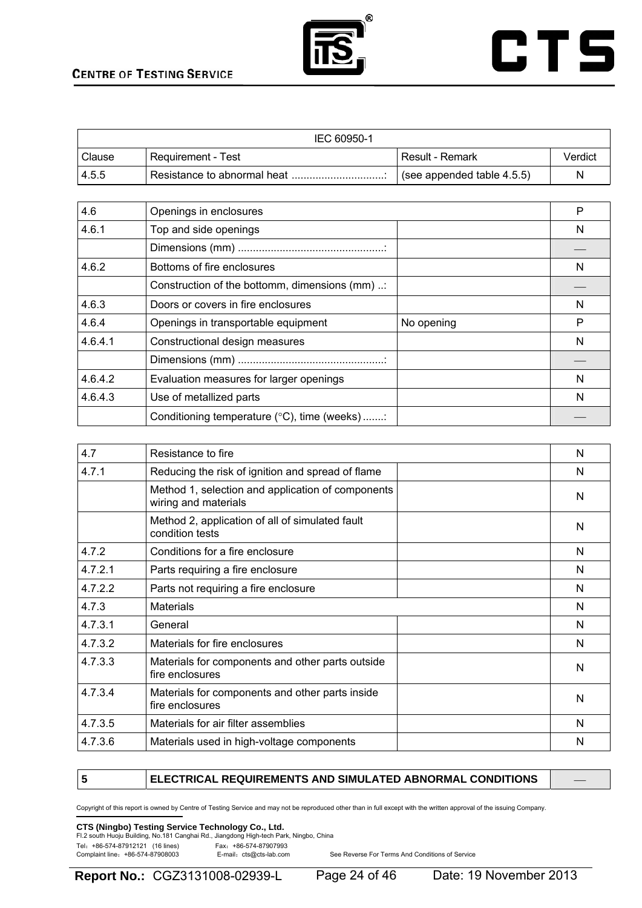| IEC 60950-1 | | | |
|---|---|---|---|
| Clause | Requirement - Test | Result - Remark | Verdict |
| 4.5.5 | Resistance to abnormal heat ...............................: | (see appended table 4.5.5) | N |

| | | | |
|---|---|---|---|
| 4.6 | Openings in enclosures | | P |
| 4.6.1 | Top and side openings | | N |
| | Dimensions (mm) .................................................: | | — |
| 4.6.2 | Bottoms of fire enclosures | | N |
| | Construction of the bottomm, dimensions (mm) ..: | | — |
| 4.6.3 | Doors or covers in fire enclosures | | N |
| 4.6.4 | Openings in transportable equipment | No opening | P |
| 4.6.4.1 | Constructional design measures | | N |
| | Dimensions (mm) .................................................: | | — |
| 4.6.4.2 | Evaluation measures for larger openings | | N |
| 4.6.4.3 | Use of metallized parts | | N |
| | Conditioning temperature (°C), time (weeks) .......: | | — |

| | | | |
|---|---|---|---|
| 4.7 | Resistance to fire | | N |
| 4.7.1 | Reducing the risk of ignition and spread of flame | | N |
| | Method 1, selection and application of components wiring and materials | | N |
| | Method 2, application of all of simulated fault condition tests | | N |
| 4.7.2 | Conditions for a fire enclosure | | N |
| 4.7.2.1 | Parts requiring a fire enclosure | | N |
| 4.7.2.2 | Parts not requiring a fire enclosure | | N |
| 4.7.3 | Materials | | N |
| 4.7.3.1 | General | | N |
| 4.7.3.2 | Materials for fire enclosures | | N |
| 4.7.3.3 | Materials for components and other parts outside fire enclosures | | N |
| 4.7.3.4 | Materials for components and other parts inside fire enclosures | | N |
| 4.7.3.5 | Materials for air filter assemblies | | N |
| 4.7.3.6 | Materials used in high-voltage components | | N |

| | | |
|---|---|---|
| **5** | **ELECTRICAL REQUIREMENTS AND SIMULATED ABNORMAL CONDITIONS** | — |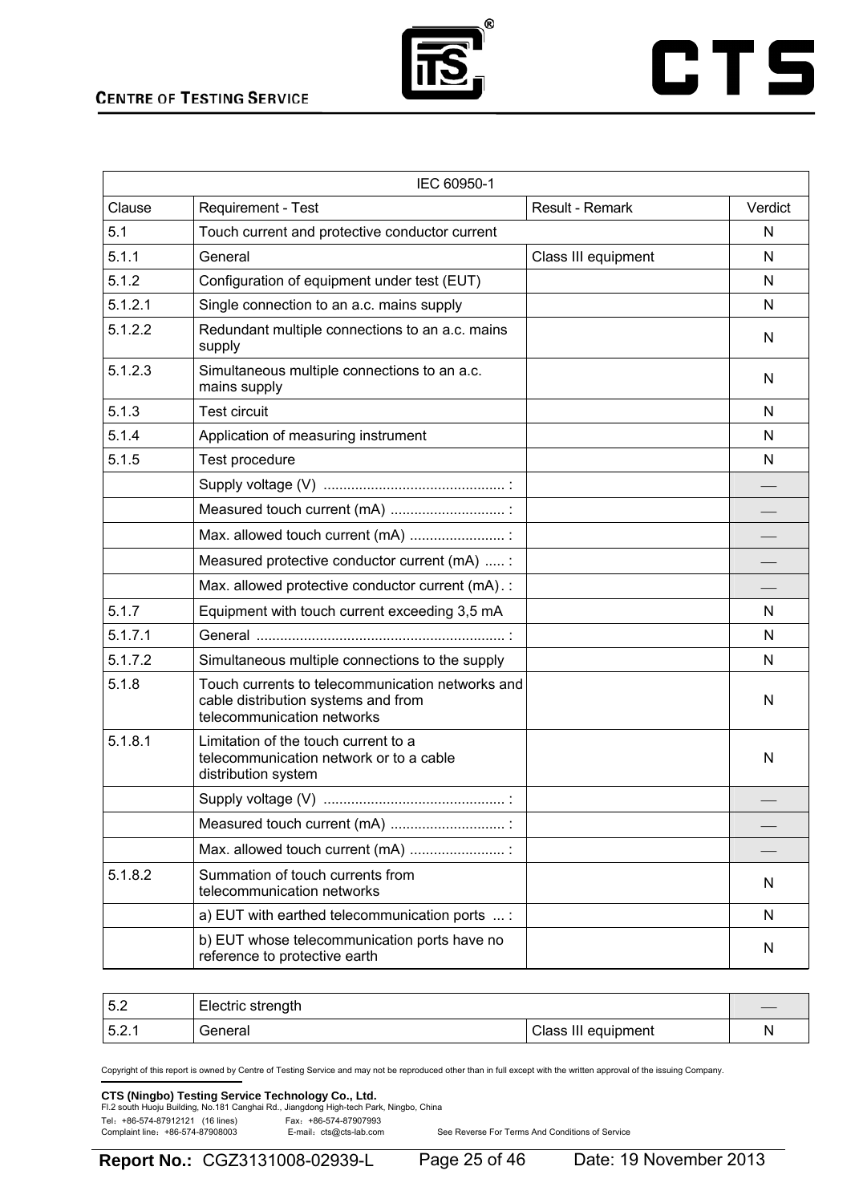| IEC 60950-1 | | | |
|---|---|---|---|
| Clause | Requirement - Test | Result - Remark | Verdict |
| 5.1 | Touch current and protective conductor current | | N |
| 5.1.1 | General | Class III equipment | N |
| 5.1.2 | Configuration of equipment under test (EUT) | | N |
| 5.1.2.1 | Single connection to an a.c. mains supply | | N |
| 5.1.2.2 | Redundant multiple connections to an a.c. mains supply | | N |
| 5.1.2.3 | Simultaneous multiple connections to an a.c. mains supply | | N |
| 5.1.3 | Test circuit | | N |
| 5.1.4 | Application of measuring instrument | | N |
| 5.1.5 | Test procedure | | N |
| | Supply voltage (V) ............................................. : | | — |
| | Measured touch current (mA) ............................ : | | — |
| | Max. allowed touch current (mA) ........................ : | | — |
| | Measured protective conductor current (mA) ..... : | | — |
| | Max. allowed protective conductor current (mA) . : | | — |
| 5.1.7 | Equipment with touch current exceeding 3,5 mA | | N |
| 5.1.7.1 | General ............................................................... : | | N |
| 5.1.7.2 | Simultaneous multiple connections to the supply | | N |
| 5.1.8 | Touch currents to telecommunication networks and cable distribution systems and from telecommunication networks | | N |
| 5.1.8.1 | Limitation of the touch current to a telecommunication network or to a cable distribution system | | N |
| | Supply voltage (V) ............................................. : | | — |
| | Measured touch current (mA) ............................ : | | — |
| | Max. allowed touch current (mA) ........................ : | | — |
| 5.1.8.2 | Summation of touch currents from telecommunication networks | | N |
| | a) EUT with earthed telecommunication ports ... : | | N |
| | b) EUT whose telecommunication ports have no reference to protective earth | | N |

| 5.2 | Electric strength | | — |
|---|---|---|---|
| 5.2.1 | General | Class III equipment | N |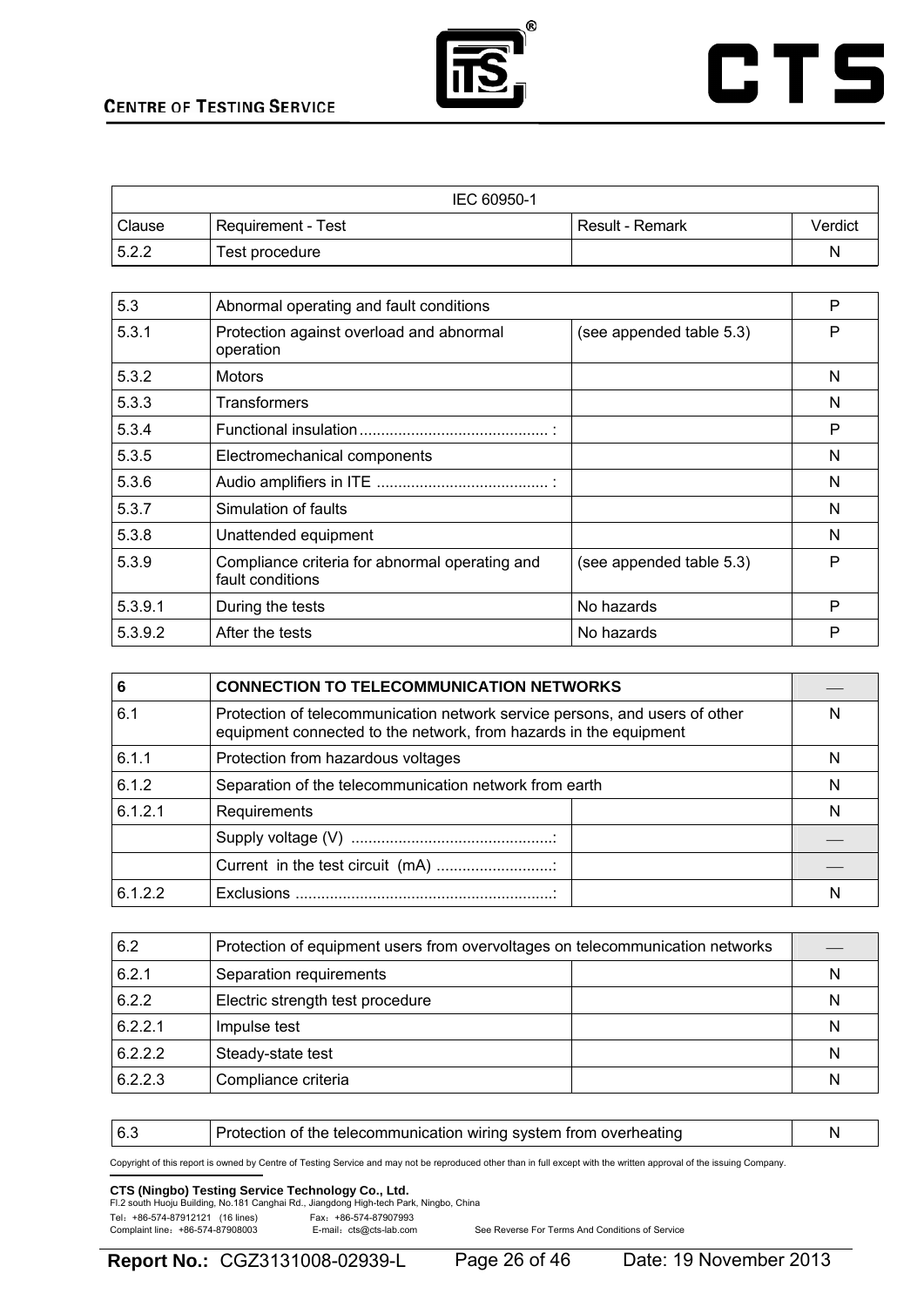| IEC 60950-1 | | | |
|---|---|---|---|
| Clause | Requirement - Test | Result - Remark | Verdict |
| 5.2.2 | Test procedure | | N |

| 5.3 | Abnormal operating and fault conditions | | P |
|---|---|---|---|
| 5.3.1 | Protection against overload and abnormal operation | (see appended table 5.3) | P |
| 5.3.2 | Motors | | N |
| 5.3.3 | Transformers | | N |
| 5.3.4 | Functional insulation ............................................ : | | P |
| 5.3.5 | Electromechanical components | | N |
| 5.3.6 | Audio amplifiers in ITE ........................................ : | | N |
| 5.3.7 | Simulation of faults | | N |
| 5.3.8 | Unattended equipment | | N |
| 5.3.9 | Compliance criteria for abnormal operating and fault conditions | (see appended table 5.3) | P |
| 5.3.9.1 | During the tests | No hazards | P |
| 5.3.9.2 | After the tests | No hazards | P |

| 6 | **CONNECTION TO TELECOMMUNICATION NETWORKS** | | — |
|---|---|---|---|
| 6.1 | Protection of telecommunication network service persons, and users of other equipment connected to the network, from hazards in the equipment | | N |
| 6.1.1 | Protection from hazardous voltages | | N |
| 6.1.2 | Separation of the telecommunication network from earth | | N |
| 6.1.2.1 | Requirements | | N |
| | Supply voltage (V) ...............................................: | | — |
| | Current in the test circuit (mA) ...........................: | | — |
| 6.1.2.2 | Exclusions ............................................................: | | N |

| 6.2 | Protection of equipment users from overvoltages on telecommunication networks | | — |
|---|---|---|---|
| 6.2.1 | Separation requirements | | N |
| 6.2.2 | Electric strength test procedure | | N |
| 6.2.2.1 | Impulse test | | N |
| 6.2.2.2 | Steady-state test | | N |
| 6.2.2.3 | Compliance criteria | | N |

| 6.3 | Protection of the telecommunication wiring system from overheating | | N |
|---|---|---|---|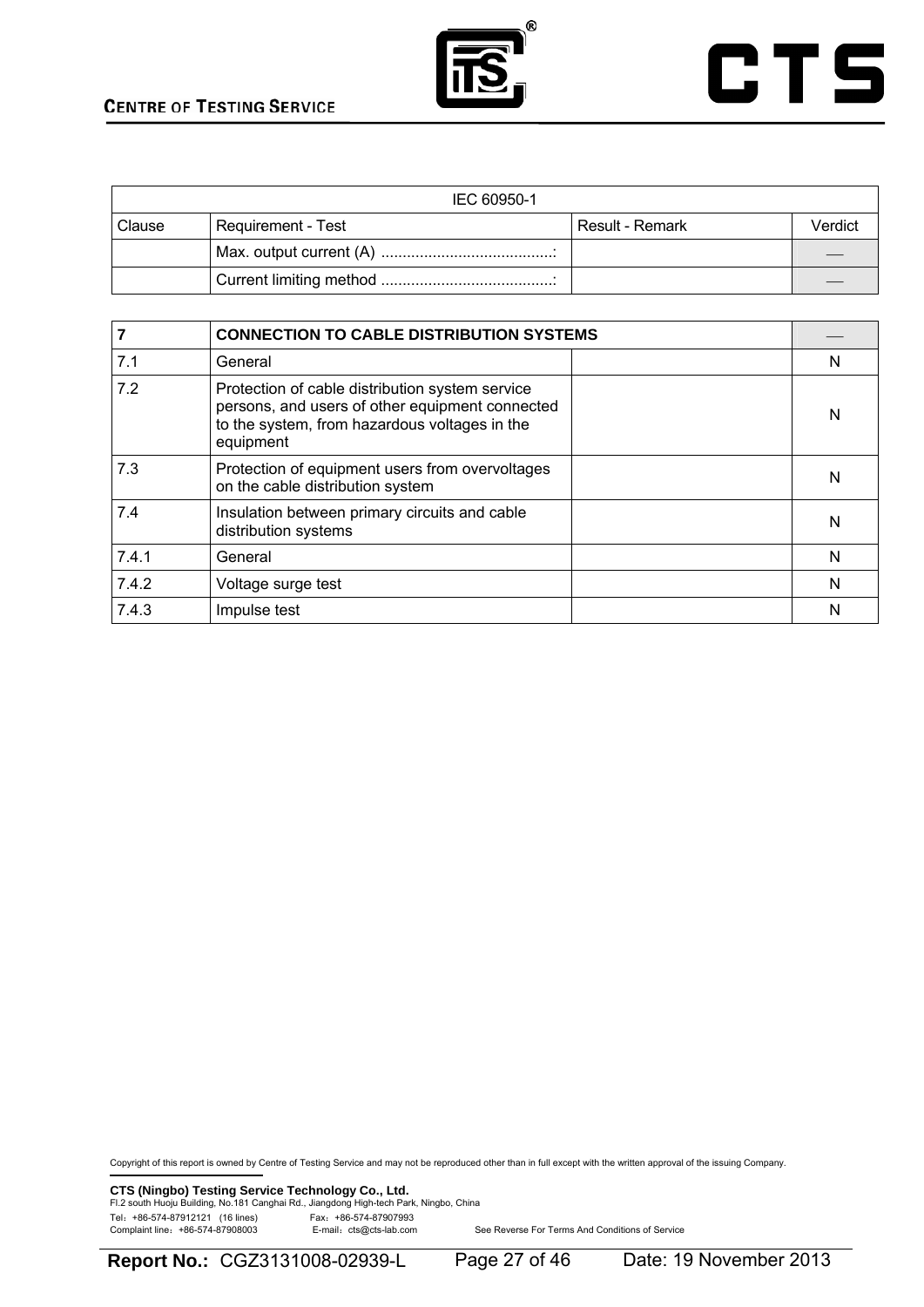| IEC 60950-1 | | | |
|---|---|---|---|
| Clause | Requirement - Test | Result - Remark | Verdict |
| | Max. output current (A) ........................................: | | — |
| | Current limiting method ........................................: | | — |

| 7 | **CONNECTION TO CABLE DISTRIBUTION SYSTEMS** | | — |
|---|---|---|---|
| 7.1 | General | | N |
| 7.2 | Protection of cable distribution system service persons, and users of other equipment connected to the system, from hazardous voltages in the equipment | | N |
| 7.3 | Protection of equipment users from overvoltages on the cable distribution system | | N |
| 7.4 | Insulation between primary circuits and cable distribution systems | | N |
| 7.4.1 | General | | N |
| 7.4.2 | Voltage surge test | | N |
| 7.4.3 | Impulse test | | N |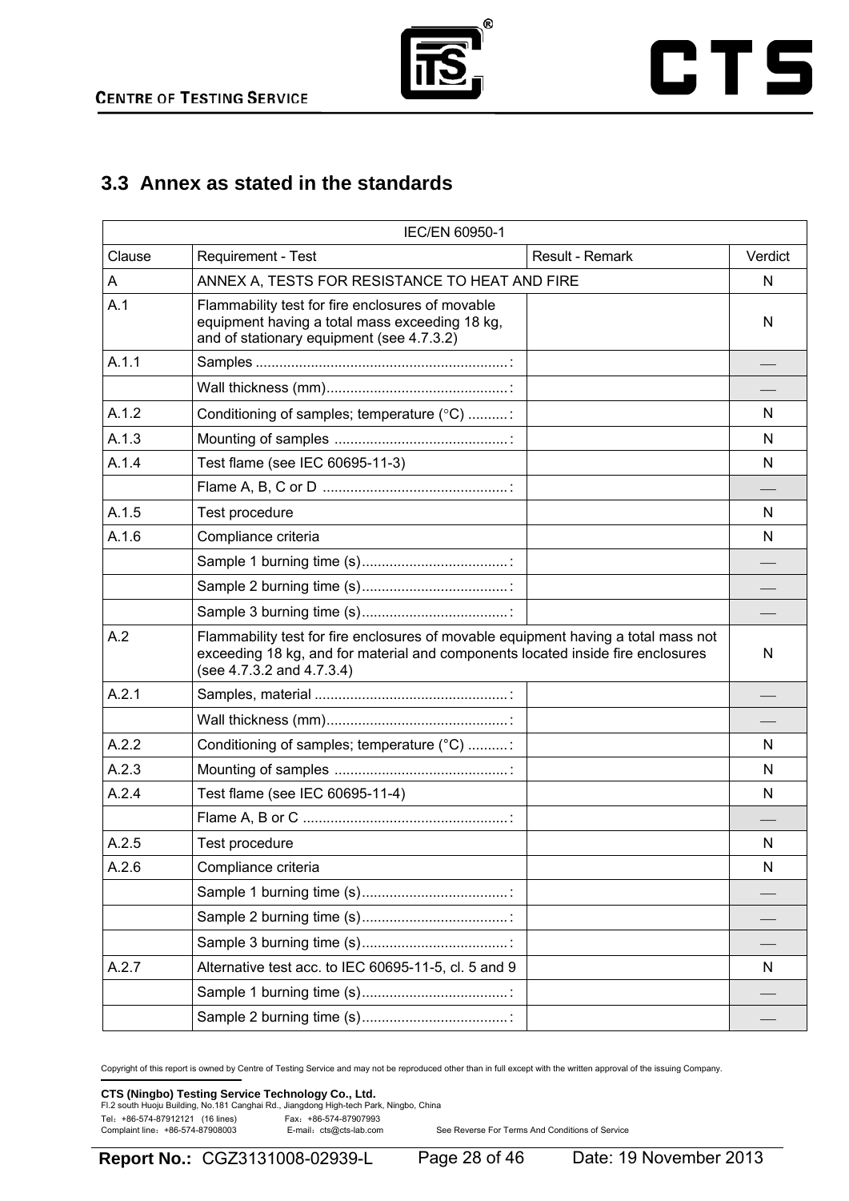## 3.3 Annex as stated in the standards

| IEC/EN 60950-1 | | | |
|---|---|---|---|
| Clause | Requirement - Test | Result - Remark | Verdict |
| A | ANNEX A, TESTS FOR RESISTANCE TO HEAT AND FIRE | | N |
| A.1 | Flammability test for fire enclosures of movable equipment having a total mass exceeding 18 kg, and of stationary equipment (see 4.7.3.2) | | N |
| A.1.1 | Samples ...............................................................: | | — |
| | Wall thickness (mm).............................................: | | — |
| A.1.2 | Conditioning of samples; temperature (°C) ..........: | | N |
| A.1.3 | Mounting of samples ...........................................: | | N |
| A.1.4 | Test flame (see IEC 60695-11-3) | | N |
| | Flame A, B, C or D ..............................................: | | — |
| A.1.5 | Test procedure | | N |
| A.1.6 | Compliance criteria | | N |
| | Sample 1 burning time (s)....................................: | | — |
| | Sample 2 burning time (s)....................................: | | — |
| | Sample 3 burning time (s)....................................: | | — |
| A.2 | Flammability test for fire enclosures of movable equipment having a total mass not exceeding 18 kg, and for material and components located inside fire enclosures (see 4.7.3.2 and 4.7.3.4) | | N |
| A.2.1 | Samples, material ................................................: | | — |
| | Wall thickness (mm).............................................: | | — |
| A.2.2 | Conditioning of samples; temperature (°C) ..........: | | N |
| A.2.3 | Mounting of samples ...........................................: | | N |
| A.2.4 | Test flame (see IEC 60695-11-4) | | N |
| | Flame A, B or C ...................................................: | | — |
| A.2.5 | Test procedure | | N |
| A.2.6 | Compliance criteria | | N |
| | Sample 1 burning time (s)....................................: | | — |
| | Sample 2 burning time (s)....................................: | | — |
| | Sample 3 burning time (s)....................................: | | — |
| A.2.7 | Alternative test acc. to IEC 60695-11-5, cl. 5 and 9 | | N |
| | Sample 1 burning time (s)....................................: | | — |
| | Sample 2 burning time (s)....................................: | | — |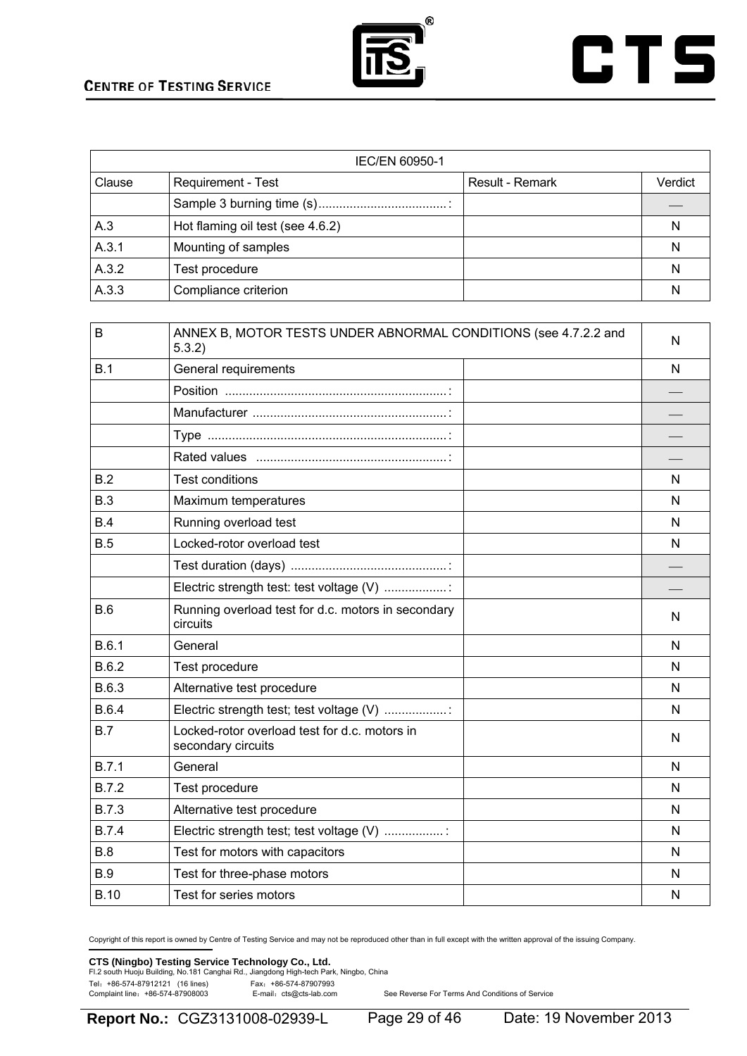| IEC/EN 60950-1 | | | |
|---|---|---|---|
| Clause | Requirement - Test | Result - Remark | Verdict |
| | Sample 3 burning time (s).....................................: | | — |
| A.3 | Hot flaming oil test (see 4.6.2) | | N |
| A.3.1 | Mounting of samples | | N |
| A.3.2 | Test procedure | | N |
| A.3.3 | Compliance criterion | | N |

| B | ANNEX B, MOTOR TESTS UNDER ABNORMAL CONDITIONS (see 4.7.2.2 and 5.3.2) | | N |
|---|---|---|---|
| B.1 | General requirements | | N |
| | Position ................................................................: | | — |
| | Manufacturer ........................................................: | | — |
| | Type .....................................................................: | | — |
| | Rated values .......................................................: | | — |
| B.2 | Test conditions | | N |
| B.3 | Maximum temperatures | | N |
| B.4 | Running overload test | | N |
| B.5 | Locked-rotor overload test | | N |
| | Test duration (days) .............................................: | | — |
| | Electric strength test: test voltage (V) ..................: | | — |
| B.6 | Running overload test for d.c. motors in secondary circuits | | N |
| B.6.1 | General | | N |
| B.6.2 | Test procedure | | N |
| B.6.3 | Alternative test procedure | | N |
| B.6.4 | Electric strength test; test voltage (V) ..................: | | N |
| B.7 | Locked-rotor overload test for d.c. motors in secondary circuits | | N |
| B.7.1 | General | | N |
| B.7.2 | Test procedure | | N |
| B.7.3 | Alternative test procedure | | N |
| B.7.4 | Electric strength test; test voltage (V) .................: | | N |
| B.8 | Test for motors with capacitors | | N |
| B.9 | Test for three-phase motors | | N |
| B.10 | Test for series motors | | N |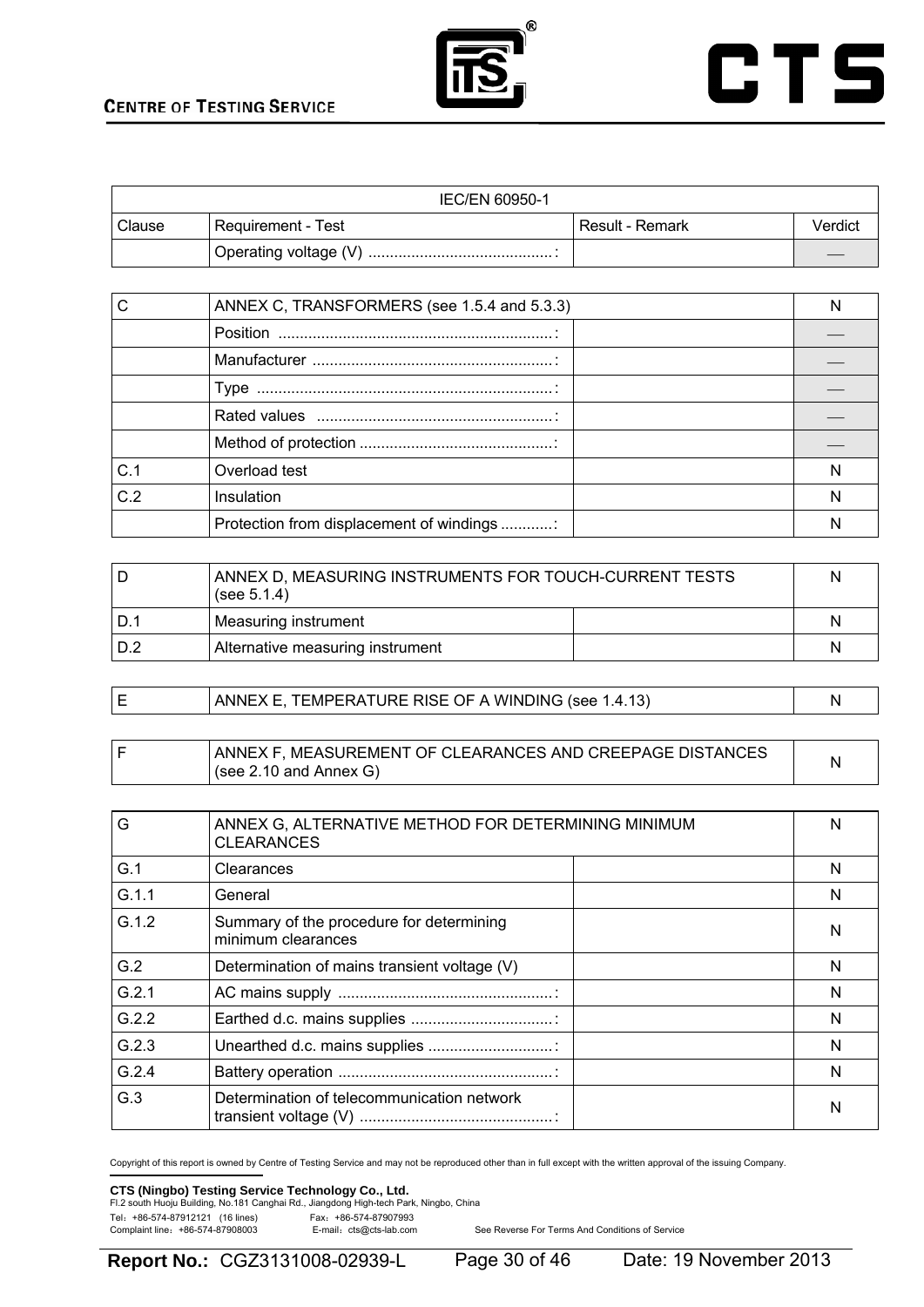| IEC/EN 60950-1 | | | |
|---|---|---|---|
| Clause | Requirement - Test | Result - Remark | Verdict |
| | Operating voltage (V) ..........................................: | | — |

| C | ANNEX C, TRANSFORMERS (see 1.5.4 and 5.3.3) | | N |
|---|---|---|---|
| | Position ...............................................................: | | — |
| | Manufacturer .......................................................: | | — |
| | Type ....................................................................: | | — |
| | Rated values .......................................................: | | — |
| | Method of protection ............................................: | | — |
| C.1 | Overload test | | N |
| C.2 | Insulation | | N |
| | Protection from displacement of windings ............: | | N |

| D | ANNEX D, MEASURING INSTRUMENTS FOR TOUCH-CURRENT TESTS (see 5.1.4) | | N |
|---|---|---|---|
| D.1 | Measuring instrument | | N |
| D.2 | Alternative measuring instrument | | N |

| E | ANNEX E, TEMPERATURE RISE OF A WINDING (see 1.4.13) | N |
|---|---|---|

| F | ANNEX F, MEASUREMENT OF CLEARANCES AND CREEPAGE DISTANCES (see 2.10 and Annex G) | N |
|---|---|---|

| G | ANNEX G, ALTERNATIVE METHOD FOR DETERMINING MINIMUM CLEARANCES | | N |
|---|---|---|---|
| G.1 | Clearances | | N |
| G.1.1 | General | | N |
| G.1.2 | Summary of the procedure for determining minimum clearances | | N |
| G.2 | Determination of mains transient voltage (V) | | N |
| G.2.1 | AC mains supply .................................................: | | N |
| G.2.2 | Earthed d.c. mains supplies .................................: | | N |
| G.2.3 | Unearthed d.c. mains supplies .............................: | | N |
| G.2.4 | Battery operation .................................................: | | N |
| G.3 | Determination of telecommunication network transient voltage (V) ............................................: | | N |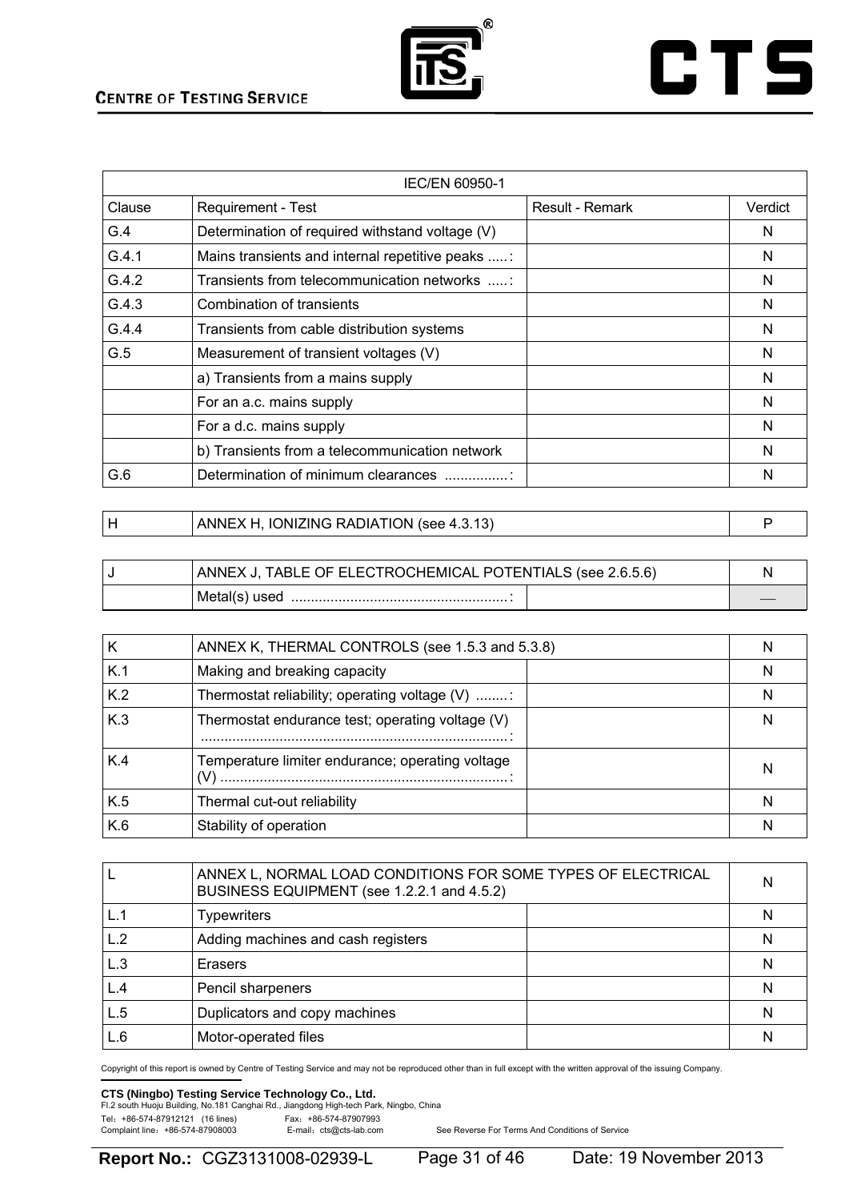| IEC/EN 60950-1 | | | |
|---|---|---|---|
| Clause | Requirement - Test | Result - Remark | Verdict |
| G.4 | Determination of required withstand voltage (V) | | N |
| G.4.1 | Mains transients and internal repetitive peaks .....: | | N |
| G.4.2 | Transients from telecommunication networks .....: | | N |
| G.4.3 | Combination of transients | | N |
| G.4.4 | Transients from cable distribution systems | | N |
| G.5 | Measurement of transient voltages (V) | | N |
| | a) Transients from a mains supply | | N |
| | For an a.c. mains supply | | N |
| | For a d.c. mains supply | | N |
| | b) Transients from a telecommunication network | | N |
| G.6 | Determination of minimum clearances ................: | | N |

| H | ANNEX H, IONIZING RADIATION (see 4.3.13) | | P |
|---|---|---|---|

| J | ANNEX J, TABLE OF ELECTROCHEMICAL POTENTIALS (see 2.6.5.6) | | N |
|---|---|---|---|
| | Metal(s) used .......................................................: | | — |

| K | ANNEX K, THERMAL CONTROLS (see 1.5.3 and 5.3.8) | | N |
|---|---|---|---|
| K.1 | Making and breaking capacity | | N |
| K.2 | Thermostat reliability; operating voltage (V) ........: | | N |
| K.3 | Thermostat endurance test; operating voltage (V) ..............................................................................: | | N |
| K.4 | Temperature limiter endurance; operating voltage (V) .........................................................................: | | N |
| K.5 | Thermal cut-out reliability | | N |
| K.6 | Stability of operation | | N |

| L | ANNEX L, NORMAL LOAD CONDITIONS FOR SOME TYPES OF ELECTRICAL BUSINESS EQUIPMENT (see 1.2.2.1 and 4.5.2) | | N |
|---|---|---|---|
| L.1 | Typewriters | | N |
| L.2 | Adding machines and cash registers | | N |
| L.3 | Erasers | | N |
| L.4 | Pencil sharpeners | | N |
| L.5 | Duplicators and copy machines | | N |
| L.6 | Motor-operated files | | N |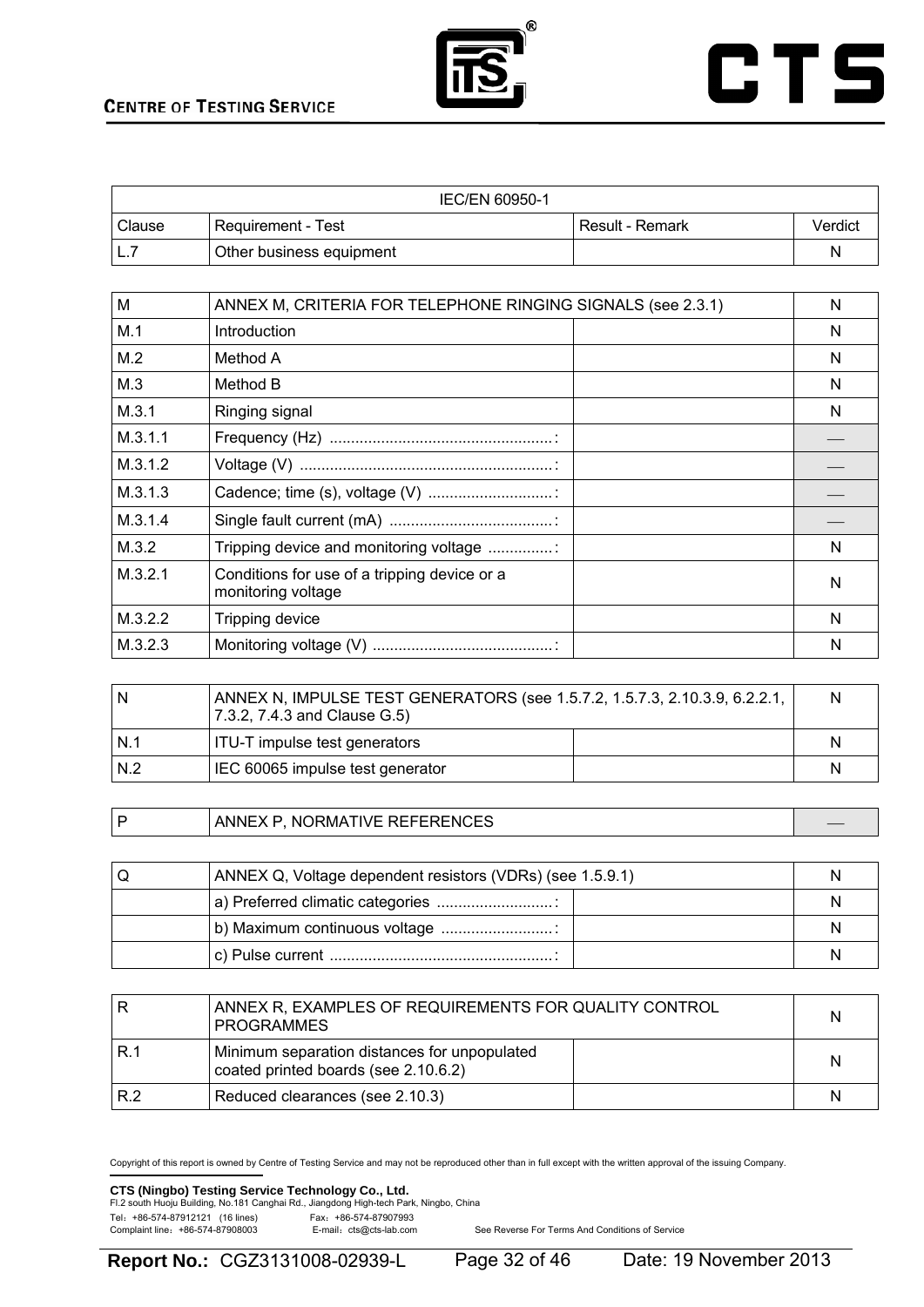| IEC/EN 60950-1 | | | |
|---|---|---|---|
| Clause | Requirement - Test | Result - Remark | Verdict |
| L.7 | Other business equipment | | N |

| M | ANNEX M, CRITERIA FOR TELEPHONE RINGING SIGNALS (see 2.3.1) | | N |
|---|---|---|---|
| M.1 | Introduction | | N |
| M.2 | Method A | | N |
| M.3 | Method B | | N |
| M.3.1 | Ringing signal | | N |
| M.3.1.1 | Frequency (Hz) ....................................................: | | — |
| M.3.1.2 | Voltage (V) ...........................................................: | | — |
| M.3.1.3 | Cadence; time (s), voltage (V) .............................: | | — |
| M.3.1.4 | Single fault current (mA) ......................................: | | — |
| M.3.2 | Tripping device and monitoring voltage ...............: | | N |
| M.3.2.1 | Conditions for use of a tripping device or a monitoring voltage | | N |
| M.3.2.2 | Tripping device | | N |
| M.3.2.3 | Monitoring voltage (V) ..........................................: | | N |

| N | ANNEX N, IMPULSE TEST GENERATORS (see 1.5.7.2, 1.5.7.3, 2.10.3.9, 6.2.2.1, 7.3.2, 7.4.3 and Clause G.5) | | N |
|---|---|---|---|
| N.1 | ITU-T impulse test generators | | N |
| N.2 | IEC 60065 impulse test generator | | N |

| P | ANNEX P, NORMATIVE REFERENCES | | — |
|---|---|---|---|

| Q | ANNEX Q, Voltage dependent resistors (VDRs) (see 1.5.9.1) | | N |
|---|---|---|---|
| | a) Preferred climatic categories ...........................: | | N |
| | b) Maximum continuous voltage ..........................: | | N |
| | c) Pulse current ....................................................: | | N |

| R | ANNEX R, EXAMPLES OF REQUIREMENTS FOR QUALITY CONTROL PROGRAMMES | | N |
|---|---|---|---|
| R.1 | Minimum separation distances for unpopulated coated printed boards (see 2.10.6.2) | | N |
| R.2 | Reduced clearances (see 2.10.3) | | N |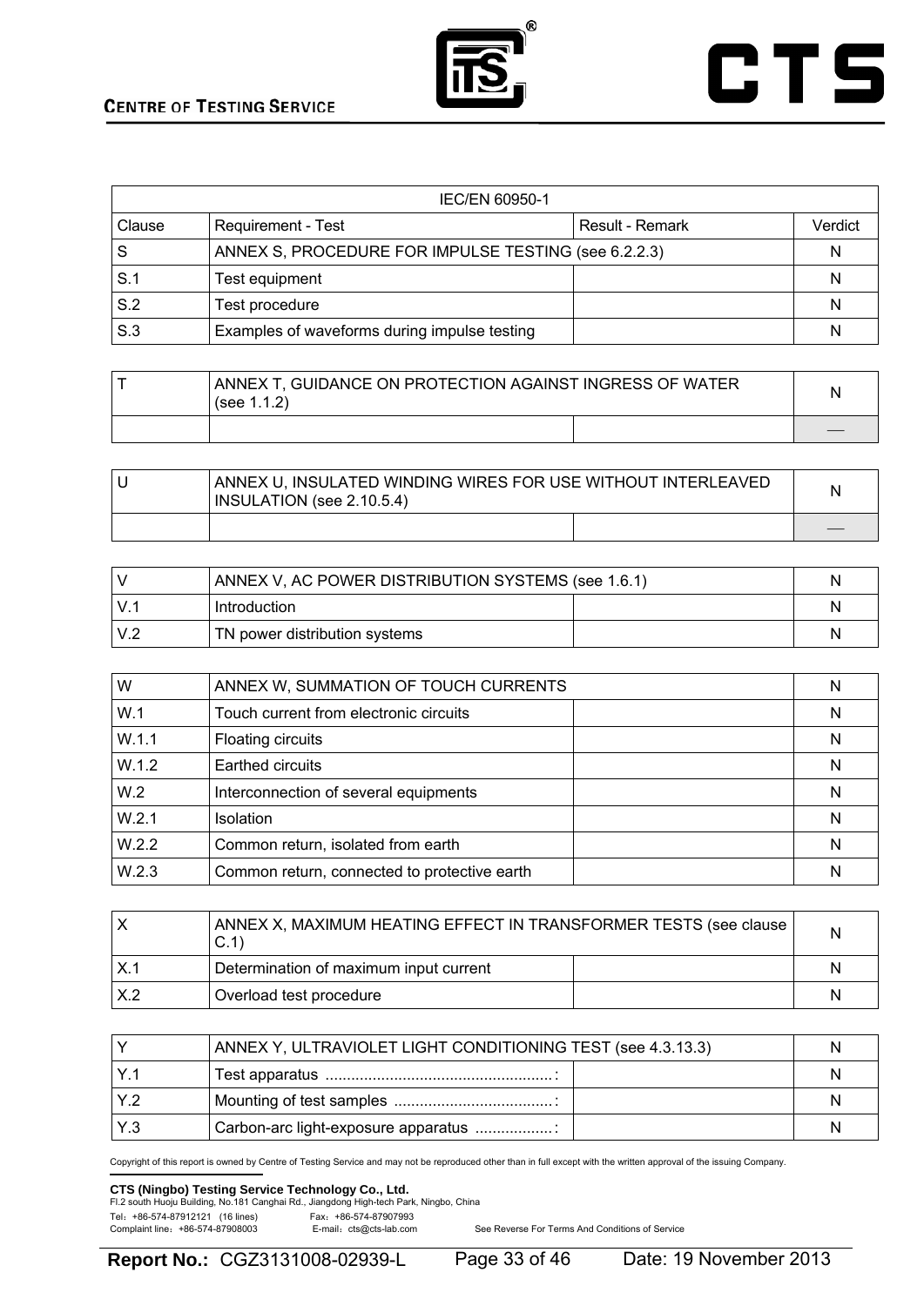| IEC/EN 60950-1 | | | |
|---|---|---|---|
| Clause | Requirement - Test | Result - Remark | Verdict |
| S | ANNEX S, PROCEDURE FOR IMPULSE TESTING (see 6.2.2.3) | | N |
| S.1 | Test equipment | | N |
| S.2 | Test procedure | | N |
| S.3 | Examples of waveforms during impulse testing | | N |

| T | ANNEX T, GUIDANCE ON PROTECTION AGAINST INGRESS OF WATER (see 1.1.2) | | N |
|---|---|---|---|
| | | | — |

| U | ANNEX U, INSULATED WINDING WIRES FOR USE WITHOUT INTERLEAVED INSULATION (see 2.10.5.4) | | N |
|---|---|---|---|
| | | | — |

| V | ANNEX V, AC POWER DISTRIBUTION SYSTEMS (see 1.6.1) | | N |
|---|---|---|---|
| V.1 | Introduction | | N |
| V.2 | TN power distribution systems | | N |

| W | ANNEX W, SUMMATION OF TOUCH CURRENTS | | N |
|---|---|---|---|
| W.1 | Touch current from electronic circuits | | N |
| W.1.1 | Floating circuits | | N |
| W.1.2 | Earthed circuits | | N |
| W.2 | Interconnection of several equipments | | N |
| W.2.1 | Isolation | | N |
| W.2.2 | Common return, isolated from earth | | N |
| W.2.3 | Common return, connected to protective earth | | N |

| X | ANNEX X, MAXIMUM HEATING EFFECT IN TRANSFORMER TESTS (see clause C.1) | | N |
|---|---|---|---|
| X.1 | Determination of maximum input current | | N |
| X.2 | Overload test procedure | | N |

| Y | ANNEX Y, ULTRAVIOLET LIGHT CONDITIONING TEST (see 4.3.13.3) | | N |
|---|---|---|---|
| Y.1 | Test apparatus .....................................................: | | N |
| Y.2 | Mounting of test samples .....................................: | | N |
| Y.3 | Carbon-arc light-exposure apparatus ..................: | | N |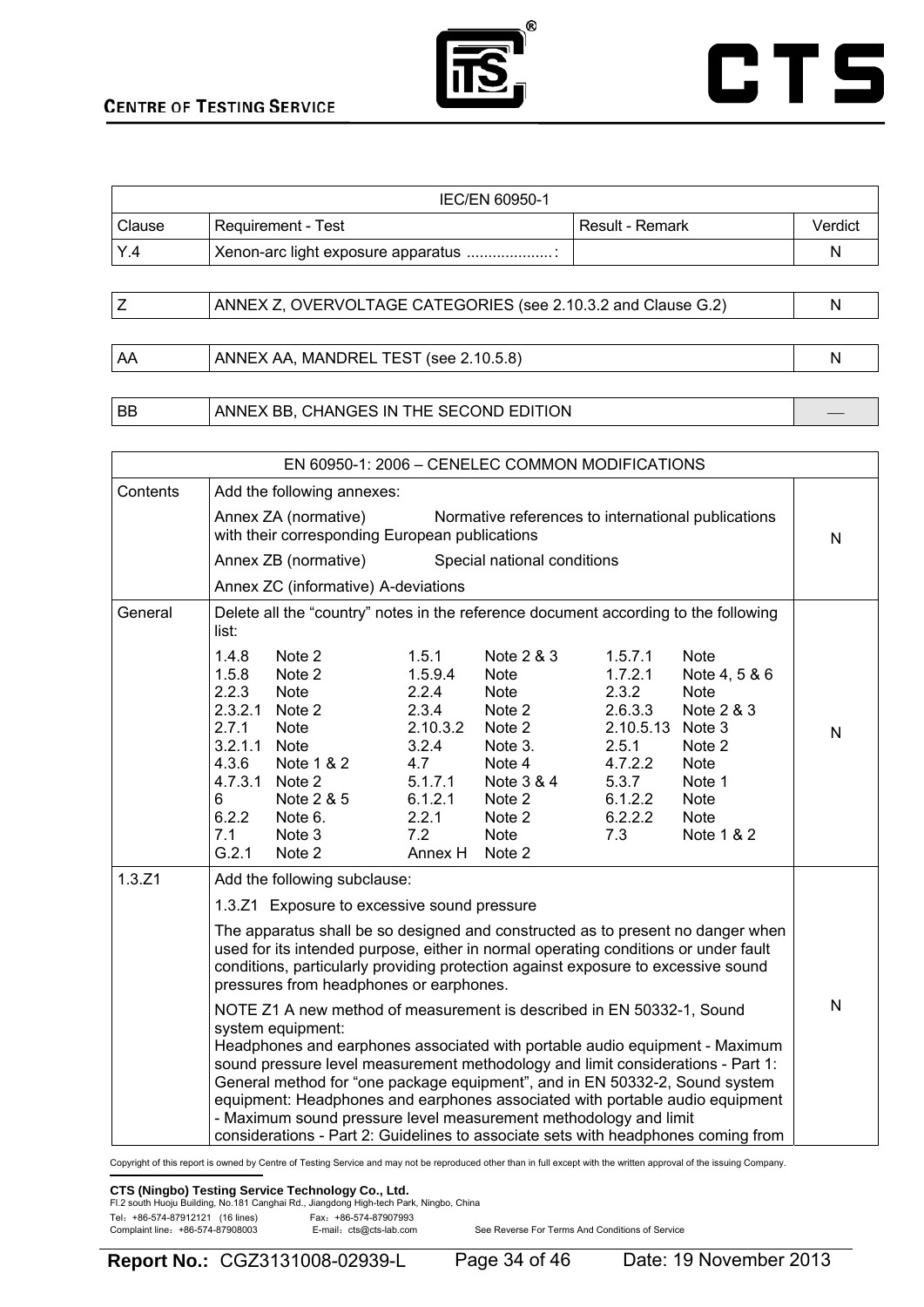| IEC/EN 60950-1 | | | |
|---|---|---|---|
| Clause | Requirement - Test | Result - Remark | Verdict |
| Y.4 | Xenon-arc light exposure apparatus ....................: | | N |

| | | |
|---|---|---|
| Z | ANNEX Z, OVERVOLTAGE CATEGORIES (see 2.10.3.2 and Clause G.2) | N |

| | | |
|---|---|---|
| AA | ANNEX AA, MANDREL TEST (see 2.10.5.8) | N |

| | | |
|---|---|---|
| BB | ANNEX BB, CHANGES IN THE SECOND EDITION | — |

| EN 60950-1: 2006 – CENELEC COMMON MODIFICATIONS | | |
|---|---|---|
| Contents | Add the following annexes:<br>Annex ZA (normative) Normative references to international publications with their corresponding European publications<br>Annex ZB (normative) Special national conditions<br>Annex ZC (informative) A-deviations | N |
| General | Delete all the "country" notes in the reference document according to the following list:<br>1.4.8 Note 2; 1.5.1 Note 2 & 3; 1.5.7.1 Note<br>1.5.8 Note 2; 1.5.9.4 Note; 1.7.2.1 Note 4, 5 & 6<br>2.2.3 Note; 2.2.4 Note; 2.3.2 Note<br>2.3.2.1 Note 2; 2.3.4 Note 2; 2.6.3.3 Note 2 & 3<br>2.7.1 Note; 2.10.3.2 Note 2; 2.10.5.13 Note 3<br>3.2.1.1 Note; 3.2.4 Note 3.; 2.5.1 Note 2<br>4.3.6 Note 1 & 2; 4.7 Note 4; 4.7.2.2 Note<br>4.7.3.1 Note 2; 5.1.7.1 Note 3 & 4; 5.3.7 Note 1<br>6 Note 2 & 5; 6.1.2.1 Note 2; 6.1.2.2 Note<br>6.2.2 Note 6.; 2.2.1 Note 2; 6.2.2.2 Note<br>7.1 Note 3; 7.2 Note; 7.3 Note 1 & 2<br>G.2.1 Note 2; Annex H Note 2 | N |
| 1.3.Z1 | Add the following subclause:<br>1.3.Z1 Exposure to excessive sound pressure<br>The apparatus shall be so designed and constructed as to present no danger when used for its intended purpose, either in normal operating conditions or under fault conditions, particularly providing protection against exposure to excessive sound pressures from headphones or earphones.<br>NOTE Z1 A new method of measurement is described in EN 50332-1, Sound system equipment:<br>Headphones and earphones associated with portable audio equipment - Maximum sound pressure level measurement methodology and limit considerations - Part 1: General method for "one package equipment", and in EN 50332-2, Sound system equipment: Headphones and earphones associated with portable audio equipment - Maximum sound pressure level measurement methodology and limit considerations - Part 2: Guidelines to associate sets with headphones coming from | N |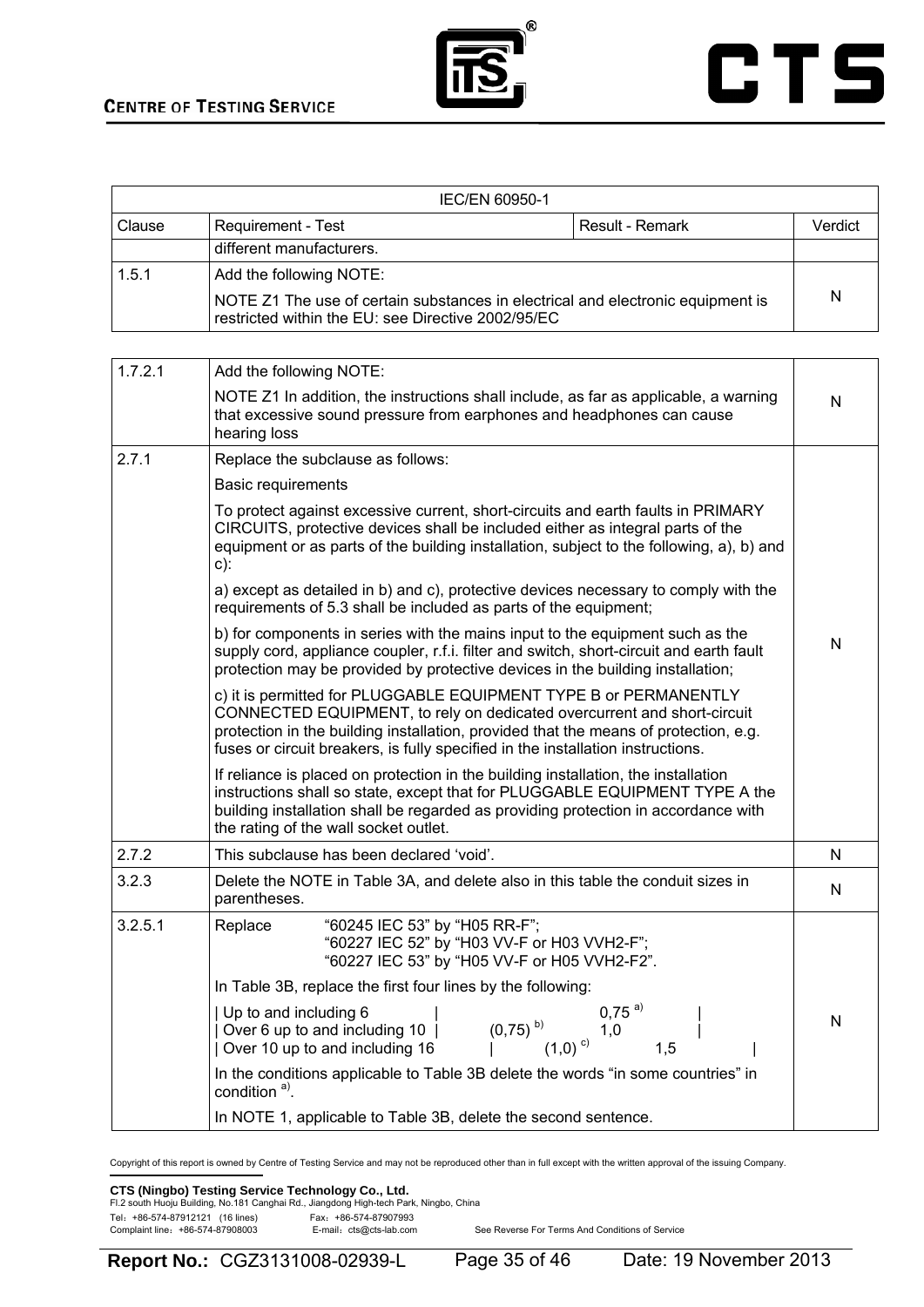| IEC/EN 60950-1 | | | |
|---|---|---|---|
| Clause | Requirement - Test | Result - Remark | Verdict |
| | different manufacturers. | | |
| 1.5.1 | Add the following NOTE:<br>NOTE Z1 The use of certain substances in electrical and electronic equipment is restricted within the EU: see Directive 2002/95/EC | | N |

| | | |
|---|---|---|
| 1.7.2.1 | Add the following NOTE:<br>NOTE Z1 In addition, the instructions shall include, as far as applicable, a warning that excessive sound pressure from earphones and headphones can cause hearing loss | N |
| 2.7.1 | Replace the subclause as follows:<br>Basic requirements<br>To protect against excessive current, short-circuits and earth faults in PRIMARY CIRCUITS, protective devices shall be included either as integral parts of the equipment or as parts of the building installation, subject to the following, a), b) and c):<br>a) except as detailed in b) and c), protective devices necessary to comply with the requirements of 5.3 shall be included as parts of the equipment;<br>b) for components in series with the mains input to the equipment such as the supply cord, appliance coupler, r.f.i. filter and switch, short-circuit and earth fault protection may be provided by protective devices in the building installation;<br>c) it is permitted for PLUGGABLE EQUIPMENT TYPE B or PERMANENTLY CONNECTED EQUIPMENT, to rely on dedicated overcurrent and short-circuit protection in the building installation, provided that the means of protection, e.g. fuses or circuit breakers, is fully specified in the installation instructions.<br>If reliance is placed on protection in the building installation, the installation instructions shall so state, except that for PLUGGABLE EQUIPMENT TYPE A the building installation shall be regarded as providing protection in accordance with the rating of the wall socket outlet. | N |
| 2.7.2 | This subclause has been declared 'void'. | N |
| 3.2.3 | Delete the NOTE in Table 3A, and delete also in this table the conduit sizes in parentheses. | N |
| 3.2.5.1 | Replace "60245 IEC 53" by "H05 RR-F";<br>"60227 IEC 52" by "H03 VV-F or H03 VVH2-F";<br>"60227 IEC 53" by "H05 VV-F or H05 VVH2-F2".<br>In Table 3B, replace the first four lines by the following:<br>\| Up to and including 6 \| 0,75 [a)] \|<br>\| Over 6 up to and including 10 \| (0,75) [b)] 1,0 \|<br>\| Over 10 up to and including 16 \| (1,0) [c)] 1,5 \|<br>In the conditions applicable to Table 3B delete the words "in some countries" in condition [a)].<br>In NOTE 1, applicable to Table 3B, delete the second sentence. | N |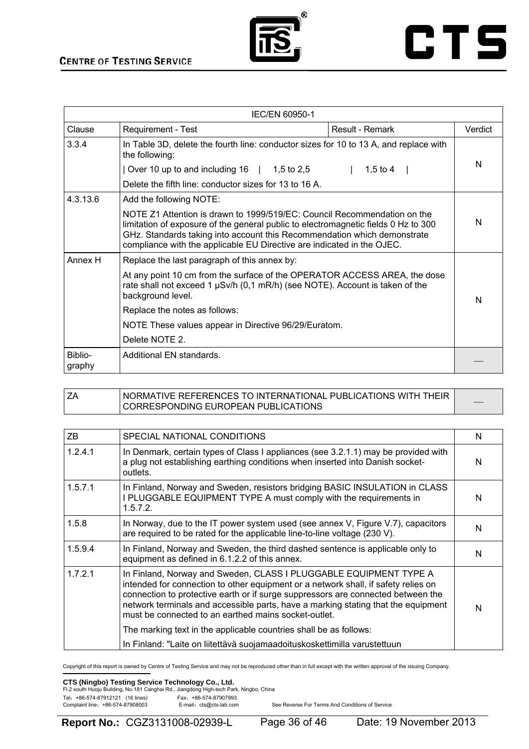| IEC/EN 60950-1 | | | |
|---|---|---|---|
| Clause | Requirement - Test | Result - Remark | Verdict |
| 3.3.4 | In Table 3D, delete the fourth line: conductor sizes for 10 to 13 A, and replace with the following:<br>\| Over 10 up to and including 16 \| 1,5 to 2,5 \| 1,5 to 4 \|<br>Delete the fifth line: conductor sizes for 13 to 16 A. | | N |
| 4.3.13.6 | Add the following NOTE:<br>NOTE Z1 Attention is drawn to 1999/519/EC: Council Recommendation on the limitation of exposure of the general public to electromagnetic fields 0 Hz to 300 GHz. Standards taking into account this Recommendation which demonstrate compliance with the applicable EU Directive are indicated in the OJEC. | | N |
| Annex H | Replace the last paragraph of this annex by:<br>At any point 10 cm from the surface of the OPERATOR ACCESS AREA, the dose rate shall not exceed 1 μSv/h (0,1 mR/h) (see NOTE). Account is taken of the background level.<br>Replace the notes as follows:<br>NOTE These values appear in Directive 96/29/Euratom.<br>Delete NOTE 2. | | N |
| Biblio-graphy | Additional EN standards. | | — |

| ZA | NORMATIVE REFERENCES TO INTERNATIONAL PUBLICATIONS WITH THEIR CORRESPONDING EUROPEAN PUBLICATIONS | — |
|---|---|---|

| ZB | SPECIAL NATIONAL CONDITIONS | N |
|---|---|---|
| 1.2.4.1 | In Denmark, certain types of Class I appliances (see 3.2.1.1) may be provided with a plug not establishing earthing conditions when inserted into Danish socket-outlets. | N |
| 1.5.7.1 | In Finland, Norway and Sweden, resistors bridging BASIC INSULATION in CLASS I PLUGGABLE EQUIPMENT TYPE A must comply with the requirements in 1.5.7.2. | N |
| 1.5.8 | In Norway, due to the IT power system used (see annex V, Figure V.7), capacitors are required to be rated for the applicable line-to-line voltage (230 V). | N |
| 1.5.9.4 | In Finland, Norway and Sweden, the third dashed sentence is applicable only to equipment as defined in 6.1.2.2 of this annex. | N |
| 1.7.2.1 | In Finland, Norway and Sweden, CLASS I PLUGGABLE EQUIPMENT TYPE A intended for connection to other equipment or a network shall, if safety relies on connection to protective earth or if surge suppressors are connected between the network terminals and accessible parts, have a marking stating that the equipment must be connected to an earthed mains socket-outlet.<br>The marking text in the applicable countries shall be as follows:<br>In Finland: "Laite on liitettävä suojamaadoituskoskettimilla varustettuun | N |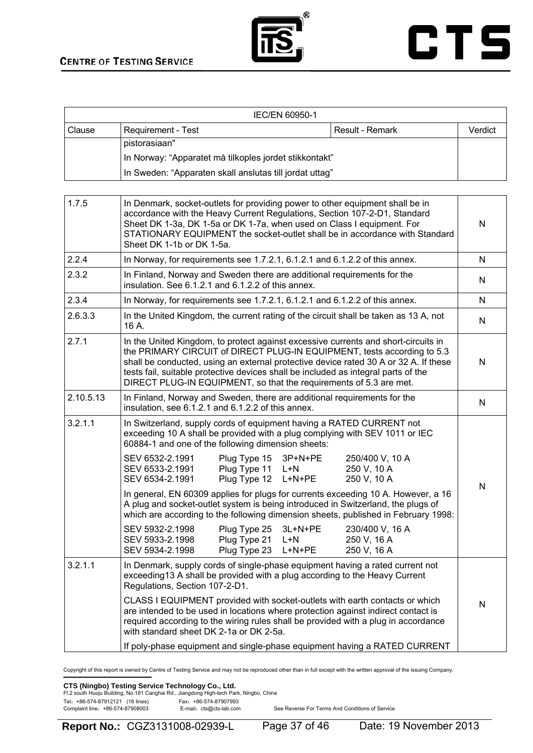| IEC/EN 60950-1 | | | |
|---|---|---|---|
| Clause | Requirement - Test | Result - Remark | Verdict |
| | pistorasiaan"<br>In Norway: “Apparatet må tilkoples jordet stikkontakt”<br>In Sweden: “Apparaten skall anslutas till jordat uttag” | | |

| | | |
|---|---|---|
| 1.7.5 | In Denmark, socket-outlets for providing power to other equipment shall be in accordance with the Heavy Current Regulations, Section 107-2-D1, Standard Sheet DK 1-3a, DK 1-5a or DK 1-7a, when used on Class I equipment. For STATIONARY EQUIPMENT the socket-outlet shall be in accordance with Standard Sheet DK 1-1b or DK 1-5a. | N |
| 2.2.4 | In Norway, for requirements see 1.7.2.1, 6.1.2.1 and 6.1.2.2 of this annex. | N |
| 2.3.2 | In Finland, Norway and Sweden there are additional requirements for the insulation. See 6.1.2.1 and 6.1.2.2 of this annex. | N |
| 2.3.4 | In Norway, for requirements see 1.7.2.1, 6.1.2.1 and 6.1.2.2 of this annex. | N |
| 2.6.3.3 | In the United Kingdom, the current rating of the circuit shall be taken as 13 A, not 16 A. | N |
| 2.7.1 | In the United Kingdom, to protect against excessive currents and short-circuits in the PRIMARY CIRCUIT of DIRECT PLUG-IN EQUIPMENT, tests according to 5.3 shall be conducted, using an external protective device rated 30 A or 32 A. If these tests fail, suitable protective devices shall be included as integral parts of the DIRECT PLUG-IN EQUIPMENT, so that the requirements of 5.3 are met. | N |
| 2.10.5.13 | In Finland, Norway and Sweden, there are additional requirements for the insulation, see 6.1.2.1 and 6.1.2.2 of this annex. | N |
| 3.2.1.1 | In Switzerland, supply cords of equipment having a RATED CURRENT not exceeding 10 A shall be provided with a plug complying with SEV 1011 or IEC 60884-1 and one of the following dimension sheets:<br>SEV 6532-2.1991 Plug Type 15 3P+N+PE 250/400 V, 10 A<br>SEV 6533-2.1991 Plug Type 11 L+N 250 V, 10 A<br>SEV 6534-2.1991 Plug Type 12 L+N+PE 250 V, 10 A<br>In general, EN 60309 applies for plugs for currents exceeding 10 A. However, a 16 A plug and socket-outlet system is being introduced in Switzerland, the plugs of which are according to the following dimension sheets, published in February 1998:<br>SEV 5932-2.1998 Plug Type 25 3L+N+PE 230/400 V, 16 A<br>SEV 5933-2.1998 Plug Type 21 L+N 250 V, 16 A<br>SEV 5934-2.1998 Plug Type 23 L+N+PE 250 V, 16 A | N |
| 3.2.1.1 | In Denmark, supply cords of single-phase equipment having a rated current not exceeding13 A shall be provided with a plug according to the Heavy Current Regulations, Section 107-2-D1.<br>CLASS I EQUIPMENT provided with socket-outlets with earth contacts or which are intended to be used in locations where protection against indirect contact is required according to the wiring rules shall be provided with a plug in accordance with standard sheet DK 2-1a or DK 2-5a.<br>If poly-phase equipment and single-phase equipment having a RATED CURRENT | N |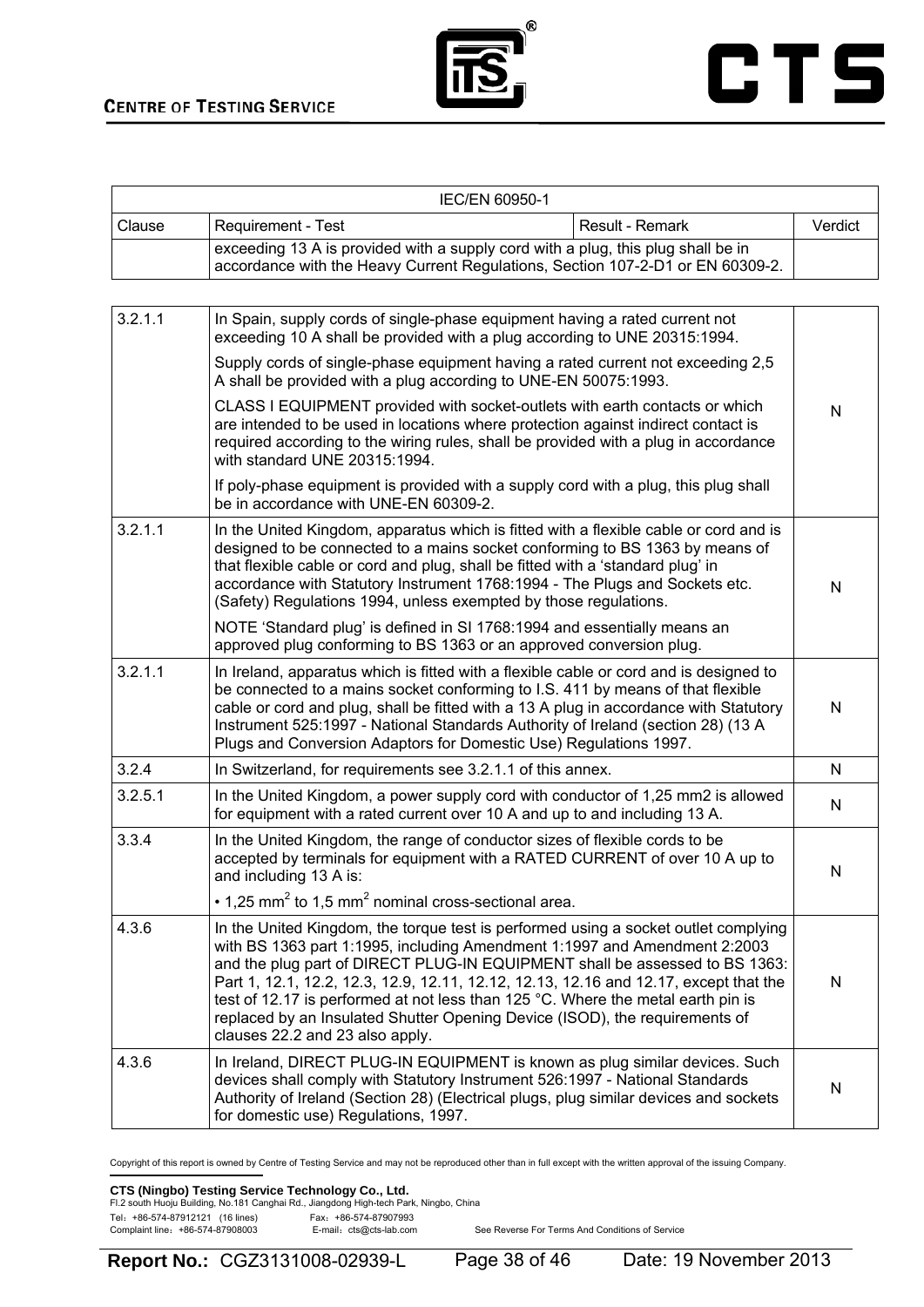| IEC/EN 60950-1 | | | |
|---|---|---|---|
| Clause | Requirement - Test | Result - Remark | Verdict |
| | exceeding 13 A is provided with a supply cord with a plug, this plug shall be in accordance with the Heavy Current Regulations, Section 107-2-D1 or EN 60309-2. | | |

| | | |
|---|---|---|
| 3.2.1.1 | In Spain, supply cords of single-phase equipment having a rated current not exceeding 10 A shall be provided with a plug according to UNE 20315:1994.<br>Supply cords of single-phase equipment having a rated current not exceeding 2,5 A shall be provided with a plug according to UNE-EN 50075:1993.<br>CLASS I EQUIPMENT provided with socket-outlets with earth contacts or which are intended to be used in locations where protection against indirect contact is required according to the wiring rules, shall be provided with a plug in accordance with standard UNE 20315:1994.<br>If poly-phase equipment is provided with a supply cord with a plug, this plug shall be in accordance with UNE-EN 60309-2. | N |
| 3.2.1.1 | In the United Kingdom, apparatus which is fitted with a flexible cable or cord and is designed to be connected to a mains socket conforming to BS 1363 by means of that flexible cable or cord and plug, shall be fitted with a 'standard plug' in accordance with Statutory Instrument 1768:1994 - The Plugs and Sockets etc. (Safety) Regulations 1994, unless exempted by those regulations.<br>NOTE 'Standard plug' is defined in SI 1768:1994 and essentially means an approved plug conforming to BS 1363 or an approved conversion plug. | N |
| 3.2.1.1 | In Ireland, apparatus which is fitted with a flexible cable or cord and is designed to be connected to a mains socket conforming to I.S. 411 by means of that flexible cable or cord and plug, shall be fitted with a 13 A plug in accordance with Statutory Instrument 525:1997 - National Standards Authority of Ireland (section 28) (13 A Plugs and Conversion Adaptors for Domestic Use) Regulations 1997. | N |
| 3.2.4 | In Switzerland, for requirements see 3.2.1.1 of this annex. | N |
| 3.2.5.1 | In the United Kingdom, a power supply cord with conductor of 1,25 mm2 is allowed for equipment with a rated current over 10 A and up to and including 13 A. | N |
| 3.3.4 | In the United Kingdom, the range of conductor sizes of flexible cords to be accepted by terminals for equipment with a RATED CURRENT of over 10 A up to and including 13 A is:<br>• 1,25 $mm^2$ to 1,5 $mm^2$ nominal cross-sectional area. | N |
| 4.3.6 | In the United Kingdom, the torque test is performed using a socket outlet complying with BS 1363 part 1:1995, including Amendment 1:1997 and Amendment 2:2003 and the plug part of DIRECT PLUG-IN EQUIPMENT shall be assessed to BS 1363: Part 1, 12.1, 12.2, 12.3, 12.9, 12.11, 12.12, 12.13, 12.16 and 12.17, except that the test of 12.17 is performed at not less than 125 °C. Where the metal earth pin is replaced by an Insulated Shutter Opening Device (ISOD), the requirements of clauses 22.2 and 23 also apply. | N |
| 4.3.6 | In Ireland, DIRECT PLUG-IN EQUIPMENT is known as plug similar devices. Such devices shall comply with Statutory Instrument 526:1997 - National Standards Authority of Ireland (Section 28) (Electrical plugs, plug similar devices and sockets for domestic use) Regulations, 1997. | N |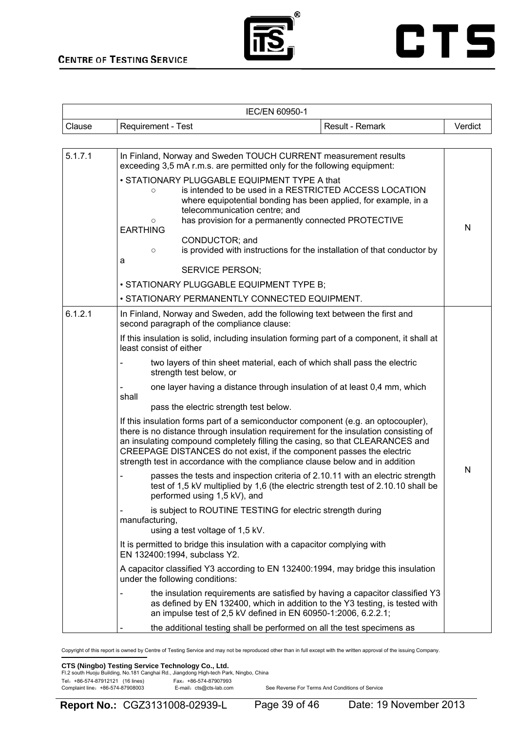| IEC/EN 60950-1 | | | |
|---|---|---|---|
| Clause | Requirement - Test | Result - Remark | Verdict |
| 5.1.7.1 | In Finland, Norway and Sweden TOUCH CURRENT measurement results exceeding 3,5 mA r.m.s. are permitted only for the following equipment:<br>• STATIONARY PLUGGABLE EQUIPMENT TYPE A that<br>○ is intended to be used in a RESTRICTED ACCESS LOCATION where equipotential bonding has been applied, for example, in a telecommunication centre; and<br>○ has provision for a permanently connected PROTECTIVE EARTHING CONDUCTOR; and<br>○ is provided with instructions for the installation of that conductor by a SERVICE PERSON;<br>• STATIONARY PLUGGABLE EQUIPMENT TYPE B;<br>• STATIONARY PERMANENTLY CONNECTED EQUIPMENT. | | N |
| 6.1.2.1 | In Finland, Norway and Sweden, add the following text between the first and second paragraph of the compliance clause:<br>If this insulation is solid, including insulation forming part of a component, it shall at least consist of either<br>- two layers of thin sheet material, each of which shall pass the electric strength test below, or<br>- one layer having a distance through insulation of at least 0,4 mm, which shall pass the electric strength test below.<br>If this insulation forms part of a semiconductor component (e.g. an optocoupler), there is no distance through insulation requirement for the insulation consisting of an insulating compound completely filling the casing, so that CLEARANCES and CREEPAGE DISTANCES do not exist, if the component passes the electric strength test in accordance with the compliance clause below and in addition<br>- passes the tests and inspection criteria of 2.10.11 with an electric strength test of 1,5 kV multiplied by 1,6 (the electric strength test of 2.10.10 shall be performed using 1,5 kV), and<br>- is subject to ROUTINE TESTING for electric strength during manufacturing, using a test voltage of 1,5 kV.<br>It is permitted to bridge this insulation with a capacitor complying with EN 132400:1994, subclass Y2.<br>A capacitor classified Y3 according to EN 132400:1994, may bridge this insulation under the following conditions:<br>- the insulation requirements are satisfied by having a capacitor classified Y3 as defined by EN 132400, which in addition to the Y3 testing, is tested with an impulse test of 2,5 kV defined in EN 60950-1:2006, 6.2.2.1;<br>- the additional testing shall be performed on all the test specimens as | | N |

Copyright of this report is owned by Centre of Testing Service and may not be reproduced other than in full except with the written approval of the issuing Company.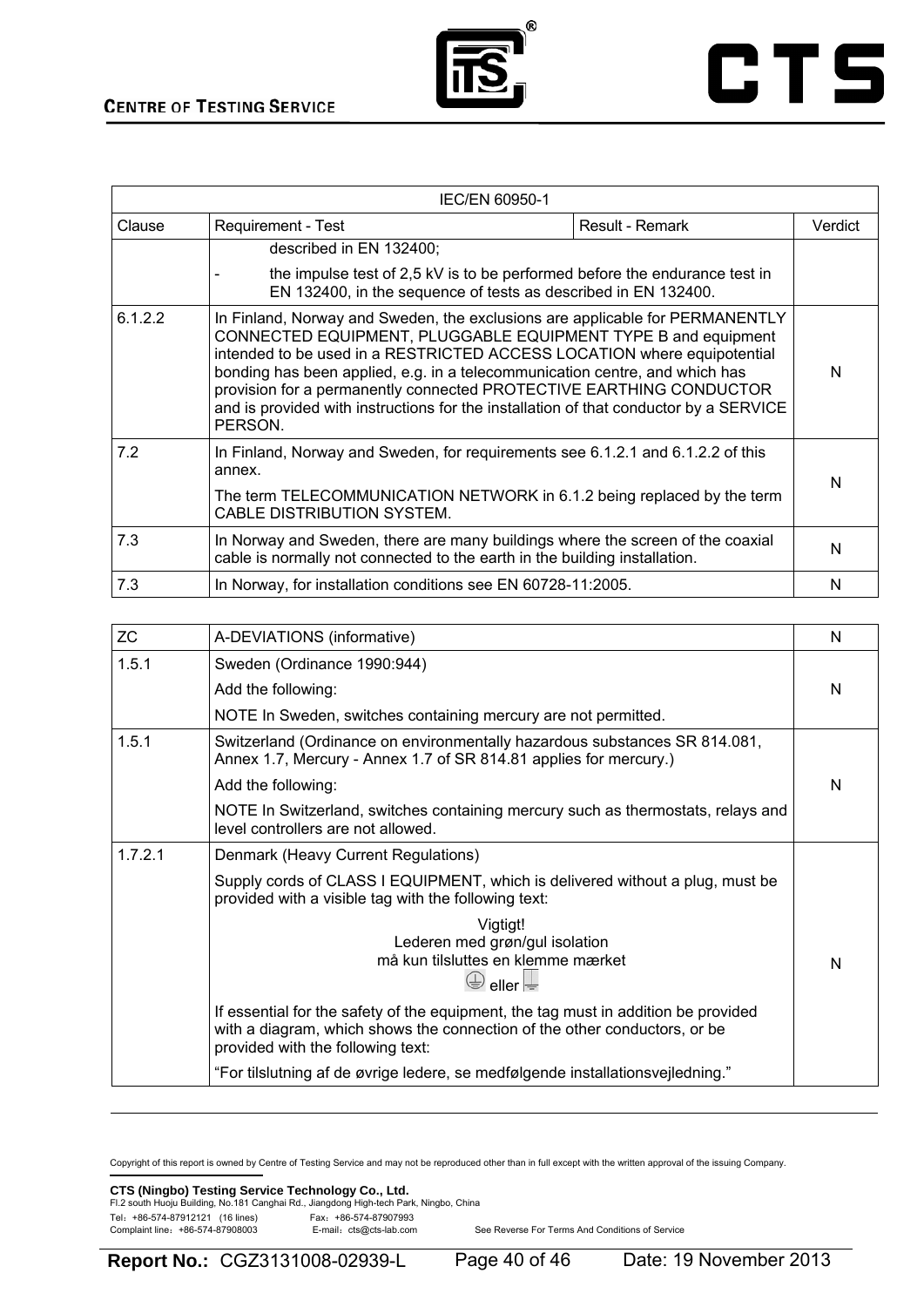| IEC/EN 60950-1 | | | |
|---|---|---|---|
| Clause | Requirement - Test | Result - Remark | Verdict |
| | described in EN 132400;<br>- the impulse test of 2,5 kV is to be performed before the endurance test in EN 132400, in the sequence of tests as described in EN 132400. | | |
| 6.1.2.2 | In Finland, Norway and Sweden, the exclusions are applicable for PERMANENTLY CONNECTED EQUIPMENT, PLUGGABLE EQUIPMENT TYPE B and equipment intended to be used in a RESTRICTED ACCESS LOCATION where equipotential bonding has been applied, e.g. in a telecommunication centre, and which has provision for a permanently connected PROTECTIVE EARTHING CONDUCTOR and is provided with instructions for the installation of that conductor by a SERVICE PERSON. | | N |
| 7.2 | In Finland, Norway and Sweden, for requirements see 6.1.2.1 and 6.1.2.2 of this annex.<br>The term TELECOMMUNICATION NETWORK in 6.1.2 being replaced by the term CABLE DISTRIBUTION SYSTEM. | | N |
| 7.3 | In Norway and Sweden, there are many buildings where the screen of the coaxial cable is normally not connected to the earth in the building installation. | | N |
| 7.3 | In Norway, for installation conditions see EN 60728-11:2005. | | N |

| ZC | A-DEVIATIONS (informative) | N |
|---|---|---|
| 1.5.1 | Sweden (Ordinance 1990:944)<br>Add the following:<br>NOTE In Sweden, switches containing mercury are not permitted. | N |
| 1.5.1 | Switzerland (Ordinance on environmentally hazardous substances SR 814.081, Annex 1.7, Mercury - Annex 1.7 of SR 814.81 applies for mercury.)<br>Add the following:<br>NOTE In Switzerland, switches containing mercury such as thermostats, relays and level controllers are not allowed. | N |
| 1.7.2.1 | Denmark (Heavy Current Regulations)<br>Supply cords of CLASS I EQUIPMENT, which is delivered without a plug, must be provided with a visible tag with the following text:<br>Vigtigt!<br>Lederen med grøn/gul isolation<br>må kun tilsluttes en klemme mærket<br>⏚ eller ⏚<br>If essential for the safety of the equipment, the tag must in addition be provided with a diagram, which shows the connection of the other conductors, or be provided with the following text:<br>"For tilslutning af de øvrige ledere, se medfølgende installationsvejledning." | N |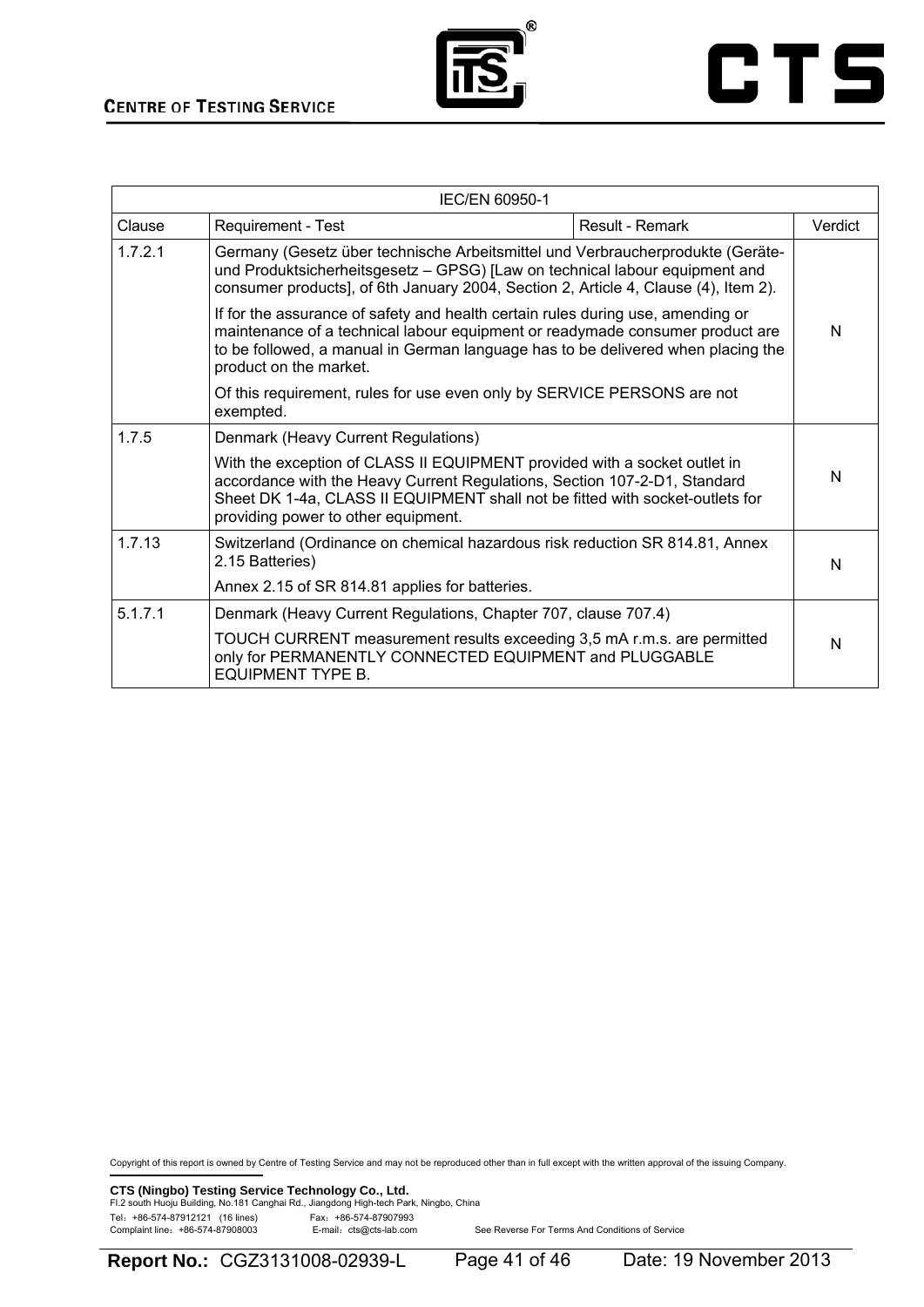| IEC/EN 60950-1 | | | |
|---|---|---|---|
| Clause | Requirement - Test | Result - Remark | Verdict |
| 1.7.2.1 | Germany (Gesetz über technische Arbeitsmittel und Verbraucherprodukte (Geräte- und Produktsicherheitsgesetz – GPSG) [Law on technical labour equipment and consumer products], of 6th January 2004, Section 2, Article 4, Clause (4), Item 2).<br><br>If for the assurance of safety and health certain rules during use, amending or maintenance of a technical labour equipment or readymade consumer product are to be followed, a manual in German language has to be delivered when placing the product on the market.<br><br>Of this requirement, rules for use even only by SERVICE PERSONS are not exempted. | | N |
| 1.7.5 | Denmark (Heavy Current Regulations)<br><br>With the exception of CLASS II EQUIPMENT provided with a socket outlet in accordance with the Heavy Current Regulations, Section 107-2-D1, Standard Sheet DK 1-4a, CLASS II EQUIPMENT shall not be fitted with socket-outlets for providing power to other equipment. | | N |
| 1.7.13 | Switzerland (Ordinance on chemical hazardous risk reduction SR 814.81, Annex 2.15 Batteries)<br><br>Annex 2.15 of SR 814.81 applies for batteries. | | N |
| 5.1.7.1 | Denmark (Heavy Current Regulations, Chapter 707, clause 707.4)<br><br>TOUCH CURRENT measurement results exceeding 3,5 mA r.m.s. are permitted only for PERMANENTLY CONNECTED EQUIPMENT and PLUGGABLE EQUIPMENT TYPE B. | | N |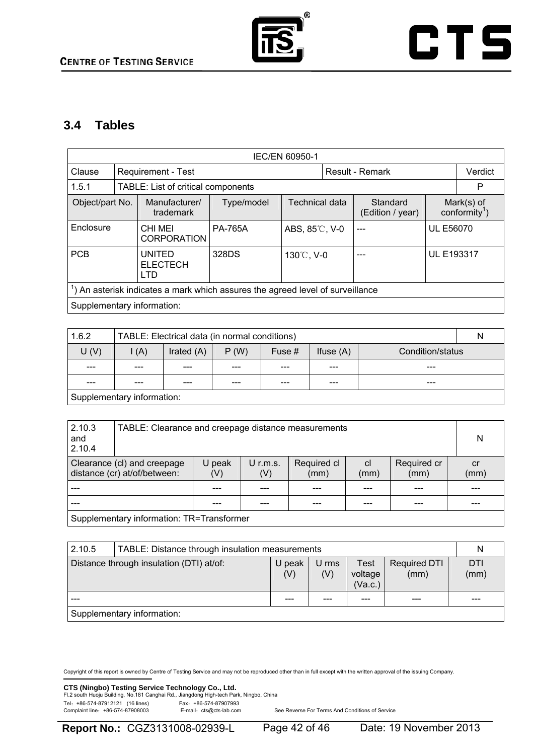## 3.4 Tables

| IEC/EN 60950-1 | | | | | |
|---|---|---|---|---|---|
| Clause | Requirement - Test | | Result - Remark | | Verdict |
| 1.5.1 | TABLE: List of critical components | | | | P |

| Object/part No. | Manufacturer/ trademark | Type/model | Technical data | Standard (Edition / year) | Mark(s) of conformity[1]) |
|---|---|---|---|---|---|
| Enclosure | CHI MEI CORPORATION | PA-765A | ABS, 85℃, V-0 | --- | UL E56070 |
| PCB | UNITED ELECTECH LTD | 328DS | 130℃, V-0 | --- | UL E193317 |

[1]) An asterisk indicates a mark which assures the agreed level of surveillance

Supplementary information:

| 1.6.2 | TABLE: Electrical data (in normal conditions) | | | | | N |
|---|---|---|---|---|---|---|
| U (V) | I (A) | Irated (A) | P (W) | Fuse # | Ifuse (A) | Condition/status |
| --- | --- | --- | --- | --- | --- | --- |
| --- | --- | --- | --- | --- | --- | --- |

Supplementary information:

| 2.10.3 and 2.10.4 | TABLE: Clearance and creepage distance measurements | | | | | N |
|---|---|---|---|---|---|---|
| Clearance (cl) and creepage distance (cr) at/of/between: | U peak (V) | U r.m.s. (V) | Required cl (mm) | cl (mm) | Required cr (mm) | cr (mm) |
| --- | --- | --- | --- | --- | --- | --- |
| --- | --- | --- | --- | --- | --- | --- |

Supplementary information: TR=Transformer

| 2.10.5 | TABLE: Distance through insulation measurements | | | | N |
|---|---|---|---|---|---|
| Distance through insulation (DTI) at/of: | U peak (V) | U rms (V) | Test voltage (Va.c.) | Required DTI (mm) | DTI (mm) |
| --- | --- | --- | --- | --- | --- |

Supplementary information: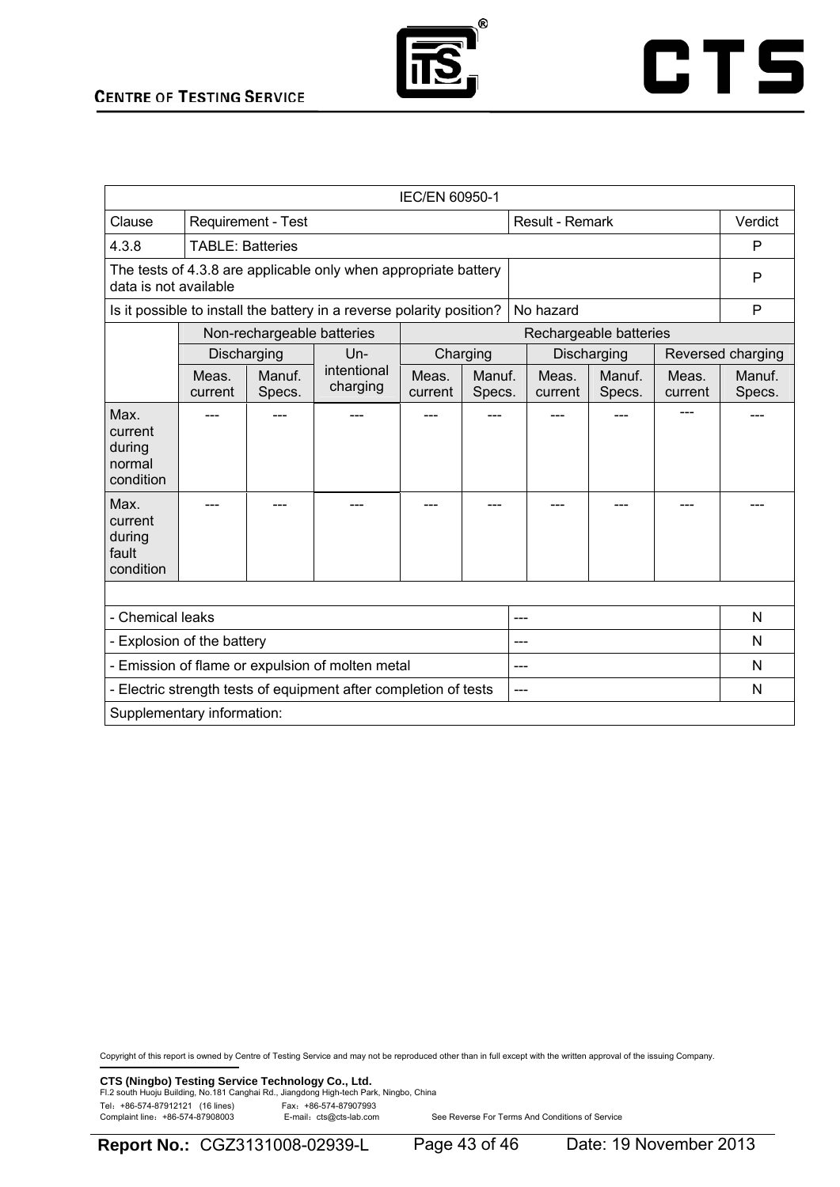| IEC/EN 60950-1 | | | | | | | | | |
|---|---|---|---|---|---|---|---|---|---|
| Clause | Requirement - Test | | | | | Result - Remark | | | Verdict |
| 4.3.8 | TABLE: Batteries | | | | | | | | P |
| The tests of 4.3.8 are applicable only when appropriate battery data is not available | | | | | | | | | P |
| Is it possible to install the battery in a reverse polarity position? | | | | | | No hazard | | | P |
| | Non-rechargeable batteries | | | Rechargeable batteries | | | | | |
| | Discharging | | Un-intentional charging | Charging | | Discharging | | Reversed charging | |
| | Meas. current | Manuf. Specs. | | Meas. current | Manuf. Specs. | Meas. current | Manuf. Specs. | Meas. current | Manuf. Specs. |
| Max. current during normal condition | --- | --- | --- | --- | --- | --- | --- | --- | --- |
| Max. current during fault condition | --- | --- | --- | --- | --- | --- | --- | --- | --- |
| | | | | | | | | | |
| - Chemical leaks | | | | | | --- | | | N |
| - Explosion of the battery | | | | | | --- | | | N |
| - Emission of flame or expulsion of molten metal | | | | | | --- | | | N |
| - Electric strength tests of equipment after completion of tests | | | | | | --- | | | N |
| Supplementary information: | | | | | | | | | |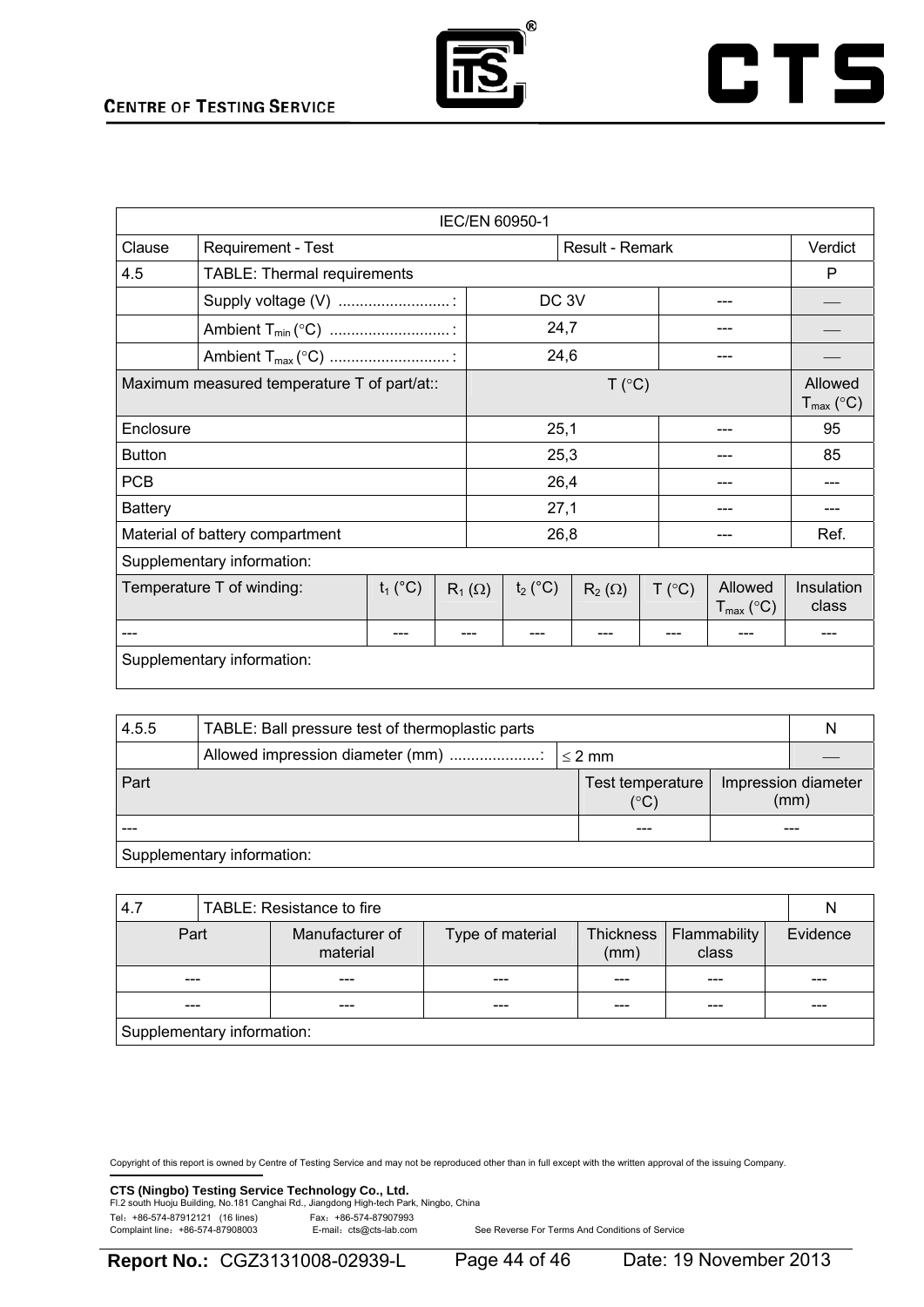| IEC/EN 60950-1 | | | | | | | | | |
|---|---|---|---|---|---|---|---|---|---|
| Clause | Requirement - Test | | | Result - Remark | | | | | Verdict |
| 4.5 | TABLE: Thermal requirements | | | | | | | | P |
| | Supply voltage (V) ..........................: | | | DC 3V | | | --- | | — |
| | Ambient $T_{min}$ (°C) ...........................: | | | 24,7 | | | --- | | — |
| | Ambient $T_{max}$ (°C) ...........................: | | | 24,6 | | | --- | | — |
| Maximum measured temperature T of part/at:: | | | | T (°C) | | | | | Allowed $T_{max}$ (°C) |
| Enclosure | | | | 25,1 | | | --- | | 95 |
| Button | | | | 25,3 | | | --- | | 85 |
| PCB | | | | 26,4 | | | --- | | --- |
| Battery | | | | 27,1 | | | --- | | --- |
| Material of battery compartment | | | | 26,8 | | | --- | | Ref. |
| Supplementary information: | | | | | | | | | |
| Temperature T of winding: | | $t_1$ (°C) | $R_1$ (Ω) | $t_2$ (°C) | $R_2$ (Ω) | T (°C) | Allowed $T_{max}$ (°C) | | Insulation class |
| --- | | --- | --- | --- | --- | --- | --- | | --- |
| Supplementary information: | | | | | | | | | |

| 4.5.5 | TABLE: Ball pressure test of thermoplastic parts | | | N |
|---|---|---|---|---|
| | Allowed impression diameter (mm) .....................: | ≤ 2 mm | | — |
| Part | | Test temperature (°C) | Impression diameter (mm) | |
| --- | | --- | --- | |
| Supplementary information: | | | | |

| 4.7 | TABLE: Resistance to fire | | | | N |
|---|---|---|---|---|---|
| Part | Manufacturer of material | Type of material | Thickness (mm) | Flammability class | Evidence |
| --- | --- | --- | --- | --- | --- |
| --- | --- | --- | --- | --- | --- |
| Supplementary information: | | | | | |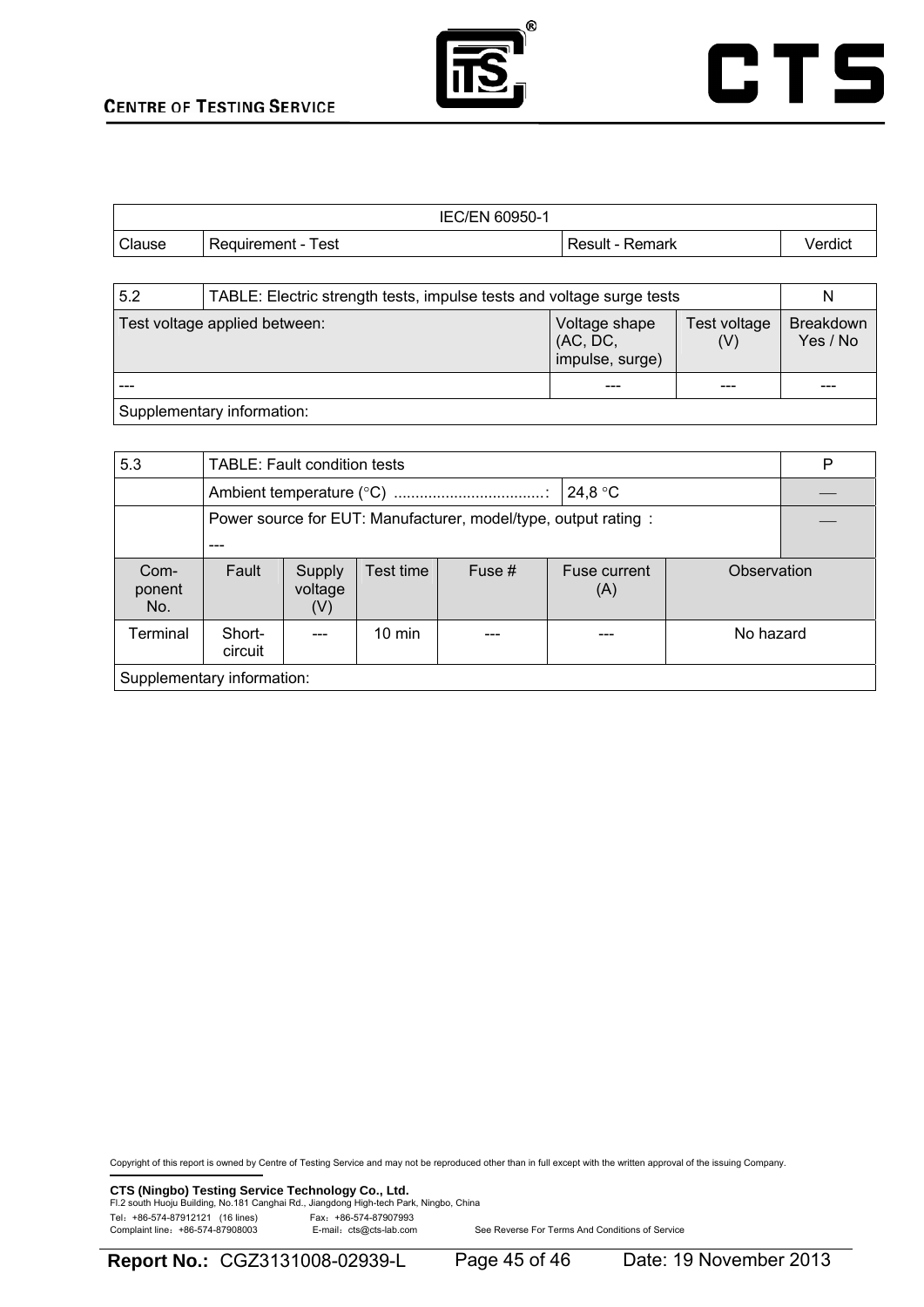| IEC/EN 60950-1 | | | |
|---|---|---|---|
| Clause | Requirement - Test | Result - Remark | Verdict |

| 5.2 | TABLE: Electric strength tests, impulse tests and voltage surge tests | | | N |
|---|---|---|---|---|
| Test voltage applied between: | | Voltage shape (AC, DC, impulse, surge) | Test voltage (V) | Breakdown Yes / No |
| --- | | --- | --- | --- |
| Supplementary information: | | | | |

| 5.3 | TABLE: Fault condition tests | | | | | | P |
|---|---|---|---|---|---|---|---|
| | Ambient temperature (°C) ...................................: | | | | 24,8 °C | | — |
| | Power source for EUT: Manufacturer, model/type, output rating : --- | | | | | | — |
| Component No. | Fault | Supply voltage (V) | Test time | Fuse # | Fuse current (A) | Observation | |
| Terminal | Short-circuit | --- | 10 min | --- | --- | No hazard | |
| Supplementary information: | | | | | | | |

Copyright of this report is owned by Centre of Testing Service and may not be reproduced other than in full except with the written approval of the issuing Company.

**CTS (Ningbo) Testing Service Technology Co., Ltd.**
Fl.2 south Huoju Building, No.181 Canghai Rd., Jiangdong High-tech Park, Ningbo, China
Tel：+86-574-87912121 (16 lines) Fax：+86-574-87907993
Complaint line：+86-574-87908003 E-mail：cts@cts-lab.com See Reverse For Terms And Conditions of Service

**Report No.:** CGZ3131008-02939-L Date: 19 November 2013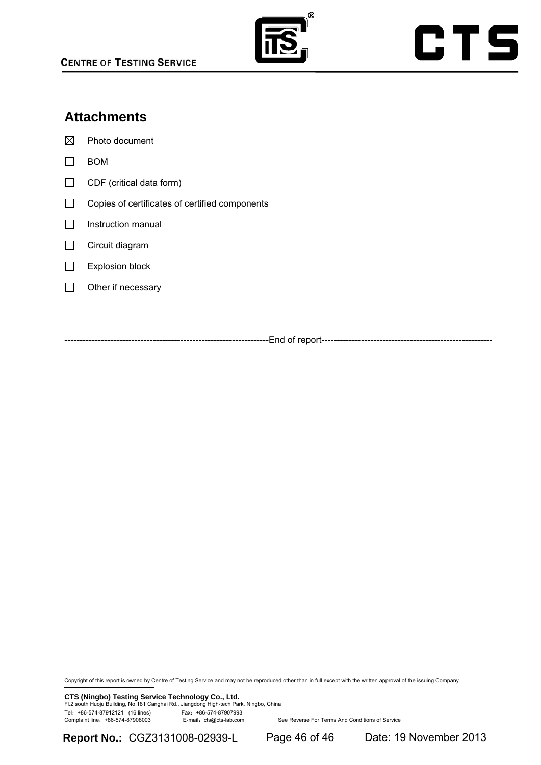## Attachments

☒ Photo document

☐ BOM

☐ CDF (critical data form)

☐ Copies of certificates of certified components

☐ Instruction manual

☐ Circuit diagram

☐ Explosion block

☐ Other if necessary

-------------------------------------------------------------------End of report--------------------------------------------------------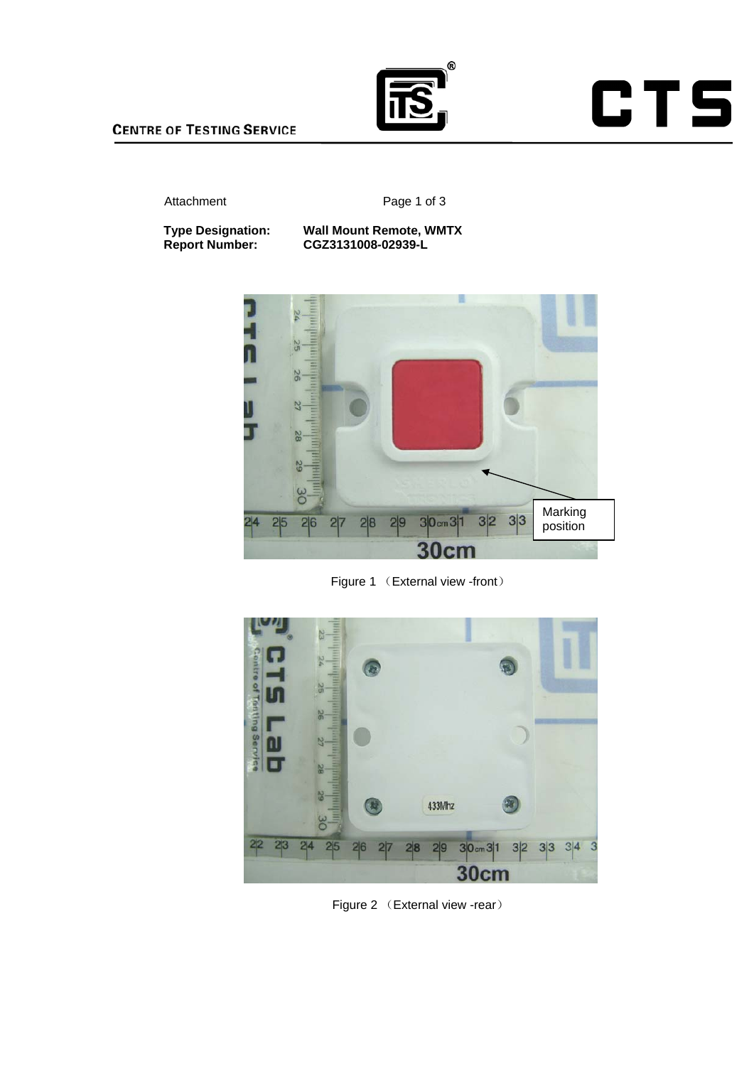Attachment

**Type Designation:** **Wall Mount Remote, WMTX**
**Report Number:** **CGZ3131008-02939-L**

Marking position

Figure 1 （External view -front）

Figure 2 （External view -rear）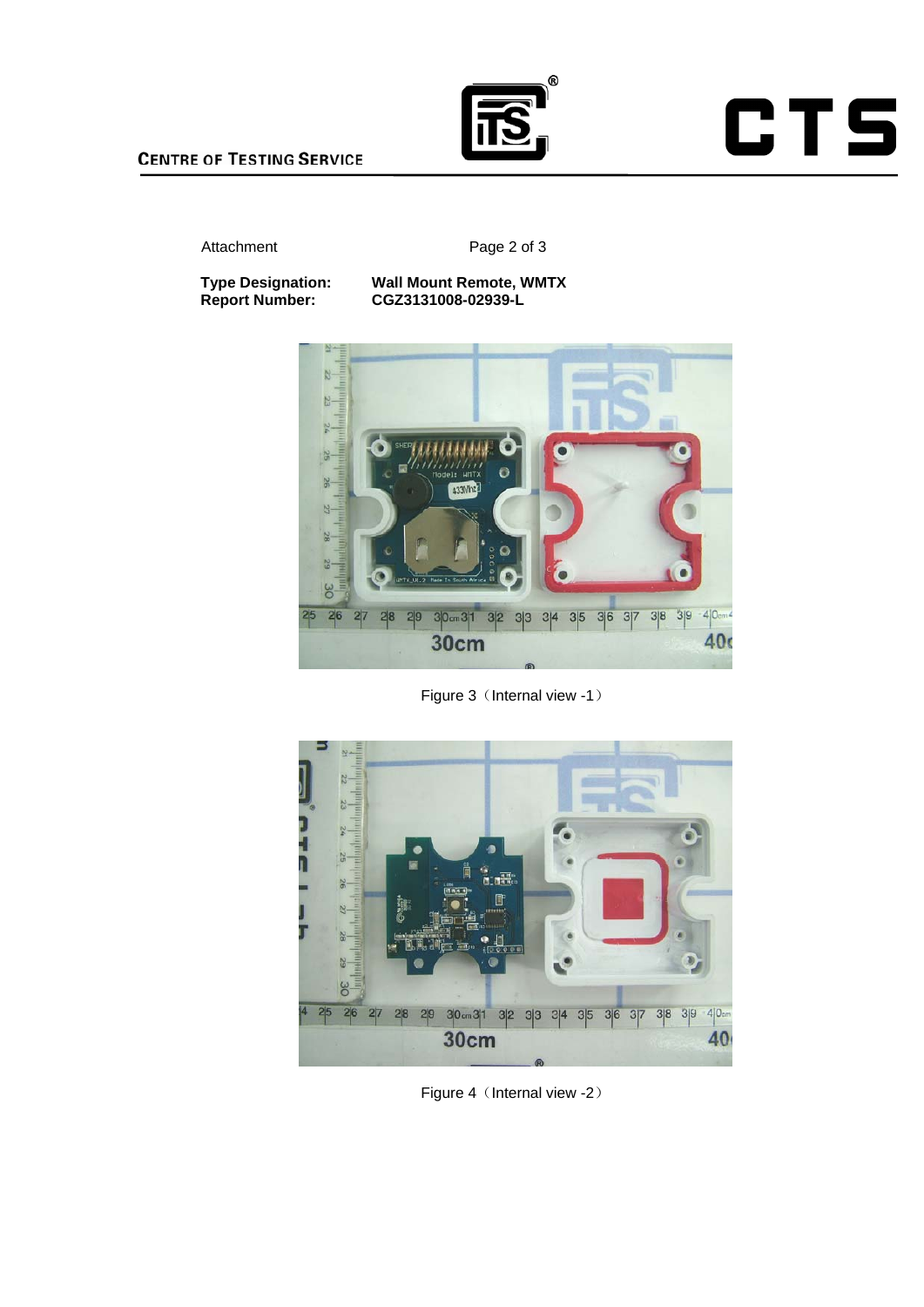Attachment

**Type Designation:** **Wall Mount Remote, WMTX**
**Report Number:** **CGZ3131008-02939-L**

Figure 3（Internal view -1）

Figure 4（Internal view -2）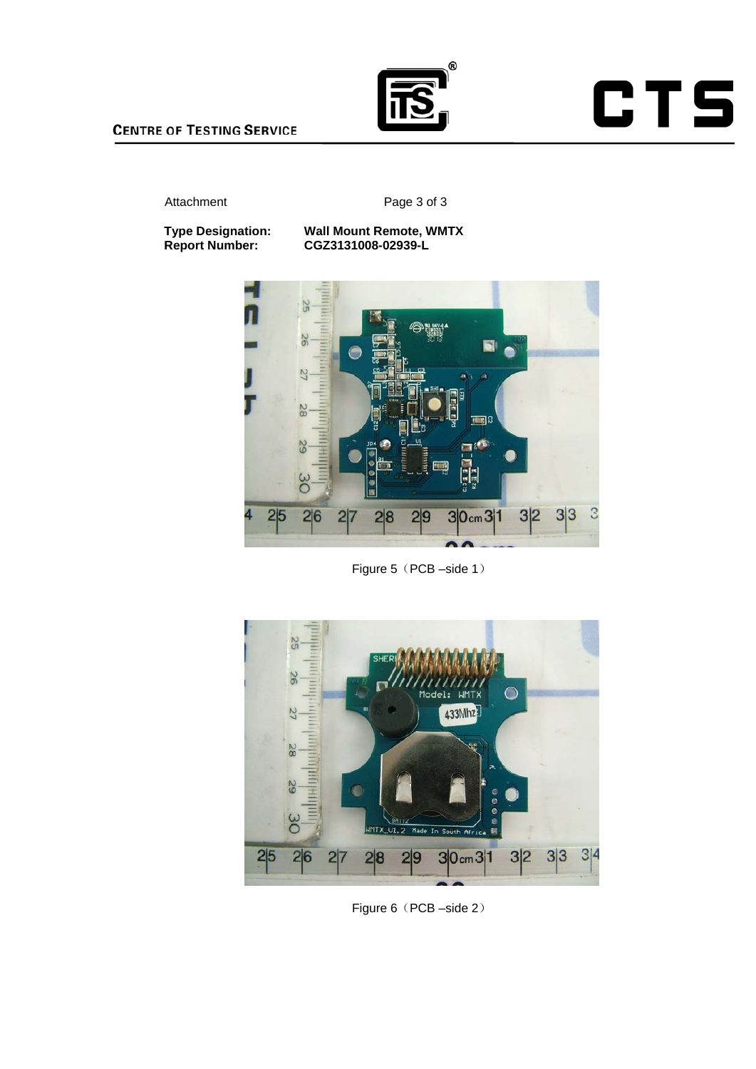Attachment

**Type Designation:** **Wall Mount Remote, WMTX**
**Report Number:** **CGZ3131008-02939-L**

Figure 5（PCB –side 1）

Figure 6（PCB –side 2）